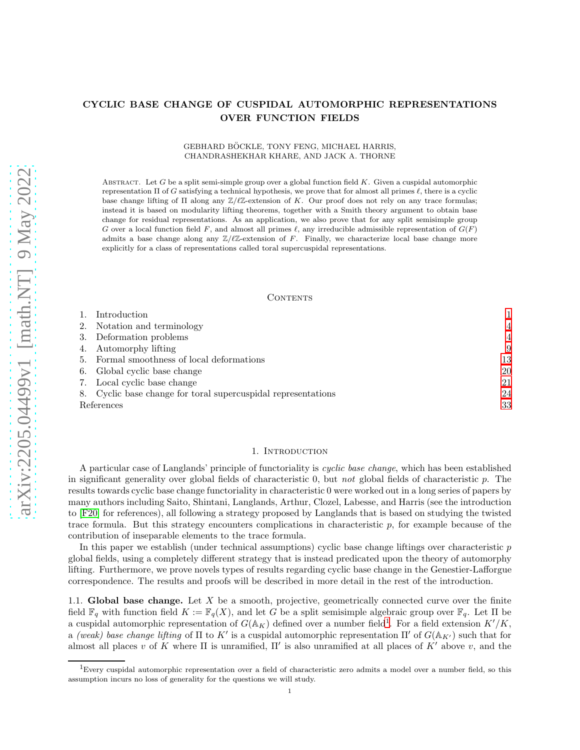# CYCLIC BASE CHANGE OF CUSPIDAL AUTOMORPHIC REPRESENTATIONS OVER FUNCTION FIELDS

GEBHARD BÖCKLE, TONY FENG, MICHAEL HARRIS, CHANDRASHEKHAR KHARE, AND JACK A. THORNE

Abstract. Let $G$ be a split semi-simple group over a global function field $K$. Given a cuspidal automorphic representation $\Pi$ of $G$ satisfying a technical hypothesis, we prove that for almost all primes $\ell$, there is a cyclic base change lifting of $\Pi$ along any $\mathbb{Z}/\ell\mathbb{Z}$-extension of $K$. Our proof does not rely on any trace formulas; instead it is based on modularity lifting theorems, together with a Smith theory argument to obtain base change for residual representations. As an application, we also prove that for any split semisimple group $G$ over a local function field $F$, and almost all primes $\ell$, any irreducible admissible representation of $G(F)$ admits a base change along any $\mathbb{Z}/\ell\mathbb{Z}$-extension of $F$. Finally, we characterize local base change more explicitly for a class of representations called toral supercuspidal representations.

## Contents

1. Introduction — 1
2. Notation and terminology — 4
3. Deformation problems — 4
4. Automorphy lifting — 9
5. Formal smoothness of local deformations — 13
6. Global cyclic base change — 20
7. Local cyclic base change — 21
8. Cyclic base change for toral supercuspidal representations — 24

References — 33

## 1. Introduction

A particular case of Langlands' principle of functoriality is *cyclic base change*, which has been established in significant generality over global fields of characteristic 0, but *not* global fields of characteristic $p$. The results towards cyclic base change functoriality in characteristic 0 were worked out in a long series of papers by many authors including Saito, Shintani, Langlands, Arthur, Clozel, Labesse, and Harris (see the introduction to [F20] for references), all following a strategy proposed by Langlands that is based on studying the twisted trace formula. But this strategy encounters complications in characteristic $p$, for example because of the contribution of inseparable elements to the trace formula.

In this paper we establish (under technical assumptions) cyclic base change liftings over characteristic $p$ global fields, using a completely different strategy that is instead predicated upon the theory of automorphy lifting. Furthermore, we prove novels types of results regarding cyclic base change in the Genestier-Lafforgue correspondence. The results and proofs will be described in more detail in the rest of the introduction.

### 1.1. Global base change.

Let $X$ be a smooth, projective, geometrically connected curve over the finite field $\mathbb{F}_q$ with function field $K := \mathbb{F}_q(X)$, and let $G$ be a split semisimple algebraic group over $\mathbb{F}_q$. Let $\Pi$ be a cuspidal automorphic representation of $G(\mathbb{A}_K)$ defined over a number field[1]. For a field extension $K'/K$, a *(weak) base change lifting* of $\Pi$ to $K'$ is a cuspidal automorphic representation $\Pi'$ of $G(\mathbb{A}_{K'})$ such that for almost all places $v$ of $K$ where $\Pi$ is unramified, $\Pi'$ is also unramified at all places of $K'$ above $v$, and the

[1] Every cuspidal automorphic representation over a field of characteristic zero admits a model over a number field, so this assumption incurs no loss of generality for the questions we will study.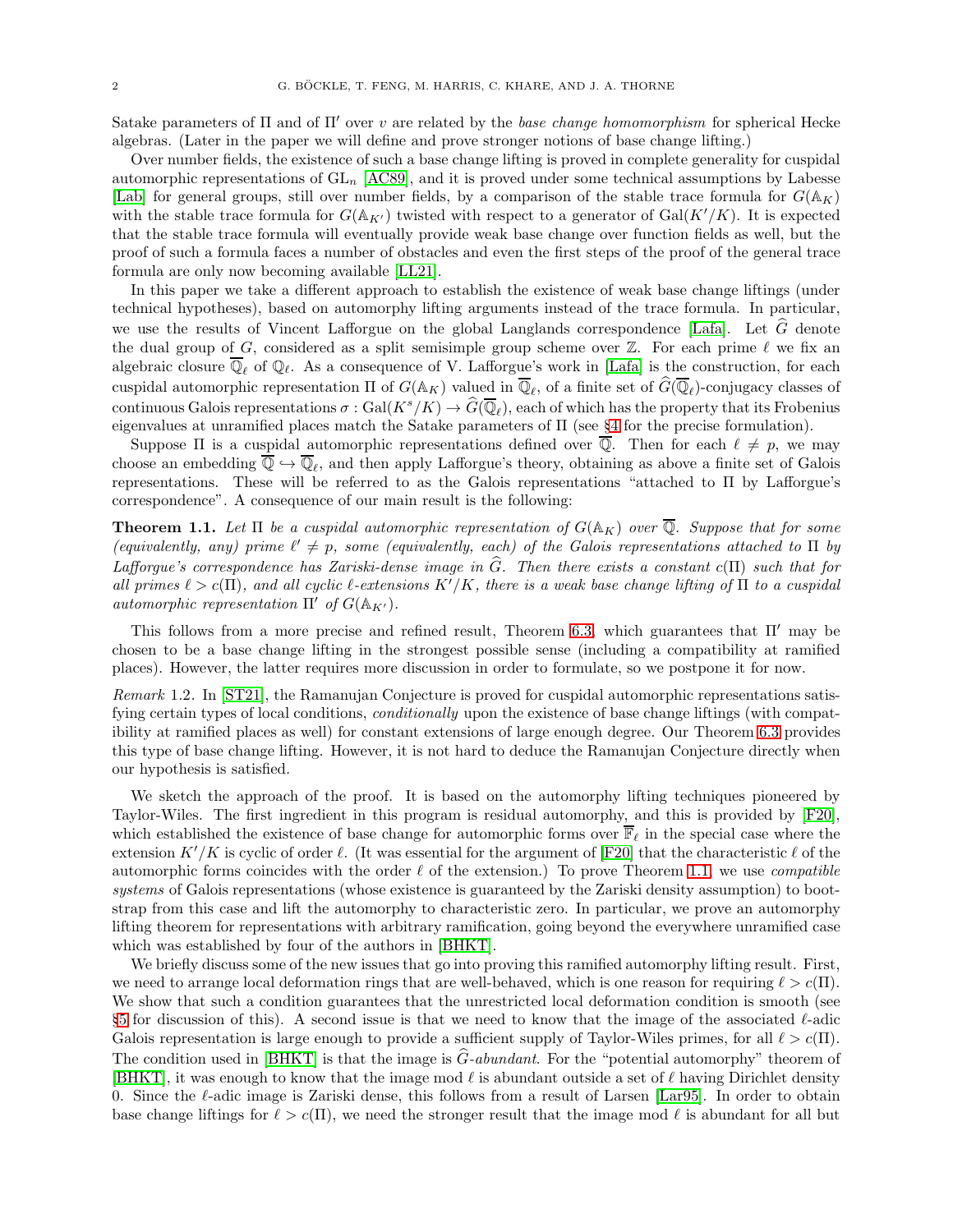Satake parameters of $\Pi$ and of $\Pi'$ over $v$ are related by the *base change homomorphism* for spherical Hecke algebras. (Later in the paper we will define and prove stronger notions of base change lifting.)

Over number fields, the existence of such a base change lifting is proved in complete generality for cuspidal automorphic representations of $\mathrm{GL}_n$ [AC89], and it is proved under some technical assumptions by Labesse [Lab] for general groups, still over number fields, by a comparison of the stable trace formula for $G(\mathbb{A}_K)$ with the stable trace formula for $G(\mathbb{A}_{K'})$ twisted with respect to a generator of $\mathrm{Gal}(K'/K)$. It is expected that the stable trace formula will eventually provide weak base change over function fields as well, but the proof of such a formula faces a number of obstacles and even the first steps of the proof of the general trace formula are only now becoming available [LL21].

In this paper we take a different approach to establish the existence of weak base change liftings (under technical hypotheses), based on automorphy lifting arguments instead of the trace formula. In particular, we use the results of Vincent Lafforgue on the global Langlands correspondence [Lafa]. Let $\widehat{G}$ denote the dual group of $G$, considered as a split semisimple group scheme over $\mathbb{Z}$. For each prime $\ell$ we fix an algebraic closure $\overline{\mathbb{Q}}_\ell$ of $\mathbb{Q}_\ell$. As a consequence of V. Lafforgue's work in [Lafa] is the construction, for each cuspidal automorphic representation $\Pi$ of $G(\mathbb{A}_K)$ valued in $\overline{\mathbb{Q}}_\ell$, of a finite set of $\widehat{G}(\overline{\mathbb{Q}}_\ell)$-conjugacy classes of continuous Galois representations $\sigma : \mathrm{Gal}(K^s/K) \to \widehat{G}(\overline{\mathbb{Q}}_\ell)$, each of which has the property that its Frobenius eigenvalues at unramified places match the Satake parameters of $\Pi$ (see §4 for the precise formulation).

Suppose $\Pi$ is a cuspidal automorphic representations defined over $\overline{\mathbb{Q}}$. Then for each $\ell \neq p$, we may choose an embedding $\overline{\mathbb{Q}} \hookrightarrow \overline{\mathbb{Q}}_\ell$, and then apply Lafforgue's theory, obtaining as above a finite set of Galois representations. These will be referred to as the Galois representations "attached to $\Pi$ by Lafforgue's correspondence". A consequence of our main result is the following:

**Theorem 1.1.** *Let $\Pi$ be a cuspidal automorphic representation of $G(\mathbb{A}_K)$ over $\overline{\mathbb{Q}}$. Suppose that for some (equivalently, any) prime $\ell' \neq p$, some (equivalently, each) of the Galois representations attached to $\Pi$ by Lafforgue's correspondence has Zariski-dense image in $\widehat{G}$. Then there exists a constant $c(\Pi)$ such that for all primes $\ell > c(\Pi)$, and all cyclic $\ell$-extensions $K'/K$, there is a weak base change lifting of $\Pi$ to a cuspidal automorphic representation $\Pi'$ of $G(\mathbb{A}_{K'})$.*

This follows from a more precise and refined result, Theorem 6.3, which guarantees that $\Pi'$ may be chosen to be a base change lifting in the strongest possible sense (including a compatibility at ramified places). However, the latter requires more discussion in order to formulate, so we postpone it for now.

*Remark* 1.2. In [ST21], the Ramanujan Conjecture is proved for cuspidal automorphic representations satisfying certain types of local conditions, *conditionally* upon the existence of base change liftings (with compatibility at ramified places as well) for constant extensions of large enough degree. Our Theorem 6.3 provides this type of base change lifting. However, it is not hard to deduce the Ramanujan Conjecture directly when our hypothesis is satisfied.

We sketch the approach of the proof. It is based on the automorphy lifting techniques pioneered by Taylor-Wiles. The first ingredient in this program is residual automorphy, and this is provided by [F20], which established the existence of base change for automorphic forms over $\overline{\mathbb{F}}_\ell$ in the special case where the extension $K'/K$ is cyclic of order $\ell$. (It was essential for the argument of [F20] that the characteristic $\ell$ of the automorphic forms coincides with the order $\ell$ of the extension.) To prove Theorem 1.1, we use *compatible systems* of Galois representations (whose existence is guaranteed by the Zariski density assumption) to bootstrap from this case and lift the automorphy to characteristic zero. In particular, we prove an automorphy lifting theorem for representations with arbitrary ramification, going beyond the everywhere unramified case which was established by four of the authors in [BHKT].

We briefly discuss some of the new issues that go into proving this ramified automorphy lifting result. First, we need to arrange local deformation rings that are well-behaved, which is one reason for requiring $\ell > c(\Pi)$. We show that such a condition guarantees that the unrestricted local deformation condition is smooth (see §5 for discussion of this). A second issue is that we need to know that the image of the associated $\ell$-adic Galois representation is large enough to provide a sufficient supply of Taylor-Wiles primes, for all $\ell > c(\Pi)$. The condition used in [BHKT] is that the image is $\widehat{G}$*-abundant*. For the "potential automorphy" theorem of [BHKT], it was enough to know that the image mod $\ell$ is abundant outside a set of $\ell$ having Dirichlet density 0. Since the $\ell$-adic image is Zariski dense, this follows from a result of Larsen [Lar95]. In order to obtain base change liftings for $\ell > c(\Pi)$, we need the stronger result that the image mod $\ell$ is abundant for all but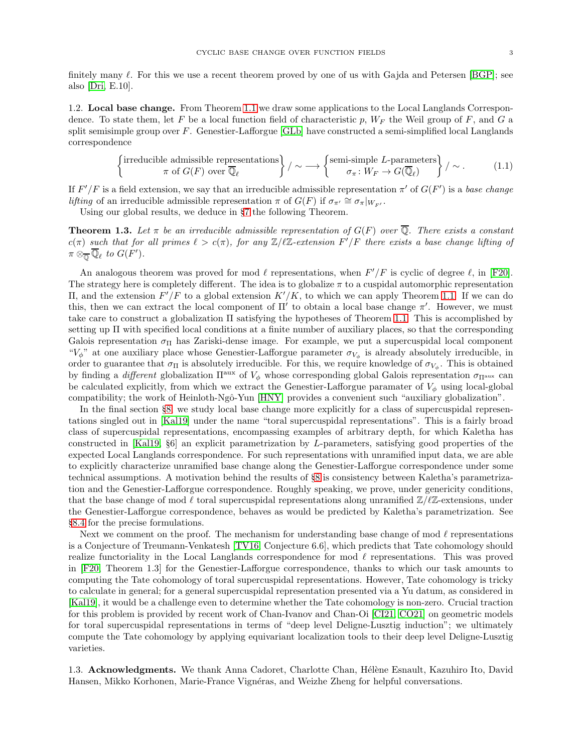finitely many $\ell$. For this we use a recent theorem proved by one of us with Gajda and Petersen [BGP]; see also [Dri, E.10].

## 1.2. Local base change.

From Theorem 1.1 we draw some applications to the Local Langlands Correspondence. To state them, let $F$ be a local function field of characteristic $p$, $W_F$ the Weil group of $F$, and $G$ a split semisimple group over $F$. Genestier-Lafforgue [GLb] have constructed a semi-simplified local Langlands correspondence

$$\left\{ \begin{matrix} \text{irreducible admissible representations} \\ \pi \text{ of } G(F) \text{ over } \overline{\mathbb{Q}}_\ell \end{matrix} \right\} / \sim \longrightarrow \left\{ \begin{matrix} \text{semi-simple } L\text{-parameters} \\ \sigma_\pi \colon W_F \to \widehat{G}(\overline{\mathbb{Q}}_\ell) \end{matrix} \right\} / \sim . \tag{1.1}$$

If $F'/F$ is a field extension, we say that an irreducible admissible representation $\pi'$ of $G(F')$ is a *base change lifting* of an irreducible admissible representation $\pi$ of $G(F)$ if $\sigma_{\pi'} \cong \sigma_\pi|_{W_{F'}}$.

Using our global results, we deduce in §7 the following Theorem.

**Theorem 1.3.** *Let $\pi$ be an irreducible admissible representation of $G(F)$ over $\overline{\mathbb{Q}}$. There exists a constant $c(\pi)$ such that for all primes $\ell > c(\pi)$, for any $\mathbb{Z}/\ell\mathbb{Z}$-extension $F'/F$ there exists a base change lifting of $\pi \otimes_{\overline{\mathbb{Q}}} \overline{\mathbb{Q}}_\ell$ to $G(F')$.*

An analogous theorem was proved for mod $\ell$ representations, when $F'/F$ is cyclic of degree $\ell$, in [F20]. The strategy here is completely different. The idea is to globalize $\pi$ to a cuspidal automorphic representation $\Pi$, and the extension $F'/F$ to a global extension $K'/K$, to which we can apply Theorem 1.1. If we can do this, then we can extract the local component of $\Pi'$ to obtain a local base change $\pi'$. However, we must take care to construct a globalization $\Pi$ satisfying the hypotheses of Theorem 1.1. This is accomplished by setting up $\Pi$ with specified local conditions at a finite number of auxiliary places, so that the corresponding Galois representation $\sigma_\Pi$ has Zariski-dense image. For example, we put a supercuspidal local component "$V_\phi$" at one auxiliary place whose Genestier-Lafforgue parameter $\sigma_{V_\phi}$ is already absolutely irreducible, in order to guarantee that $\sigma_\Pi$ is absolutely irreducible. For this, we require knowledge of $\sigma_{V_\phi}$. This is obtained by finding a *different* globalization $\Pi^{\text{aux}}$ of $V_\phi$ whose corresponding global Galois representation $\sigma_{\Pi^{\text{aux}}}$ can be calculated explicitly, from which we extract the Genestier-Lafforgue paramater of $V_\phi$ using local-global compatibility; the work of Heinloth-Ngô-Yun [HNY] provides a convenient such "auxiliary globalization".

In the final section §8, we study local base change more explicitly for a class of supercuspidal representations singled out in [Kal19] under the name "toral supercuspidal representations". This is a fairly broad class of supercuspidal representations, encompassing examples of arbitrary depth, for which Kaletha has constructed in [Kal19, §6] an explicit parametrization by $L$-parameters, satisfying good properties of the expected Local Langlands correspondence. For such representations with unramified input data, we are able to explicitly characterize unramified base change along the Genestier-Lafforgue correspondence under some technical assumptions. A motivation behind the results of §8 is consistency between Kaletha's parametrization and the Genestier-Lafforgue correspondence. Roughly speaking, we prove, under genericity conditions, that the base change of mod $\ell$ toral supercuspidal representations along unramified $\mathbb{Z}/\ell\mathbb{Z}$-extensions, under the Genestier-Lafforgue correspondence, behaves as would be predicted by Kaletha's parametrization. See §8.4 for the precise formulations.

Next we comment on the proof. The mechanism for understanding base change of mod $\ell$ representations is a Conjecture of Treumann-Venkatesh [TV16, Conjecture 6.6], which predicts that Tate cohomology should realize functoriality in the Local Langlands correspondence for mod $\ell$ representations. This was proved in [F20, Theorem 1.3] for the Genestier-Lafforgue correspondence, thanks to which our task amounts to computing the Tate cohomology of toral supercuspidal representations. However, Tate cohomology is tricky to calculate in general; for a general supercuspidal representation presented via a Yu datum, as considered in [Kal19], it would be a challenge even to determine whether the Tate cohomology is non-zero. Crucial traction for this problem is provided by recent work of Chan-Ivanov and Chan-Oi [CI21, CO21] on geometric models for toral supercuspidal representations in terms of "deep level Deligne-Lusztig induction"; we ultimately compute the Tate cohomology by applying equivariant localization tools to their deep level Deligne-Lusztig varieties.

## 1.3. Acknowledgments.

We thank Anna Cadoret, Charlotte Chan, Hélène Esnault, Kazuhiro Ito, David Hansen, Mikko Korhonen, Marie-France Vignéras, and Weizhe Zheng for helpful conversations.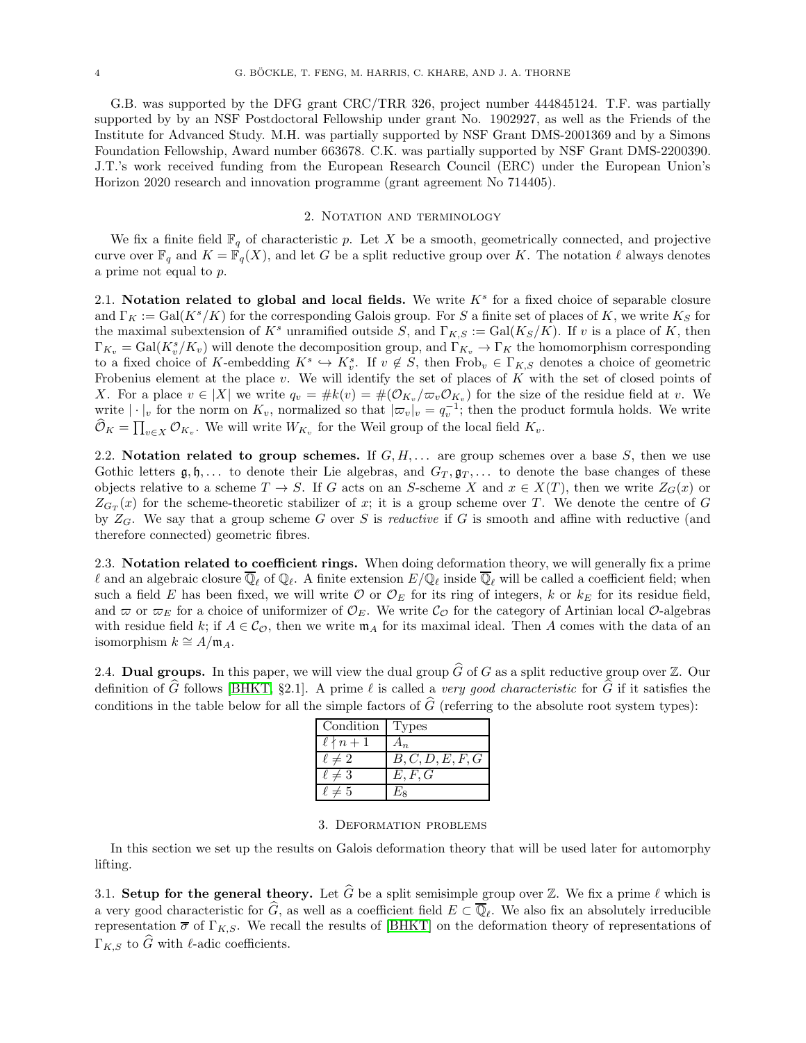G.B. was supported by the DFG grant CRC/TRR 326, project number 444845124. T.F. was partially supported by by an NSF Postdoctoral Fellowship under grant No. 1902927, as well as the Friends of the Institute for Advanced Study. M.H. was partially supported by NSF Grant DMS-2001369 and by a Simons Foundation Fellowship, Award number 663678. C.K. was partially supported by NSF Grant DMS-2200390. J.T.'s work received funding from the European Research Council (ERC) under the European Union's Horizon 2020 research and innovation programme (grant agreement No 714405).

## 2. Notation and terminology

We fix a finite field $\mathbb{F}_q$ of characteristic $p$. Let $X$ be a smooth, geometrically connected, and projective curve over $\mathbb{F}_q$ and $K = \mathbb{F}_q(X)$, and let $G$ be a split reductive group over $K$. The notation $\ell$ always denotes a prime not equal to $p$.

2.1. **Notation related to global and local fields.** We write $K^s$ for a fixed choice of separable closure and $\Gamma_K := \mathrm{Gal}(K^s/K)$ for the corresponding Galois group. For $S$ a finite set of places of $K$, we write $K_S$ for the maximal subextension of $K^s$ unramified outside $S$, and $\Gamma_{K,S} := \mathrm{Gal}(K_S/K)$. If $v$ is a place of $K$, then $\Gamma_{K_v} = \mathrm{Gal}(K_v^s/K_v)$ will denote the decomposition group, and $\Gamma_{K_v} \to \Gamma_K$ the homomorphism corresponding to a fixed choice of $K$-embedding $K^s \hookrightarrow K_v^s$. If $v \notin S$, then $\mathrm{Frob}_v \in \Gamma_{K,S}$ denotes a choice of geometric Frobenius element at the place $v$. We will identify the set of places of $K$ with the set of closed points of $X$. For a place $v \in |X|$ we write $q_v = \#k(v) = \#(\mathcal{O}_{K_v}/\varpi_v\mathcal{O}_{K_v})$ for the size of the residue field at $v$. We write $|\cdot|_v$ for the norm on $K_v$, normalized so that $|\varpi_v|_v = q_v^{-1}$; then the product formula holds. We write $\widehat{\mathcal{O}}_K = \prod_{v\in X} \mathcal{O}_{K_v}$. We will write $W_{K_v}$ for the Weil group of the local field $K_v$.

2.2. **Notation related to group schemes.** If $G, H, \dots$ are group schemes over a base $S$, then we use Gothic letters $\mathfrak{g}, \mathfrak{h}, \dots$ to denote their Lie algebras, and $G_T, \mathfrak{g}_T, \dots$ to denote the base changes of these objects relative to a scheme $T \to S$. If $G$ acts on an $S$-scheme $X$ and $x \in X(T)$, then we write $Z_G(x)$ or $Z_{G_T}(x)$ for the scheme-theoretic stabilizer of $x$; it is a group scheme over $T$. We denote the centre of $G$ by $Z_G$. We say that a group scheme $G$ over $S$ is *reductive* if $G$ is smooth and affine with reductive (and therefore connected) geometric fibres.

2.3. **Notation related to coefficient rings.** When doing deformation theory, we will generally fix a prime $\ell$ and an algebraic closure $\overline{\mathbb{Q}}_\ell$ of $\mathbb{Q}_\ell$. A finite extension $E/\mathbb{Q}_\ell$ inside $\overline{\mathbb{Q}}_\ell$ will be called a coefficient field; when such a field $E$ has been fixed, we will write $\mathcal{O}$ or $\mathcal{O}_E$ for its ring of integers, $k$ or $k_E$ for its residue field, and $\varpi$ or $\varpi_E$ for a choice of uniformizer of $\mathcal{O}_E$. We write $\mathcal{C}_\mathcal{O}$ for the category of Artinian local $\mathcal{O}$-algebras with residue field $k$; if $A \in \mathcal{C}_\mathcal{O}$, then we write $\mathfrak{m}_A$ for its maximal ideal. Then $A$ comes with the data of an isomorphism $k \cong A/\mathfrak{m}_A$.

2.4. **Dual groups.** In this paper, we will view the dual group $\widehat{G}$ of $G$ as a split reductive group over $\mathbb{Z}$. Our definition of $\widehat{G}$ follows [BHKT, §2.1]. A prime $\ell$ is called a *very good characteristic* for $\widehat{G}$ if it satisfies the conditions in the table below for all the simple factors of $\widehat{G}$ (referring to the absolute root system types):

| Condition | Types |
|---|---|
| $\ell \nmid n+1$ | $A_n$ |
| $\ell \neq 2$ | $B, C, D, E, F, G$ |
| $\ell \neq 3$ | $E, F, G$ |
| $\ell \neq 5$ | $E_8$ |

## 3. Deformation problems

In this section we set up the results on Galois deformation theory that will be used later for automorphy lifting.

3.1. **Setup for the general theory.** Let $\widehat{G}$ be a split semisimple group over $\mathbb{Z}$. We fix a prime $\ell$ which is a very good characteristic for $\widehat{G}$, as well as a coefficient field $E \subset \overline{\mathbb{Q}}_\ell$. We also fix an absolutely irreducible representation $\overline{\sigma}$ of $\Gamma_{K,S}$. We recall the results of [BHKT] on the deformation theory of representations of $\Gamma_{K,S}$ to $\widehat{G}$ with $\ell$-adic coefficients.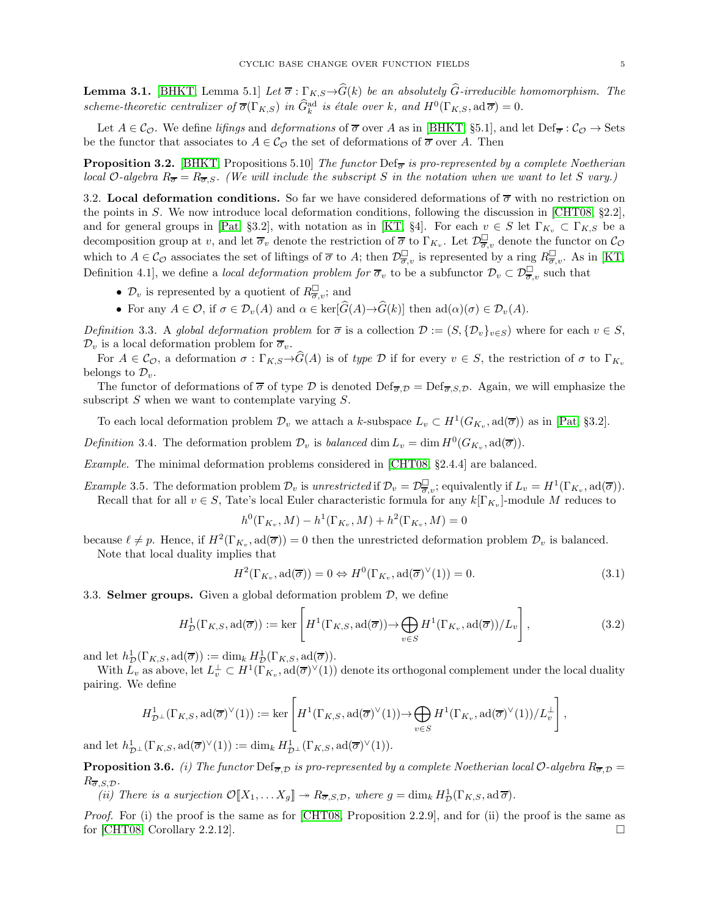**Lemma 3.1.** [BHKT, Lemma 5.1] *Let $\overline{\sigma} : \Gamma_{K,S} \to \widehat{G}(k)$ be an absolutely $\widehat{G}$-irreducible homomorphism. The scheme-theoretic centralizer of $\overline{\sigma}(\Gamma_{K,S})$ in $\widehat{G}^{\mathrm{ad}}_k$ is étale over $k$, and $H^0(\Gamma_{K,S}, \mathrm{ad}\,\overline{\sigma}) = 0$.*

Let $A \in \mathcal{C}_{\mathcal{O}}$. We define *lifings* and *deformations* of $\overline{\sigma}$ over $A$ as in [BHKT, §5.1], and let $\mathrm{Def}_{\overline{\sigma}} : \mathcal{C}_{\mathcal{O}} \to \mathrm{Sets}$ be the functor that associates to $A \in \mathcal{C}_{\mathcal{O}}$ the set of deformations of $\overline{\sigma}$ over $A$. Then

**Proposition 3.2.** [BHKT, Propositions 5.10] *The functor $\mathrm{Def}_{\overline{\sigma}}$ is pro-represented by a complete Noetherian local $\mathcal{O}$-algebra $R_{\overline{\sigma}} = R_{\overline{\sigma},S}$. (We will include the subscript $S$ in the notation when we want to let $S$ vary.)*

3.2. **Local deformation conditions.** So far we have considered deformations of $\overline{\sigma}$ with no restriction on the points in $S$. We now introduce local deformation conditions, following the discussion in [CHT08, §2.2], and for general groups in [Pat, §3.2], with notation as in [KT, §4]. For each $v \in S$ let $\Gamma_{K_v} \subset \Gamma_{K,S}$ be a decomposition group at $v$, and let $\overline{\sigma}_v$ denote the restriction of $\overline{\sigma}$ to $\Gamma_{K_v}$. Let $\mathcal{D}^{\square}_{\overline{\sigma},v}$ denote the functor on $\mathcal{C}_{\mathcal{O}}$ which to $A \in \mathcal{C}_{\mathcal{O}}$ associates the set of liftings of $\overline{\sigma}$ to $A$; then $\mathcal{D}^{\square}_{\overline{\sigma},v}$ is represented by a ring $R^{\square}_{\overline{\sigma},v}$. As in [KT, Definition 4.1], we define a *local deformation problem for* $\overline{\sigma}_v$ to be a subfunctor $\mathcal{D}_v \subset \mathcal{D}^{\square}_{\overline{\sigma},v}$ such that

- $\mathcal{D}_v$ is represented by a quotient of $R^{\square}_{\overline{\sigma},v}$; and
- For any $A \in \mathcal{O}$, if $\sigma \in \mathcal{D}_v(A)$ and $\alpha \in \ker[\widehat{G}(A) \to \widehat{G}(k)]$ then $\mathrm{ad}(\alpha)(\sigma) \in \mathcal{D}_v(A)$.

*Definition* 3.3. A *global deformation problem* for $\overline{\sigma}$ is a collection $\mathcal{D} := (S, \{\mathcal{D}_v\}_{v \in S})$ where for each $v \in S$, $\mathcal{D}_v$ is a local deformation problem for $\overline{\sigma}_v$.

For $A \in \mathcal{C}_{\mathcal{O}}$, a deformation $\sigma : \Gamma_{K,S} \to \widehat{G}(A)$ is of *type* $\mathcal{D}$ if for every $v \in S$, the restriction of $\sigma$ to $\Gamma_{K_v}$ belongs to $\mathcal{D}_v$.

The functor of deformations of $\overline{\sigma}$ of type $\mathcal{D}$ is denoted $\mathrm{Def}_{\overline{\sigma},\mathcal{D}} = \mathrm{Def}_{\overline{\sigma},S,\mathcal{D}}$. Again, we will emphasize the subscript $S$ when we want to contemplate varying $S$.

To each local deformation problem $\mathcal{D}_v$ we attach a $k$-subspace $L_v \subset H^1(G_{K_v}, \mathrm{ad}(\overline{\sigma}))$ as in [Pat, §3.2].

*Definition* 3.4. The deformation problem $\mathcal{D}_v$ is *balanced* $\dim L_v = \dim H^0(G_{K_v}, \mathrm{ad}(\overline{\sigma}))$.

*Example.* The minimal deformation problems considered in [CHT08, §2.4.4] are balanced.

*Example* 3.5. The deformation problem $\mathcal{D}_v$ is *unrestricted* if $\mathcal{D}_v = \mathcal{D}^{\square}_{\overline{\sigma},v}$; equivalently if $L_v = H^1(\Gamma_{K_v}, \mathrm{ad}(\overline{\sigma}))$.

Recall that for all $v \in S$, Tate's local Euler characteristic formula for any $k[\Gamma_{K_v}]$-module $M$ reduces to

$$h^0(\Gamma_{K_v}, M) - h^1(\Gamma_{K_v}, M) + h^2(\Gamma_{K_v}, M) = 0$$

because $\ell \neq p$. Hence, if $H^2(\Gamma_{K_v}, \mathrm{ad}(\overline{\sigma})) = 0$ then the unrestricted deformation problem $\mathcal{D}_v$ is balanced.

Note that local duality implies that

$$H^2(\Gamma_{K_v}, \mathrm{ad}(\overline{\sigma})) = 0 \Leftrightarrow H^0(\Gamma_{K_v}, \mathrm{ad}(\overline{\sigma})^\vee(1)) = 0. \tag{3.1}$$

3.3. **Selmer groups.** Given a global deformation problem $\mathcal{D}$, we define

$$H^1_{\mathcal{D}}(\Gamma_{K,S}, \mathrm{ad}(\overline{\sigma})) := \ker\left[H^1(\Gamma_{K,S}, \mathrm{ad}(\overline{\sigma})) \to \bigoplus_{v \in S} H^1(\Gamma_{K_v}, \mathrm{ad}(\overline{\sigma}))/L_v\right], \tag{3.2}$$

and let $h^1_{\mathcal{D}}(\Gamma_{K,S}, \mathrm{ad}(\overline{\sigma})) := \dim_k H^1_{\mathcal{D}}(\Gamma_{K,S}, \mathrm{ad}(\overline{\sigma}))$.

With $L_v$ as above, let $L_v^\perp \subset H^1(\Gamma_{K_v}, \mathrm{ad}(\overline{\sigma})^\vee(1))$ denote its orthogonal complement under the local duality pairing. We define

$$H^1_{\mathcal{D}^\perp}(\Gamma_{K,S}, \mathrm{ad}(\overline{\sigma})^\vee(1)) := \ker\left[H^1(\Gamma_{K,S}, \mathrm{ad}(\overline{\sigma})^\vee(1)) \to \bigoplus_{v \in S} H^1(\Gamma_{K_v}, \mathrm{ad}(\overline{\sigma})^\vee(1))/L_v^\perp\right],$$

and let $h^1_{\mathcal{D}^\perp}(\Gamma_{K,S}, \mathrm{ad}(\overline{\sigma})^\vee(1)) := \dim_k H^1_{\mathcal{D}^\perp}(\Gamma_{K,S}, \mathrm{ad}(\overline{\sigma})^\vee(1))$.

**Proposition 3.6.** *(i) The functor $\mathrm{Def}_{\overline{\sigma},\mathcal{D}}$ is pro-represented by a complete Noetherian local $\mathcal{O}$-algebra $R_{\overline{\sigma},\mathcal{D}} = R_{\overline{\sigma},S,\mathcal{D}}$.*

*(ii) There is a surjection $\mathcal{O}[\![X_1, \ldots X_g]\!] \twoheadrightarrow R_{\overline{\sigma},S,\mathcal{D}}$, where $g = \dim_k H^1_{\mathcal{D}}(\Gamma_{K,S}, \mathrm{ad}\,\overline{\sigma})$.*

*Proof.* For (i) the proof is the same as for [CHT08, Proposition 2.2.9], and for (ii) the proof is the same as for [CHT08, Corollary 2.2.12]. $\square$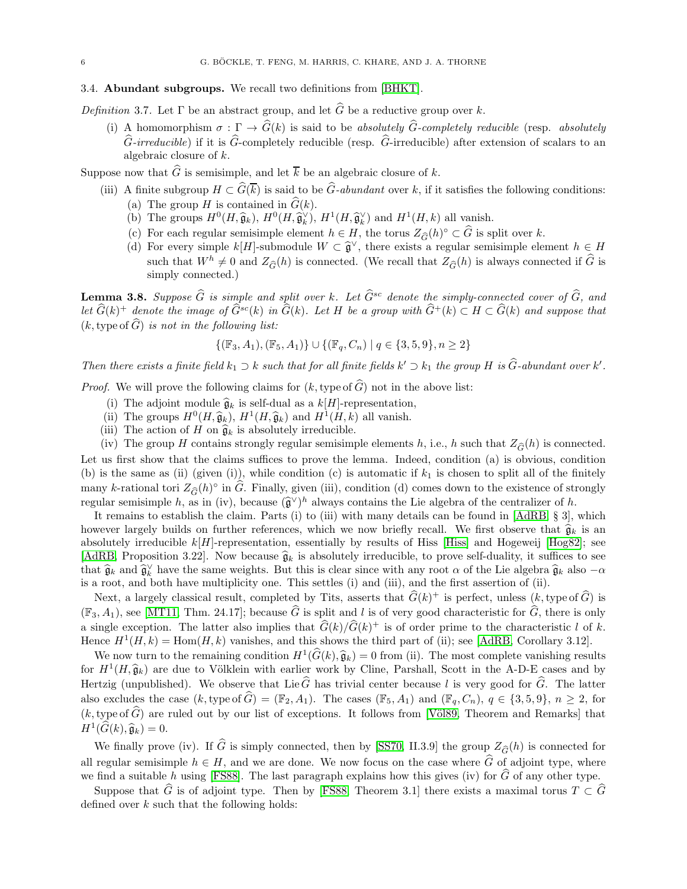### 3.4. Abundant subgroups.

We recall two definitions from [BHKT].

*Definition* 3.7. Let $\Gamma$ be an abstract group, and let $\widehat{G}$ be a reductive group over $k$.

(i) A homomorphism $\sigma : \Gamma \to \widehat{G}(k)$ is said to be *absolutely $\widehat{G}$-completely reducible* (resp. *absolutely $\widehat{G}$-irreducible*) if it is $\widehat{G}$-completely reducible (resp. $\widehat{G}$-irreducible) after extension of scalars to an algebraic closure of $k$.

Suppose now that $\widehat{G}$ is semisimple, and let $\overline{k}$ be an algebraic closure of $k$.

(iii) A finite subgroup $H \subset \widehat{G}(\overline{k})$ is said to be *$\widehat{G}$-abundant* over $k$, if it satisfies the following conditions:
   (a) The group $H$ is contained in $\widehat{G}(k)$.
   (b) The groups $H^0(H, \widehat{\mathfrak{g}}_k)$, $H^0(H, \widehat{\mathfrak{g}}_k^\vee)$, $H^1(H, \widehat{\mathfrak{g}}_k^\vee)$ and $H^1(H, k)$ all vanish.
   (c) For each regular semisimple element $h \in H$, the torus $Z_{\widehat{G}}(h)^\circ \subset \widehat{G}$ is split over $k$.
   (d) For every simple $k[H]$-submodule $W \subset \widehat{\mathfrak{g}}^\vee$, there exists a regular semisimple element $h \in H$ such that $W^h \neq 0$ and $Z_{\widehat{G}}(h)$ is connected. (We recall that $Z_{\widehat{G}}(h)$ is always connected if $\widehat{G}$ is simply connected.)

**Lemma 3.8.** *Suppose $\widehat{G}$ is simple and split over $k$. Let $\widehat{G}^{sc}$ denote the simply-connected cover of $\widehat{G}$, and let $\widehat{G}(k)^+$ denote the image of $\widehat{G}^{sc}(k)$ in $\widehat{G}(k)$. Let $H$ be a group with $\widehat{G}^+(k) \subset H \subset \widehat{G}(k)$ and suppose that $(k, \text{type of } \widehat{G})$ is not in the following list:*

$$\{(\mathbb{F}_3, A_1), (\mathbb{F}_5, A_1)\} \cup \{(\mathbb{F}_q, C_n) \mid q \in \{3, 5, 9\}, n \geq 2\}$$

*Then there exists a finite field $k_1 \supset k$ such that for all finite fields $k' \supset k_1$ the group $H$ is $\widehat{G}$-abundant over $k'$.*

*Proof.* We will prove the following claims for $(k, \text{type of } \widehat{G})$ not in the above list:

(i) The adjoint module $\widehat{\mathfrak{g}}_k$ is self-dual as a $k[H]$-representation,
(ii) The groups $H^0(H, \widehat{\mathfrak{g}}_k)$, $H^1(H, \widehat{\mathfrak{g}}_k)$ and $H^1(H, k)$ all vanish.
(iii) The action of $H$ on $\widehat{\mathfrak{g}}_k$ is absolutely irreducible.
(iv) The group $H$ contains strongly regular semisimple elements $h$, i.e., $h$ such that $Z_{\widehat{G}}(h)$ is connected.

Let us first show that the claims suffices to prove the lemma. Indeed, condition (a) is obvious, condition (b) is the same as (ii) (given (i)), while condition (c) is automatic if $k_1$ is chosen to split all of the finitely many $k$-rational tori $Z_{\widehat{G}}(h)^\circ \subset \widehat{G}$. Finally, given (iii), condition (d) comes down to the existence of strongly regular semisimple $h$, as in (iv), because $(\widehat{\mathfrak{g}}^\vee)^h$ always contains the Lie algebra of the centralizer of $h$.

It remains to establish the claim. Parts (i) to (iii) with many details can be found in [AdRB, § 3], which however largely builds on further references, which we now briefly recall. We first observe that $\widehat{\mathfrak{g}}_k$ is an absolutely irreducible $k[H]$-representation, essentially by results of Hiss [Hiss] and Hogeweij [Hog82]; see [AdRB, Proposition 3.22]. Now because $\widehat{\mathfrak{g}}_k$ is absolutely irreducible, to prove self-duality, it suffices to see that $\widehat{\mathfrak{g}}_k$ and $\widehat{\mathfrak{g}}_k^\vee$ have the same weights. But this is clear since with any root $\alpha$ of the Lie algebra $\widehat{\mathfrak{g}}_k$ also $-\alpha$ is a root, and both have multiplicity one. This settles (i) and (iii), and the first assertion of (ii).

Next, a largely classical result, completed by Tits, asserts that $\widehat{G}(k)^+$ is perfect, unless $(k, \text{type of } \widehat{G})$ is $(\mathbb{F}_3, A_1)$, see [MT11, Thm. 24.17]; because $\widehat{G}$ is split and $l$ is of very good characteristic for $\widehat{G}$, there is only a single exception. The latter also implies that $\widehat{G}(k)/\widehat{G}(k)^+$ is of order prime to the characteristic $l$ of $k$. Hence $H^1(H, k) = \mathrm{Hom}(H, k)$ vanishes, and this shows the third part of (ii); see [AdRB, Corollary 3.12].

We now turn to the remaining condition $H^1(\widehat{G}(k), \widehat{\mathfrak{g}}_k) = 0$ from (ii). The most complete vanishing results for $H^1(H, \widehat{\mathfrak{g}}_k)$ are due to Völklein with earlier work by Cline, Parshall, Scott in the A-D-E cases and by Hertzig (unpublished). We observe that $\mathrm{Lie}\, \widehat{G}$ has trivial center because $l$ is very good for $\widehat{G}$. The latter also excludes the case $(k, \text{type of } \widehat{G}) = (\mathbb{F}_2, A_1)$. The cases $(\mathbb{F}_5, A_1)$ and $(\mathbb{F}_q, C_n)$, $q \in \{3, 5, 9\}$, $n \geq 2$, for $(k, \text{type of } \widehat{G})$ are ruled out by our list of exceptions. It follows from [Völ89, Theorem and Remarks] that $H^1(\widehat{G}(k), \widehat{\mathfrak{g}}_k) = 0$.

We finally prove (iv). If $\widehat{G}$ is simply connected, then by [SS70, II.3.9] the group $Z_{\widehat{G}}(h)$ is connected for all regular semisimple $h \in H$, and we are done. We now focus on the case where $\widehat{G}$ of adjoint type, where we find a suitable $h$ using [FS88]. The last paragraph explains how this gives (iv) for $\widehat{G}$ of any other type.

Suppose that $\widehat{G}$ is of adjoint type. Then by [FS88, Theorem 3.1] there exists a maximal torus $T \subset \widehat{G}$ defined over $k$ such that the following holds: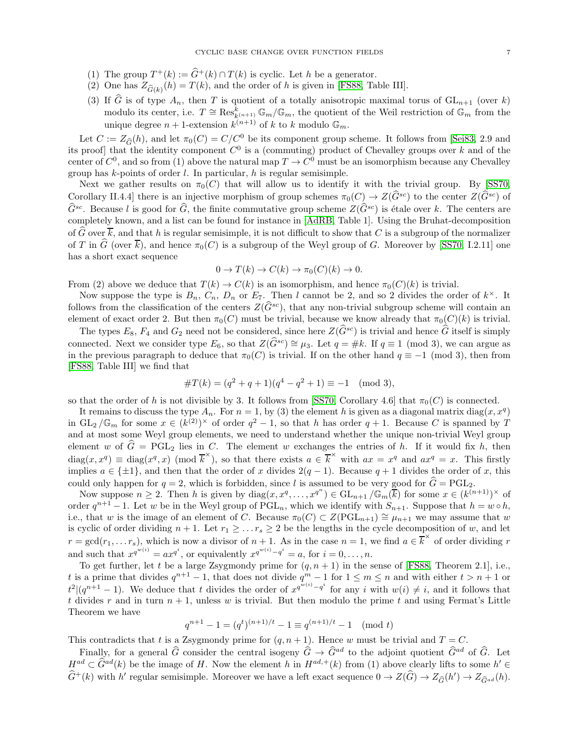(1) The group $T^+(k) := \widehat{G}^+(k) \cap T(k)$ is cyclic. Let $h$ be a generator.
(2) One has $Z_{\widehat{G}(k)}(h) = T(k)$, and the order of $h$ is given in [FS88, Table III].
(3) If $\widehat{G}$ is of type $A_n$, then $T$ is quotient of a totally anisotropic maximal torus of $\mathrm{GL}_{n+1}$ (over $k$) modulo its center, i.e. $T \cong \mathrm{Res}^k_{k^{(n+1)}} \mathbb{G}_m/\mathbb{G}_m$, the quotient of the Weil restriction of $\mathbb{G}_m$ from the unique degree $n+1$-extension $k^{(n+1)}$ of $k$ to $k$ modulo $\mathbb{G}_m$.

Let $C := Z_{\widehat{G}}(h)$, and let $\pi_0(C) = C/C^0$ be its component group scheme. It follows from [Sei83, 2.9 and its proof] that the identity component $C^0$ is a (commuting) product of Chevalley groups over $k$ and of the center of $C^0$, and so from (1) above the natural map $T \to C^0$ must be an isomorphism because any Chevalley group has $k$-points of order $l$. In particular, $h$ is regular semisimple.

Next we gather results on $\pi_0(C)$ that will allow us to identify it with the trivial group. By [SS70, Corollary II.4.4] there is an injective morphism of group schemes $\pi_0(C) \to Z(\widehat{G}^{sc})$ to the center $Z(\widehat{G}^{sc})$ of $\widehat{G}^{sc}$. Because $l$ is good for $\widehat{G}$, the finite commutative group scheme $Z(\widehat{G}^{sc})$ is étale over $k$. The centers are completely known, and a list can be found for instance in [AdRB, Table 1]. Using the Bruhat-decomposition of $\widehat{G}$ over $\overline{k}$, and that $h$ is regular semisimple, it is not difficult to show that $C$ is a subgroup of the normalizer of $T$ in $\widehat{G}$ (over $\overline{k}$), and hence $\pi_0(C)$ is a subgroup of the Weyl group of $G$. Moreover by [SS70, I.2.11] one has a short exact sequence

$$0 \to T(k) \to C(k) \to \pi_0(C)(k) \to 0.$$

From (2) above we deduce that $T(k) \to C(k)$ is an isomorphism, and hence $\pi_0(C)(k)$ is trivial.

Now suppose the type is $B_n$, $C_n$, $D_n$ or $E_7$. Then $l$ cannot be 2, and so 2 divides the order of $k^\times$. It follows from the classification of the centers $Z(\widehat{G}^{sc})$, that any non-trivial subgroup scheme will contain an element of exact order 2. But then $\pi_0(C)$ must be trivial, because we know already that $\pi_0(C)(k)$ is trivial.

The types $E_8$, $F_4$ and $G_2$ need not be considered, since here $Z(\widehat{G}^{sc})$ is trivial and hence $\widehat{G}$ itself is simply connected. Next we consider type $E_6$, so that $Z(\widehat{G}^{sc}) \cong \mu_3$. Let $q = \#k$. If $q \equiv 1 \pmod 3$, we can argue as in the previous paragraph to deduce that $\pi_0(C)$ is trivial. If on the other hand $q \equiv -1 \pmod 3$, then from [FS88, Table III] we find that

$$\#T(k) = (q^2+q+1)(q^4-q^2+1) \equiv -1 \pmod 3,$$

so that the order of $h$ is not divisible by 3. It follows from [SS70, Corollary 4.6] that $\pi_0(C)$ is connected.

It remains to discuss the type $A_n$. For $n = 1$, by (3) the element $h$ is given as a diagonal matrix $\mathrm{diag}(x, x^q)$ in $\mathrm{GL}_2/\mathbb{G}_m$ for some $x \in (k^{(2)})^\times$ of order $q^2-1$, so that $h$ has order $q+1$. Because $C$ is spanned by $T$ and at most some Weyl group elements, we need to understand whether the unique non-trivial Weyl group element $w$ of $\widehat{G} = \mathrm{PGL}_2$ lies in $C$. The element $w$ exchanges the entries of $h$. If it would fix $h$, then $\mathrm{diag}(x, x^q) \equiv \mathrm{diag}(x^q, x) \pmod{\overline{k}^\times}$, so that there exists $a \in \overline{k}^\times$ with $ax = x^q$ and $ax^q = x$. This firstly implies $a \in \{\pm 1\}$, and then that the order of $x$ divides $2(q-1)$. Because $q+1$ divides the order of $x$, this could only happen for $q = 2$, which is forbidden, since $l$ is assumed to be very good for $\widehat{G} = \mathrm{PGL}_2$.

Now suppose $n \geq 2$. Then $h$ is given by $\mathrm{diag}(x, x^q, \ldots, x^{q^n}) \in \mathrm{GL}_{n+1}/\mathbb{G}_m(\overline{k})$ for some $x \in (k^{(n+1)})^\times$ of order $q^{n+1}-1$. Let $w$ be in the Weyl group of $\mathrm{PGL}_n$, which we identify with $S_{n+1}$. Suppose that $h = w \circ h$, i.e., that $w$ is the image of an element of $C$. Because $\pi_0(C) \subset Z(\mathrm{PGL}_{n+1}) \cong \mu_{n+1}$ we may assume that $w$ is cyclic of order dividing $n+1$. Let $r_1 \geq \ldots r_s \geq 2$ be the lengths in the cycle decomposition of $w$, and let $r = \gcd(r_1, \ldots r_s)$, which is now a divisor of $n+1$. As in the case $n = 1$, we find $a \in \overline{k}^\times$ of order dividing $r$ and such that $x^{q^{w(i)}} = ax^{q^i}$, or equivalently $x^{q^{w(i)}-q^i} = a$, for $i = 0, \ldots, n$.

To get further, let $t$ be a large Zsygmondy prime for $(q, n+1)$ in the sense of [FS88, Theorem 2.1], i.e., $t$ is a prime that divides $q^{n+1}-1$, that does not divide $q^m - 1$ for $1 \leq m \leq n$ and with either $t > n+1$ or $t^2 | (q^{n+1}-1)$. We deduce that $t$ divides the order of $x^{q^{w(i)}-q^i}$ for any $i$ with $w(i) \neq i$, and it follows that $t$ divides $r$ and in turn $n+1$, unless $w$ is trivial. But then modulo the prime $t$ and using Fermat's Little Theorem we have

$$q^{n+1} - 1 = (q^t)^{(n+1)/t} - 1 \equiv q^{(n+1)/t} - 1 \pmod t$$

This contradicts that $t$ is a Zsygmondy prime for $(q, n+1)$. Hence $w$ must be trivial and $T = C$.

Finally, for a general $\widehat{G}$ consider the central isogeny $\widehat{G} \to \widehat{G}^{ad}$ to the adjoint quotient $\widehat{G}^{ad}$ of $\widehat{G}$. Let $H^{ad} \subset \widehat{G}^{ad}(k)$ be the image of $H$. Now the element $h$ in $H^{ad,+}(k)$ from (1) above clearly lifts to some $h' \in \widehat{G}^+(k)$ with $h'$ regular semisimple. Moreover we have a left exact sequence $0 \to Z(\widehat{G}) \to Z_{\widehat{G}}(h') \to Z_{\widehat{G}^{ad}}(h)$.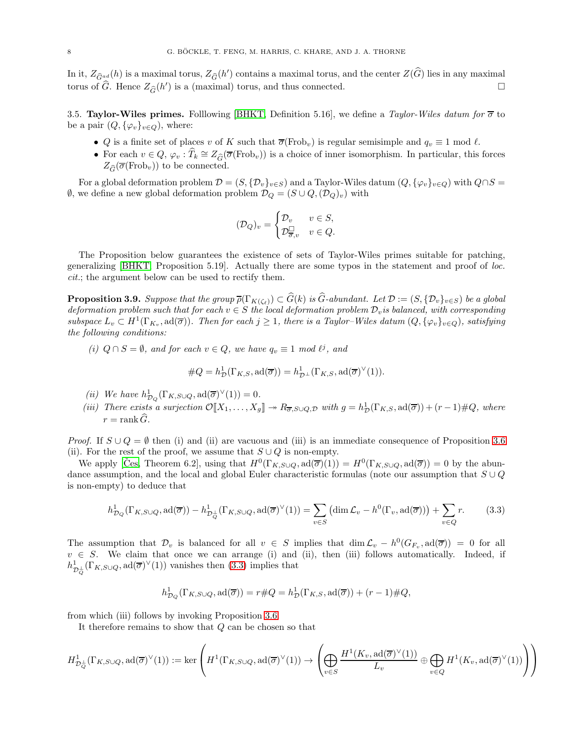In it, $Z_{\widehat{G}^{ad}}(h)$ is a maximal torus, $Z_{\widehat{G}}(h')$ contains a maximal torus, and the center $Z(\widehat{G})$ lies in any maximal torus of $\widehat{G}$. Hence $Z_{\widehat{G}}(h')$ is a (maximal) torus, and thus connected. □

### 3.5. Taylor-Wiles primes.

Folllowing [BHKT, Definition 5.16], we define a *Taylor-Wiles datum for* $\overline{\sigma}$ to be a pair $(Q, \{\varphi_v\}_{v\in Q})$, where:

- $Q$ is a finite set of places $v$ of $K$ such that $\overline{\sigma}(\mathrm{Frob}_v)$ is regular semisimple and $q_v \equiv 1 \bmod \ell$.
- For each $v \in Q$, $\varphi_v : \widehat{T}_k \cong Z_{\widehat{G}}(\overline{\sigma}(\mathrm{Frob}_v))$ is a choice of inner isomorphism. In particular, this forces $Z_{\widehat{G}}(\overline{\sigma}(\mathrm{Frob}_v))$ to be connected.

For a global deformation problem $\mathcal{D} = (S, \{\mathcal{D}_v\}_{v\in S})$ and a Taylor-Wiles datum $(Q, \{\varphi_v\}_{v\in Q})$ with $Q\cap S = \emptyset$, we define a new global deformation problem $\mathcal{D}_Q = (S \cup Q, (\mathcal{D}_Q)_v)$ with

$$(\mathcal{D}_Q)_v = \begin{cases} \mathcal{D}_v & v \in S, \\ \mathcal{D}^{\square}_{\overline{\sigma},v} & v \in Q. \end{cases}$$

The Proposition below guarantees the existence of sets of Taylor-Wiles primes suitable for patching, generalizing [BHKT, Proposition 5.19]. Actually there are some typos in the statement and proof of *loc. cit.*; the argument below can be used to rectify them.

**Proposition 3.9.** *Suppose that the group $\overline{\rho}(\Gamma_{K(\zeta_\ell)}) \subset \widehat{G}(k)$ is $\widehat{G}$-abundant. Let $\mathcal{D} := (S, \{\mathcal{D}_v\}_{v\in S})$ be a global deformation problem such that for each $v \in S$ the local deformation problem $\mathcal{D}_v$is balanced, with corresponding subspace $L_v \subset H^1(\Gamma_{K_v}, \mathrm{ad}(\overline{\sigma}))$. Then for each $j \geq 1$, there is a Taylor–Wiles datum $(Q, \{\varphi_v\}_{v\in Q})$, satisfying the following conditions:*

*(i) $Q \cap S = \emptyset$, and for each $v \in Q$, we have $q_v \equiv 1$ mod $\ell^j$, and*

$$\#Q = h^1_{\mathcal{D}}(\Gamma_{K,S}, \mathrm{ad}(\overline{\sigma})) = h^1_{\mathcal{D}^\perp}(\Gamma_{K,S}, \mathrm{ad}(\overline{\sigma})^\vee(1)).$$

*(ii) We have $h^1_{\mathcal{D}_Q}(\Gamma_{K,S\cup Q}, \mathrm{ad}(\overline{\sigma})^\vee(1)) = 0$.*

*(iii) There exists a surjection $\mathcal{O}[\![X_1, \ldots, X_g]\!] \twoheadrightarrow R_{\overline{\sigma},S\cup Q,\mathcal{D}}$ with $g = h^1_{\mathcal{D}}(\Gamma_{K,S}, \mathrm{ad}(\overline{\sigma})) + (r-1)\#Q$, where $r = \mathrm{rank}\,\widehat{G}$.*

*Proof.* If $S \cup Q = \emptyset$ then (i) and (ii) are vacuous and (iii) is an immediate consequence of Proposition 3.6 (ii). For the rest of the proof, we assume that $S \cup Q$ is non-empty.

We apply [Čes, Theorem 6.2], using that $H^0(\Gamma_{K,S\cup Q}, \mathrm{ad}(\overline{\sigma})(1)) = H^0(\Gamma_{K,S\cup Q}, \mathrm{ad}(\overline{\sigma})) = 0$ by the abundance assumption, and the local and global Euler characteristic formulas (note our assumption that $S \cup Q$ is non-empty) to deduce that

$$h^1_{\mathcal{D}_Q}(\Gamma_{K,S\cup Q}, \mathrm{ad}(\overline{\sigma})) - h^1_{\mathcal{D}_Q^\perp}(\Gamma_{K,S\cup Q}, \mathrm{ad}(\overline{\sigma})^\vee(1)) = \sum_{v\in S} \left(\dim \mathcal{L}_v - h^0(\Gamma_v, \mathrm{ad}(\overline{\sigma}))\right) + \sum_{v\in Q} r. \tag{3.3}$$

The assumption that $\mathcal{D}_v$ is balanced for all $v \in S$ implies that $\dim \mathcal{L}_v - h^0(G_{F_v}, \mathrm{ad}(\overline{\sigma})) = 0$ for all $v \in S$. We claim that once we can arrange (i) and (ii), then (iii) follows automatically. Indeed, if $h^1_{\mathcal{D}_Q^\perp}(\Gamma_{K,S\cup Q}, \mathrm{ad}(\overline{\sigma})^\vee(1))$ vanishes then (3.3) implies that

$$h^1_{\mathcal{D}_Q}(\Gamma_{K,S\cup Q}, \mathrm{ad}(\overline{\sigma})) = r\#Q = h^1_{\mathcal{D}}(\Gamma_{K,S}, \mathrm{ad}(\overline{\sigma})) + (r-1)\#Q,$$

from which (iii) follows by invoking Proposition 3.6.

It therefore remains to show that $Q$ can be chosen so that

$$H^1_{\mathcal{D}_Q^\perp}(\Gamma_{K,S\cup Q}, \mathrm{ad}(\overline{\sigma})^\vee(1)) := \ker\left(H^1(\Gamma_{K,S\cup Q}, \mathrm{ad}(\overline{\sigma})^\vee(1)) \to \left(\bigoplus_{v\in S} \frac{H^1(K_v, \mathrm{ad}(\overline{\sigma})^\vee(1))}{L_v} \oplus \bigoplus_{v\in Q} H^1(K_v, \mathrm{ad}(\overline{\sigma})^\vee(1))\right)\right)$$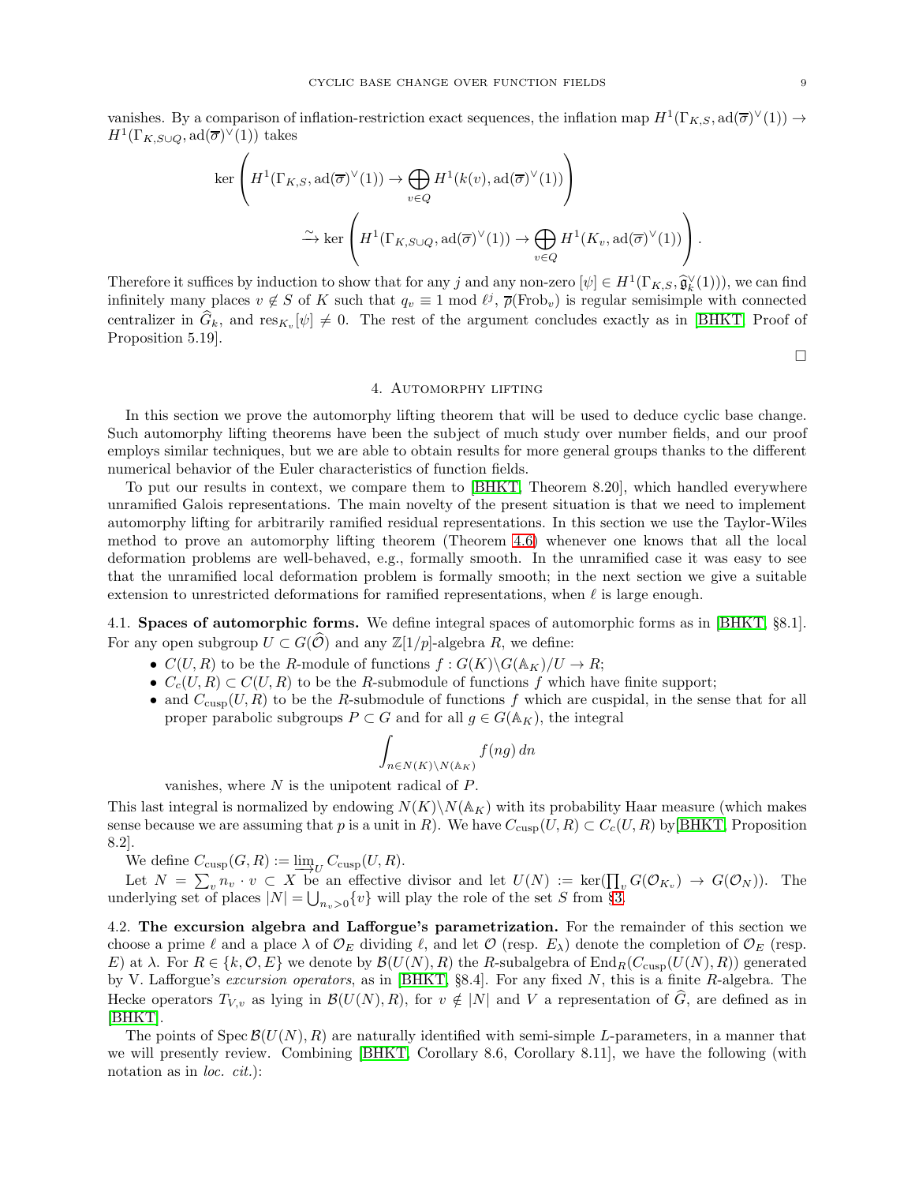vanishes. By a comparison of inflation-restriction exact sequences, the inflation map $H^1(\Gamma_{K,S}, \mathrm{ad}(\overline{\sigma})^\vee(1)) \to H^1(\Gamma_{K,S\cup Q}, \mathrm{ad}(\overline{\sigma})^\vee(1))$ takes

$$\ker\left(H^1(\Gamma_{K,S}, \mathrm{ad}(\overline{\sigma})^\vee(1)) \to \bigoplus_{v\in Q} H^1(k(v), \mathrm{ad}(\overline{\sigma})^\vee(1))\right)$$
$$\xrightarrow{\sim} \ker\left(H^1(\Gamma_{K,S\cup Q}, \mathrm{ad}(\overline{\sigma})^\vee(1)) \to \bigoplus_{v\in Q} H^1(K_v, \mathrm{ad}(\overline{\sigma})^\vee(1))\right).$$

Therefore it suffices by induction to show that for any $j$ and any non-zero $[\psi] \in H^1(\Gamma_{K,S}, \widehat{\mathfrak{g}}_k^\vee(1)))$, we can find infinitely many places $v \notin S$ of $K$ such that $q_v \equiv 1 \bmod \ell^j$, $\overline{\rho}(\mathrm{Frob}_v)$ is regular semisimple with connected centralizer in $\widehat{G}_k$, and $\mathrm{res}_{K_v}[\psi] \neq 0$. The rest of the argument concludes exactly as in [BHKT, Proof of Proposition 5.19].

□

## 4. Automorphy lifting

In this section we prove the automorphy lifting theorem that will be used to deduce cyclic base change. Such automorphy lifting theorems have been the subject of much study over number fields, and our proof employs similar techniques, but we are able to obtain results for more general groups thanks to the different numerical behavior of the Euler characteristics of function fields.

To put our results in context, we compare them to [BHKT, Theorem 8.20], which handled everywhere unramified Galois representations. The main novelty of the present situation is that we need to implement automorphy lifting for arbitrarily ramified residual representations. In this section we use the Taylor-Wiles method to prove an automorphy lifting theorem (Theorem 4.6) whenever one knows that all the local deformation problems are well-behaved, e.g., formally smooth. In the unramified case it was easy to see that the unramified local deformation problem is formally smooth; in the next section we give a suitable extension to unrestricted deformations for ramified representations, when $\ell$ is large enough.

**4.1. Spaces of automorphic forms.** We define integral spaces of automorphic forms as in [BHKT, §8.1]. For any open subgroup $U \subset G(\widehat{\mathcal{O}})$ and any $\mathbb{Z}[1/p]$-algebra $R$, we define:

- $C(U, R)$ to be the $R$-module of functions $f : G(K)\backslash G(\mathbb{A}_K)/U \to R$;
- $C_c(U, R) \subset C(U, R)$ to be the $R$-submodule of functions $f$ which have finite support;
- and $C_{\mathrm{cusp}}(U, R)$ to be the $R$-submodule of functions $f$ which are cuspidal, in the sense that for all proper parabolic subgroups $P \subset G$ and for all $g \in G(\mathbb{A}_K)$, the integral
$$\int_{n\in N(K)\backslash N(\mathbb{A}_K)} f(ng)\, dn$$
vanishes, where $N$ is the unipotent radical of $P$.

This last integral is normalized by endowing $N(K)\backslash N(\mathbb{A}_K)$ with its probability Haar measure (which makes sense because we are assuming that $p$ is a unit in $R$). We have $C_{\mathrm{cusp}}(U, R) \subset C_c(U, R)$ by[BHKT, Proposition 8.2].

We define $C_{\mathrm{cusp}}(G, R) := \varinjlim_U C_{\mathrm{cusp}}(U, R)$.

Let $N = \sum_v n_v \cdot v \subset X$ be an effective divisor and let $U(N) := \ker(\prod_v G(\mathcal{O}_{K_v}) \to G(\mathcal{O}_N))$. The underlying set of places $|N| = \bigcup_{n_v>0}\{v\}$ will play the role of the set $S$ from §3.

**4.2. The excursion algebra and Lafforgue's parametrization.** For the remainder of this section we choose a prime $\ell$ and a place $\lambda$ of $\mathcal{O}_E$ dividing $\ell$, and let $\mathcal{O}$ (resp. $E_\lambda$) denote the completion of $\mathcal{O}_E$ (resp. $E$) at $\lambda$. For $R \in \{k, \mathcal{O}, E\}$ we denote by $\mathcal{B}(U(N), R)$ the $R$-subalgebra of $\mathrm{End}_R(C_{\mathrm{cusp}}(U(N), R))$ generated by V. Lafforgue's *excursion operators*, as in [BHKT, §8.4]. For any fixed $N$, this is a finite $R$-algebra. The Hecke operators $T_{V,v}$ as lying in $\mathcal{B}(U(N), R)$, for $v \notin |N|$ and $V$ a representation of $\widehat{G}$, are defined as in [BHKT].

The points of $\mathrm{Spec}\, \mathcal{B}(U(N), R)$ are naturally identified with semi-simple $L$-parameters, in a manner that we will presently review. Combining [BHKT, Corollary 8.6, Corollary 8.11], we have the following (with notation as in *loc. cit.*):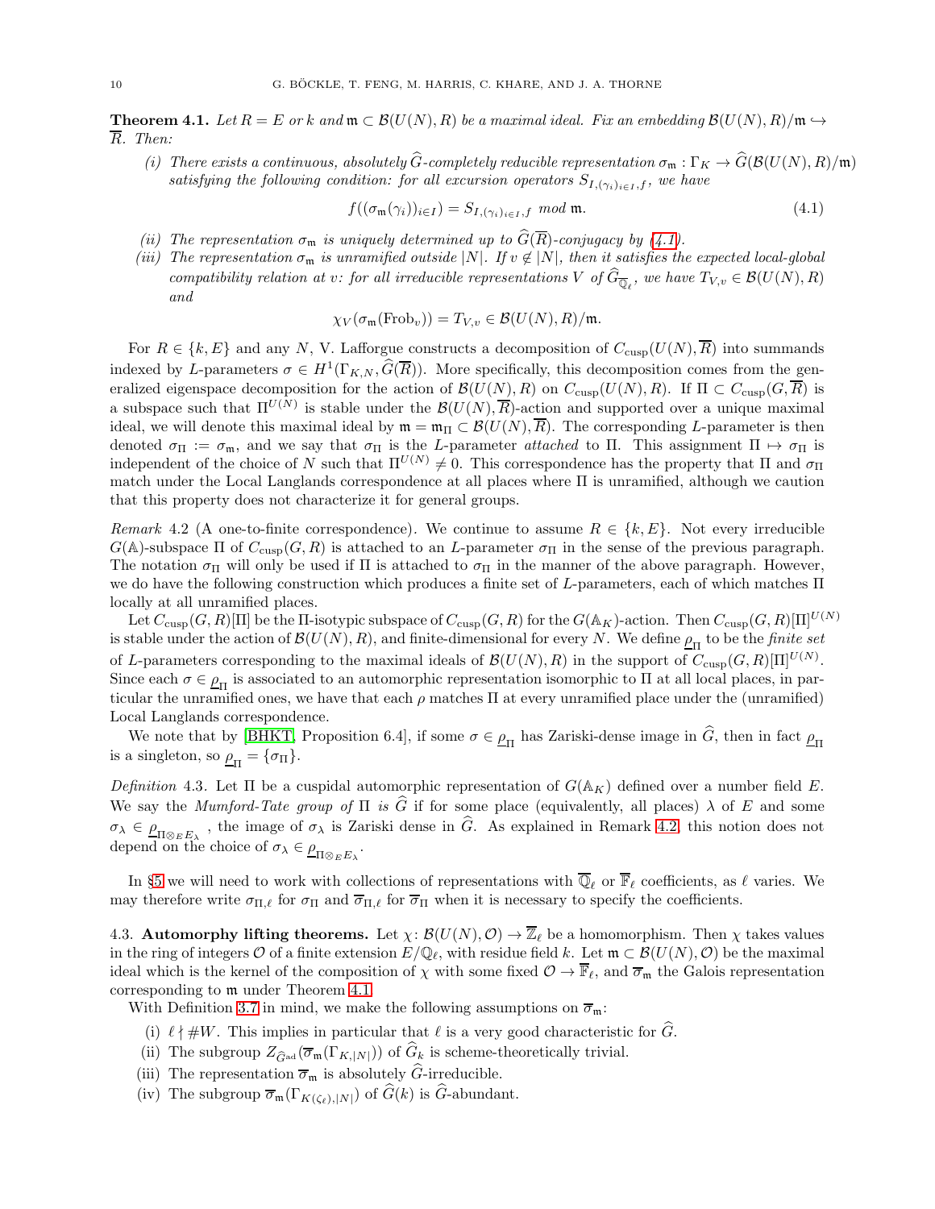**Theorem 4.1.** *Let $R = E$ or $k$ and $\mathfrak{m} \subset \mathcal{B}(U(N), R)$ be a maximal ideal. Fix an embedding $\mathcal{B}(U(N), R)/\mathfrak{m} \hookrightarrow \overline{R}$. Then:*

*(i) There exists a continuous, absolutely $\widehat{G}$-completely reducible representation $\sigma_{\mathfrak{m}} : \Gamma_K \to \widehat{G}(\mathcal{B}(U(N), R)/\mathfrak{m})$ satisfying the following condition: for all excursion operators $S_{I,(\gamma_i)_{i\in I},f}$, we have*

$$f((\sigma_{\mathfrak{m}}(\gamma_i))_{i\in I}) = S_{I,(\gamma_i)_{i\in I},f} \text{ mod } \mathfrak{m}. \tag{4.1}$$

*(ii) The representation $\sigma_{\mathfrak{m}}$ is uniquely determined up to $\widehat{G}(\overline{R})$-conjugacy by (4.1).*

*(iii) The representation $\sigma_{\mathfrak{m}}$ is unramified outside $|N|$. If $v \notin |N|$, then it satisfies the expected local-global compatibility relation at $v$: for all irreducible representations $V$ of $\widehat{G}_{\overline{\mathbb{Q}}_\ell}$, we have $T_{V,v} \in \mathcal{B}(U(N), R)$ and*

$$\chi_V(\sigma_{\mathfrak{m}}(\mathrm{Frob}_v)) = T_{V,v} \in \mathcal{B}(U(N), R)/\mathfrak{m}.$$

For $R \in \{k, E\}$ and any $N$, V. Lafforgue constructs a decomposition of $C_{\mathrm{cusp}}(U(N), \overline{R})$ into summands indexed by $L$-parameters $\sigma \in H^1(\Gamma_{K,N}, \widehat{G}(\overline{R}))$. More specifically, this decomposition comes from the generalized eigenspace decomposition for the action of $\mathcal{B}(U(N), R)$ on $C_{\mathrm{cusp}}(U(N), R)$. If $\Pi \subset C_{\mathrm{cusp}}(G, \overline{R})$ is a subspace such that $\Pi^{U(N)}$ is stable under the $\mathcal{B}(U(N), \overline{R})$-action and supported over a unique maximal ideal, we will denote this maximal ideal by $\mathfrak{m} = \mathfrak{m}_\Pi \subset \mathcal{B}(U(N), \overline{R})$. The corresponding $L$-parameter is then denoted $\sigma_\Pi := \sigma_{\mathfrak{m}}$, and we say that $\sigma_\Pi$ is the $L$-parameter *attached* to $\Pi$. This assignment $\Pi \mapsto \sigma_\Pi$ is independent of the choice of $N$ such that $\Pi^{U(N)} \neq 0$. This correspondence has the property that $\Pi$ and $\sigma_\Pi$ match under the Local Langlands correspondence at all places where $\Pi$ is unramified, although we caution that this property does not characterize it for general groups.

*Remark* 4.2 (A one-to-finite correspondence). We continue to assume $R \in \{k, E\}$. Not every irreducible $G(\mathbb{A})$-subspace $\Pi$ of $C_{\mathrm{cusp}}(G, R)$ is attached to an $L$-parameter $\sigma_\Pi$ in the sense of the previous paragraph. The notation $\sigma_\Pi$ will only be used if $\Pi$ is attached to $\sigma_\Pi$ in the manner of the above paragraph. However, we do have the following construction which produces a finite set of $L$-parameters, each of which matches $\Pi$ locally at all unramified places.

Let $C_{\mathrm{cusp}}(G, R)[\Pi]$ be the $\Pi$-isotypic subspace of $C_{\mathrm{cusp}}(G, R)$ for the $G(\mathbb{A}_K)$-action. Then $C_{\mathrm{cusp}}(G, R)[\Pi]^{U(N)}$ is stable under the action of $\mathcal{B}(U(N), R)$, and finite-dimensional for every $N$. We define $\underline{\rho}_\Pi$ to be the *finite set* of $L$-parameters corresponding to the maximal ideals of $\mathcal{B}(U(N), R)$ in the support of $C_{\mathrm{cusp}}(G, R)[\Pi]^{U(N)}$. Since each $\sigma \in \underline{\rho}_\Pi$ is associated to an automorphic representation isomorphic to $\Pi$ at all local places, in particular the unramified ones, we have that each $\rho$ matches $\Pi$ at every unramified place under the (unramified) Local Langlands correspondence.

We note that by [BHKT, Proposition 6.4], if some $\sigma \in \underline{\rho}_\Pi$ has Zariski-dense image in $\widehat{G}$, then in fact $\underline{\rho}_\Pi$ is a singleton, so $\underline{\rho}_\Pi = \{\sigma_\Pi\}$.

*Definition* 4.3. Let $\Pi$ be a cuspidal automorphic representation of $G(\mathbb{A}_K)$ defined over a number field $E$. We say the *Mumford-Tate group of* $\Pi$ *is* $\widehat{G}$ if for some place (equivalently, all places) $\lambda$ of $E$ and some $\sigma_\lambda \in \underline{\rho}_{\Pi\otimes_E E_\lambda}$, the image of $\sigma_\lambda$ is Zariski dense in $\widehat{G}$. As explained in Remark 4.2, this notion does not depend on the choice of $\sigma_\lambda \in \underline{\rho}_{\Pi\otimes_E E_\lambda}$.

In §5 we will need to work with collections of representations with $\overline{\mathbb{Q}}_\ell$ or $\overline{\mathbb{F}}_\ell$ coefficients, as $\ell$ varies. We may therefore write $\sigma_{\Pi,\ell}$ for $\sigma_\Pi$ and $\overline{\sigma}_{\Pi,\ell}$ for $\overline{\sigma}_\Pi$ when it is necessary to specify the coefficients.

### 4.3. Automorphy lifting theorems.

Let $\chi \colon \mathcal{B}(U(N), \mathcal{O}) \to \overline{\mathbb{Z}}_\ell$ be a homomorphism. Then $\chi$ takes values in the ring of integers $\mathcal{O}$ of a finite extension $E/\mathbb{Q}_\ell$, with residue field $k$. Let $\mathfrak{m} \subset \mathcal{B}(U(N), \mathcal{O})$ be the maximal ideal which is the kernel of the composition of $\chi$ with some fixed $\mathcal{O} \to \overline{\mathbb{F}}_\ell$, and $\overline{\sigma}_{\mathfrak{m}}$ the Galois representation corresponding to $\mathfrak{m}$ under Theorem 4.1.

With Definition 3.7 in mind, we make the following assumptions on $\overline{\sigma}_{\mathfrak{m}}$:

(i) $\ell \nmid \#W$. This implies in particular that $\ell$ is a very good characteristic for $\widehat{G}$.
(ii) The subgroup $Z_{\widehat{G}^{\mathrm{ad}}}(\overline{\sigma}_{\mathfrak{m}}(\Gamma_{K,|N|}))$ of $\widehat{G}_k$ is scheme-theoretically trivial.
(iii) The representation $\overline{\sigma}_{\mathfrak{m}}$ is absolutely $\widehat{G}$-irreducible.
(iv) The subgroup $\overline{\sigma}_{\mathfrak{m}}(\Gamma_{K(\zeta_\ell),|N|})$ of $\widehat{G}(k)$ is $\widehat{G}$-abundant.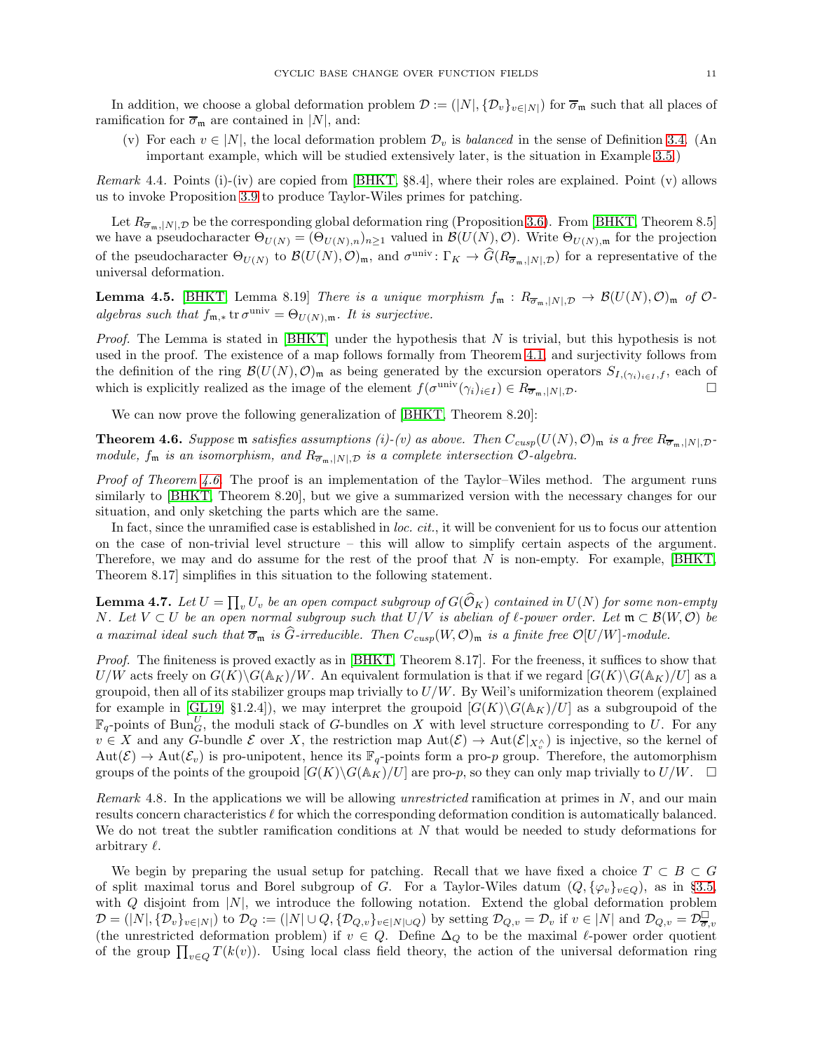In addition, we choose a global deformation problem $\mathcal{D} := (|N|, \{\mathcal{D}_v\}_{v \in |N|})$ for $\overline{\sigma}_{\mathfrak{m}}$ such that all places of ramification for $\overline{\sigma}_{\mathfrak{m}}$ are contained in $|N|$, and:

(v) For each $v \in |N|$, the local deformation problem $\mathcal{D}_v$ is *balanced* in the sense of Definition 3.4. (An important example, which will be studied extensively later, is the situation in Example 3.5.)

*Remark* 4.4. Points (i)-(iv) are copied from [BHKT, §8.4], where their roles are explained. Point (v) allows us to invoke Proposition 3.9 to produce Taylor-Wiles primes for patching.

Let $R_{\overline{\sigma}_{\mathfrak{m}},|N|,\mathcal{D}}$ be the corresponding global deformation ring (Proposition 3.6). From [BHKT, Theorem 8.5] we have a pseudocharacter $\Theta_{U(N)} = (\Theta_{U(N),n})_{n \geq 1}$ valued in $\mathcal{B}(U(N), \mathcal{O})$. Write $\Theta_{U(N),\mathfrak{m}}$ for the projection of the pseudocharacter $\Theta_{U(N)}$ to $\mathcal{B}(U(N), \mathcal{O})_{\mathfrak{m}}$, and $\sigma^{\mathrm{univ}} \colon \Gamma_K \to \widehat{G}(R_{\overline{\sigma}_{\mathfrak{m}},|N|,\mathcal{D}})$ for a representative of the universal deformation.

**Lemma 4.5.** [BHKT, Lemma 8.19] *There is a unique morphism $f_{\mathfrak{m}} : R_{\overline{\sigma}_{\mathfrak{m}},|N|,\mathcal{D}} \to \mathcal{B}(U(N), \mathcal{O})_{\mathfrak{m}}$ of $\mathcal{O}$-algebras such that $f_{\mathfrak{m},*} \operatorname{tr} \sigma^{\mathrm{univ}} = \Theta_{U(N),\mathfrak{m}}$. It is surjective.*

*Proof.* The Lemma is stated in [BHKT] under the hypothesis that $N$ is trivial, but this hypothesis is not used in the proof. The existence of a map follows formally from Theorem 4.1, and surjectivity follows from the definition of the ring $\mathcal{B}(U(N), \mathcal{O})_{\mathfrak{m}}$ as being generated by the excursion operators $S_{I,(\gamma_i)_{i \in I}, f}$, each of which is explicitly realized as the image of the element $f(\sigma^{\mathrm{univ}}(\gamma_i)_{i \in I}) \in R_{\overline{\sigma}_{\mathfrak{m}},|N|,\mathcal{D}}$. □

We can now prove the following generalization of [BHKT, Theorem 8.20]:

**Theorem 4.6.** *Suppose $\mathfrak{m}$ satisfies assumptions (i)-(v) as above. Then $C_{cusp}(U(N), \mathcal{O})_{\mathfrak{m}}$ is a free $R_{\overline{\sigma}_{\mathfrak{m}},|N|,\mathcal{D}}$-module, $f_{\mathfrak{m}}$ is an isomorphism, and $R_{\overline{\sigma}_{\mathfrak{m}},|N|,\mathcal{D}}$ is a complete intersection $\mathcal{O}$-algebra.*

*Proof of Theorem 4.6.* The proof is an implementation of the Taylor–Wiles method. The argument runs similarly to [BHKT, Theorem 8.20], but we give a summarized version with the necessary changes for our situation, and only sketching the parts which are the same.

In fact, since the unramified case is established in *loc. cit.*, it will be convenient for us to focus our attention on the case of non-trivial level structure – this will allow to simplify certain aspects of the argument. Therefore, we may and do assume for the rest of the proof that $N$ is non-empty. For example, [BHKT, Theorem 8.17] simplifies in this situation to the following statement.

**Lemma 4.7.** *Let $U = \prod_v U_v$ be an open compact subgroup of $G(\widehat{\mathcal{O}}_K)$ contained in $U(N)$ for some non-empty $N$. Let $V \subset U$ be an open normal subgroup such that $U/V$ is abelian of $\ell$-power order. Let $\mathfrak{m} \subset \mathcal{B}(W, \mathcal{O})$ be a maximal ideal such that $\overline{\sigma}_{\mathfrak{m}}$ is $\widehat{G}$-irreducible. Then $C_{cusp}(W, \mathcal{O})_{\mathfrak{m}}$ is a finite free $\mathcal{O}[U/W]$-module.*

*Proof.* The finiteness is proved exactly as in [BHKT, Theorem 8.17]. For the freeness, it suffices to show that $U/W$ acts freely on $G(K)\backslash G(\mathbb{A}_K)/W$. An equivalent formulation is that if we regard $[G(K)\backslash G(\mathbb{A}_K)/U]$ as a groupoid, then all of its stabilizer groups map trivially to $U/W$. By Weil's uniformization theorem (explained for example in [GL19, §1.2.4]), we may interpret the groupoid $[G(K)\backslash G(\mathbb{A}_K)/U]$ as a subgroupoid of the $\mathbb{F}_q$-points of $\mathrm{Bun}_G^U$, the moduli stack of $G$-bundles on $X$ with level structure corresponding to $U$. For any $v \in X$ and any $G$-bundle $\mathcal{E}$ over $X$, the restriction map $\mathrm{Aut}(\mathcal{E}) \to \mathrm{Aut}(\mathcal{E}|_{X_v^{\wedge}})$ is injective, so the kernel of $\mathrm{Aut}(\mathcal{E}) \to \mathrm{Aut}(\mathcal{E}_v)$ is pro-unipotent, hence its $\mathbb{F}_q$-points form a pro-$p$ group. Therefore, the automorphism groups of the points of the groupoid $[G(K)\backslash G(\mathbb{A}_K)/U]$ are pro-$p$, so they can only map trivially to $U/W$. □

*Remark* 4.8. In the applications we will be allowing *unrestricted* ramification at primes in $N$, and our main results concern characteristics $\ell$ for which the corresponding deformation condition is automatically balanced. We do not treat the subtler ramification conditions at $N$ that would be needed to study deformations for arbitrary $\ell$.

We begin by preparing the usual setup for patching. Recall that we have fixed a choice $T \subset B \subset G$ of split maximal torus and Borel subgroup of $G$. For a Taylor-Wiles datum $(Q, \{\varphi_v\}_{v \in Q})$, as in §3.5, with $Q$ disjoint from $|N|$, we introduce the following notation. Extend the global deformation problem $\mathcal{D} = (|N|, \{\mathcal{D}_v\}_{v \in |N|})$ to $\mathcal{D}_Q := (|N| \cup Q, \{\mathcal{D}_{Q,v}\}_{v \in |N| \cup Q})$ by setting $\mathcal{D}_{Q,v} = \mathcal{D}_v$ if $v \in |N|$ and $\mathcal{D}_{Q,v} = \mathcal{D}^{\square}_{\overline{\sigma},v}$ (the unrestricted deformation problem) if $v \in Q$. Define $\Delta_Q$ to be the maximal $\ell$-power order quotient of the group $\prod_{v \in Q} T(k(v))$. Using local class field theory, the action of the universal deformation ring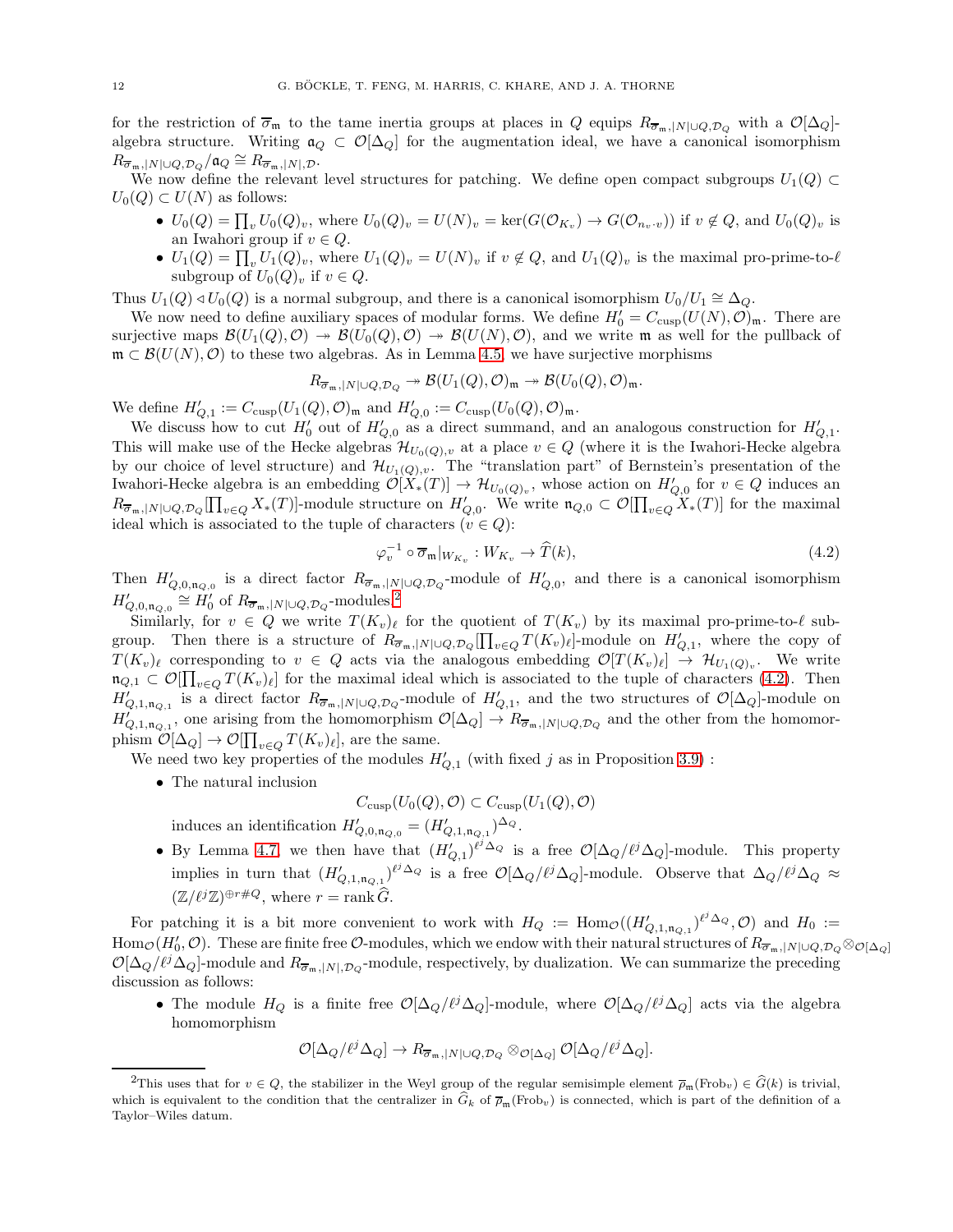for the restriction of $\overline{\sigma}_{\mathfrak{m}}$ to the tame inertia groups at places in $Q$ equips $R_{\overline{\sigma}_{\mathfrak{m}},|N|\cup Q,\mathcal{D}_Q}$ with a $\mathcal{O}[\Delta_Q]$-algebra structure. Writing $\mathfrak{a}_Q \subset \mathcal{O}[\Delta_Q]$ for the augmentation ideal, we have a canonical isomorphism $R_{\overline{\sigma}_{\mathfrak{m}},|N|\cup Q,\mathcal{D}_Q}/\mathfrak{a}_Q \cong R_{\overline{\sigma}_{\mathfrak{m}},|N|,\mathcal{D}}$.

We now define the relevant level structures for patching. We define open compact subgroups $U_1(Q) \subset U_0(Q) \subset U(N)$ as follows:

- $U_0(Q) = \prod_v U_0(Q)_v$, where $U_0(Q)_v = U(N)_v = \ker(G(\mathcal{O}_{K_v}) \to G(\mathcal{O}_{n_v \cdot v}))$ if $v \notin Q$, and $U_0(Q)_v$ is an Iwahori group if $v \in Q$.
- $U_1(Q) = \prod_v U_1(Q)_v$, where $U_1(Q)_v = U(N)_v$ if $v \notin Q$, and $U_1(Q)_v$ is the maximal pro-prime-to-$\ell$ subgroup of $U_0(Q)_v$ if $v \in Q$.

Thus $U_1(Q) \triangleleft U_0(Q)$ is a normal subgroup, and there is a canonical isomorphism $U_0/U_1 \cong \Delta_Q$.

We now need to define auxiliary spaces of modular forms. We define $H_0' = C_{\mathrm{cusp}}(U(N), \mathcal{O})_{\mathfrak{m}}$. There are surjective maps $\mathcal{B}(U_1(Q), \mathcal{O}) \twoheadrightarrow \mathcal{B}(U_0(Q), \mathcal{O}) \twoheadrightarrow \mathcal{B}(U(N), \mathcal{O})$, and we write $\mathfrak{m}$ as well for the pullback of $\mathfrak{m} \subset \mathcal{B}(U(N), \mathcal{O})$ to these two algebras. As in Lemma 4.5, we have surjective morphisms

$$R_{\overline{\sigma}_{\mathfrak{m}},|N|\cup Q,\mathcal{D}_Q} \twoheadrightarrow \mathcal{B}(U_1(Q), \mathcal{O})_{\mathfrak{m}} \twoheadrightarrow \mathcal{B}(U_0(Q), \mathcal{O})_{\mathfrak{m}}.$$

We define $H_{Q,1}' := C_{\mathrm{cusp}}(U_1(Q), \mathcal{O})_{\mathfrak{m}}$ and $H_{Q,0}' := C_{\mathrm{cusp}}(U_0(Q), \mathcal{O})_{\mathfrak{m}}$.

We discuss how to cut $H_0'$ out of $H_{Q,0}'$ as a direct summand, and an analogous construction for $H_{Q,1}'$. This will make use of the Hecke algebras $\mathcal{H}_{U_0(Q),v}$ at a place $v \in Q$ (where it is the Iwahori-Hecke algebra by our choice of level structure) and $\mathcal{H}_{U_1(Q),v}$. The "translation part" of Bernstein's presentation of the Iwahori-Hecke algebra is an embedding $\mathcal{O}[X_*(T)] \to \mathcal{H}_{U_0(Q)_v}$, whose action on $H_{Q,0}'$ for $v \in Q$ induces an $R_{\overline{\sigma}_{\mathfrak{m}},|N|\cup Q,\mathcal{D}_Q}[\prod_{v\in Q} X_*(T)]$-module structure on $H_{Q,0}'$. We write $\mathfrak{n}_{Q,0} \subset \mathcal{O}[\prod_{v\in Q} X_*(T)]$ for the maximal ideal which is associated to the tuple of characters $(v \in Q)$:

$$\varphi_v^{-1} \circ \overline{\sigma}_{\mathfrak{m}}|_{W_{K_v}} : W_{K_v} \to \widehat{T}(k), \tag{4.2}$$

Then $H_{Q,0,\mathfrak{n}_{Q,0}}'$ is a direct factor $R_{\overline{\sigma}_{\mathfrak{m}},|N|\cup Q,\mathcal{D}_Q}$-module of $H_{Q,0}'$, and there is a canonical isomorphism $H_{Q,0,\mathfrak{n}_{Q,0}}' \cong H_0'$ of $R_{\overline{\sigma}_{\mathfrak{m}},|N|\cup Q,\mathcal{D}_Q}$-modules.[2]

Similarly, for $v \in Q$ we write $T(K_v)_\ell$ for the quotient of $T(K_v)$ by its maximal pro-prime-to-$\ell$ subgroup. Then there is a structure of $R_{\overline{\sigma}_{\mathfrak{m}},|N|\cup Q,\mathcal{D}_Q}[\prod_{v\in Q} T(K_v)_\ell]$-module on $H_{Q,1}'$, where the copy of $T(K_v)_\ell$ corresponding to $v \in Q$ acts via the analogous embedding $\mathcal{O}[T(K_v)_\ell] \to \mathcal{H}_{U_1(Q)_v}$. We write $\mathfrak{n}_{Q,1} \subset \mathcal{O}[\prod_{v\in Q} T(K_v)_\ell]$ for the maximal ideal which is associated to the tuple of characters (4.2). Then $H_{Q,1,\mathfrak{n}_{Q,1}}'$ is a direct factor $R_{\overline{\sigma}_{\mathfrak{m}},|N|\cup Q,\mathcal{D}_Q}$-module of $H_{Q,1}'$, and the two structures of $\mathcal{O}[\Delta_Q]$-module on $H_{Q,1,\mathfrak{n}_{Q,1}}'$, one arising from the homomorphism $\mathcal{O}[\Delta_Q] \to R_{\overline{\sigma}_{\mathfrak{m}},|N|\cup Q,\mathcal{D}_Q}$ and the other from the homomorphism $\mathcal{O}[\Delta_Q] \to \mathcal{O}[\prod_{v\in Q} T(K_v)_\ell]$, are the same.

We need two key properties of the modules $H_{Q,1}'$ (with fixed $j$ as in Proposition 3.9) :

- The natural inclusion
$$C_{\mathrm{cusp}}(U_0(Q), \mathcal{O}) \subset C_{\mathrm{cusp}}(U_1(Q), \mathcal{O})$$
induces an identification $H_{Q,0,\mathfrak{n}_{Q,0}}' = (H_{Q,1,\mathfrak{n}_{Q,1}}')^{\Delta_Q}$.
- By Lemma 4.7, we then have that $(H_{Q,1}')^{\ell^j \Delta_Q}$ is a free $\mathcal{O}[\Delta_Q/\ell^j\Delta_Q]$-module. This property implies in turn that $(H_{Q,1,\mathfrak{n}_{Q,1}}')^{\ell^j \Delta_Q}$ is a free $\mathcal{O}[\Delta_Q/\ell^j\Delta_Q]$-module. Observe that $\Delta_Q/\ell^j\Delta_Q \approx (\mathbb{Z}/\ell^j\mathbb{Z})^{\oplus r\#Q}$, where $r = \operatorname{rank} \widehat{G}$.

For patching it is a bit more convenient to work with $H_Q := \operatorname{Hom}_{\mathcal{O}}((H_{Q,1,\mathfrak{n}_{Q,1}}')^{\ell^j\Delta_Q}, \mathcal{O})$ and $H_0 := \operatorname{Hom}_{\mathcal{O}}(H_0', \mathcal{O})$. These are finite free $\mathcal{O}$-modules, which we endow with their natural structures of $R_{\overline{\sigma}_{\mathfrak{m}},|N|\cup Q,\mathcal{D}_Q} \otimes_{\mathcal{O}[\Delta_Q]} \mathcal{O}[\Delta_Q/\ell^j\Delta_Q]$-module and $R_{\overline{\sigma}_{\mathfrak{m}},|N|,\mathcal{D}_Q}$-module, respectively, by dualization. We can summarize the preceding discussion as follows:

- The module $H_Q$ is a finite free $\mathcal{O}[\Delta_Q/\ell^j\Delta_Q]$-module, where $\mathcal{O}[\Delta_Q/\ell^j\Delta_Q]$ acts via the algebra homomorphism
$$\mathcal{O}[\Delta_Q/\ell^j\Delta_Q] \to R_{\overline{\sigma}_{\mathfrak{m}},|N|\cup Q,\mathcal{D}_Q} \otimes_{\mathcal{O}[\Delta_Q]} \mathcal{O}[\Delta_Q/\ell^j\Delta_Q].$$

[2] This uses that for $v \in Q$, the stabilizer in the Weyl group of the regular semisimple element $\overline{\rho}_{\mathfrak{m}}(\mathrm{Frob}_v) \in \widehat{G}(k)$ is trivial, which is equivalent to the condition that the centralizer in $\widehat{G}_k$ of $\overline{\rho}_{\mathfrak{m}}(\mathrm{Frob}_v)$ is connected, which is part of the definition of a Taylor–Wiles datum.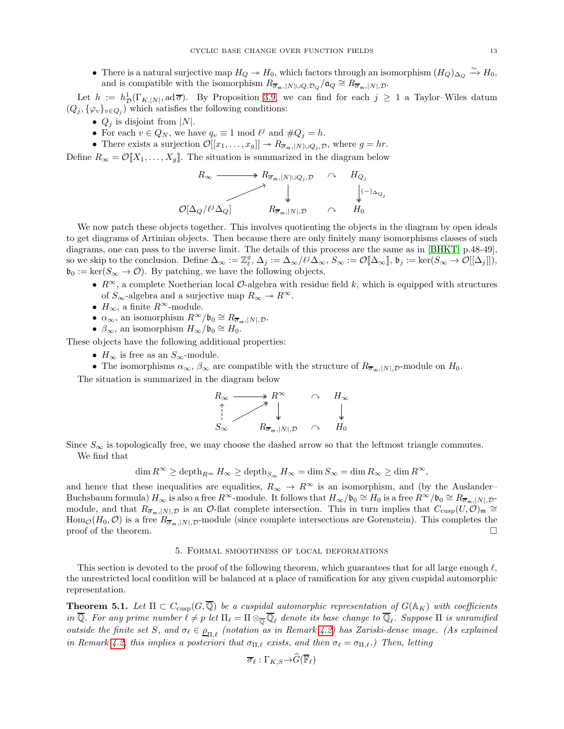- There is a natural surjective map $H_Q \twoheadrightarrow H_0$, which factors through an isomorphism $(H_Q)_{\Delta_Q} \xrightarrow{\sim} H_0$, and is compatible with the isomorphism $R_{\overline{\sigma}_{\mathfrak{m}},|N|\cup Q,\mathcal{D}_Q}/\mathfrak{a}_Q \cong R_{\overline{\sigma}_{\mathfrak{m}},|N|,\mathcal{D}}$.

Let $h := h^1_{\mathcal{D}}(\Gamma_{K,|N|}, \mathrm{ad}\,\overline{\sigma})$. By Proposition 3.9, we can find for each $j \geq 1$ a Taylor–Wiles datum $(Q_j, \{\varphi_v\}_{v\in Q_j})$ which satisfies the following conditions:

- $Q_j$ is disjoint from $|N|$.
- For each $v \in Q_N$, we have $q_v \equiv 1 \bmod \ell^j$ and $\#Q_j = h$.
- There exists a surjection $\mathcal{O}[[x_1, \ldots, x_g]] \twoheadrightarrow R_{\overline{\sigma}_{\mathfrak{m}},|N|\cup Q_j,\mathcal{D}}$, where $g = hr$.

Define $R_\infty = \mathcal{O}[\![X_1, \ldots, X_g]\!]$. The situation is summarized in the diagram below

$$
\begin{array}{ccccc}
R_\infty & \twoheadrightarrow & R_{\overline{\sigma}_{\mathfrak{m}},|N|\cup Q_j,\mathcal{D}} & \curvearrowright & H_{Q_j} \\
 & \nearrow & \downarrow & & \downarrow (-)_{\Delta_{Q_j}} \\
\mathcal{O}[\Delta_Q/\ell^j\Delta_Q] & & R_{\overline{\sigma}_{\mathfrak{m}},|N|,\mathcal{D}} & \curvearrowright & H_0
\end{array}
$$

We now patch these objects together. This involves quotienting the objects in the diagram by open ideals to get diagrams of Artinian objects. Then because there are only finitely many isomorphisms classes of such diagrams, one can pass to the inverse limit. The details of this process are the same as in [BHKT, p.48-49], so we skip to the conclusion. Define $\Delta_\infty := \mathbb{Z}_\ell^g$, $\Delta_j := \Delta_\infty/\ell^j\Delta_\infty$, $S_\infty := \mathcal{O}[\![\Delta_\infty]\!]$, $\mathfrak{b}_j := \ker(S_\infty \to \mathcal{O}[[\Delta_j]])$, $\mathfrak{b}_0 := \ker(S_\infty \to \mathcal{O})$. By patching, we have the following objects.

- $R^\infty$, a complete Noetherian local $\mathcal{O}$-algebra with residue field $k$, which is equipped with structures of $S_\infty$-algebra and a surjective map $R_\infty \twoheadrightarrow R^\infty$.
- $H_\infty$, a finite $R^\infty$-module.
- $\alpha_\infty$, an isomorphism $R^\infty/\mathfrak{b}_0 \cong R_{\overline{\sigma}_{\mathfrak{m}},|N|,\mathcal{D}}$.
- $\beta_\infty$, an isomorphism $H_\infty/\mathfrak{b}_0 \cong H_0$.

These objects have the following additional properties:

- $H_\infty$ is free as an $S_\infty$-module.
- The isomorphisms $\alpha_\infty$, $\beta_\infty$ are compatible with the structure of $R_{\overline{\sigma}_{\mathfrak{m}},|N|,\mathcal{D}}$-module on $H_0$.

The situation is summarized in the diagram below

$$
\begin{array}{ccccc}
R_\infty & \twoheadrightarrow & R^\infty & \curvearrowright & H_\infty \\
\uparrow & \nearrow & \downarrow & & \downarrow \\
S_\infty & & R_{\overline{\sigma}_{\mathfrak{m}},|N|,\mathcal{D}} & \curvearrowright & H_0
\end{array}
$$

Since $S_\infty$ is topologically free, we may choose the dashed arrow so that the leftmost triangle commutes.

We find that

$$\dim R^\infty \geq \mathrm{depth}_{R^\infty} H_\infty \geq \mathrm{depth}_{S_\infty} H_\infty = \dim S_\infty = \dim R_\infty \geq \dim R^\infty,$$

and hence that these inequalities are equalities, $R_\infty \to R^\infty$ is an isomorphism, and (by the Auslander–Buchsbaum formula) $H_\infty$ is also a free $R^\infty$-module. It follows that $H_\infty/\mathfrak{b}_0 \cong H_0$ is a free $R^\infty/\mathfrak{b}_0 \cong R_{\overline{\sigma}_{\mathfrak{m}},|N|,\mathcal{D}}$-module, and that $R_{\overline{\sigma}_{\mathfrak{m}},|N|,\mathcal{D}}$ is an $\mathcal{O}$-flat complete intersection. This in turn implies that $C_{\mathrm{cusp}}(U,\mathcal{O})_{\mathfrak{m}} \cong \mathrm{Hom}_{\mathcal{O}}(H_0, \mathcal{O})$ is a free $R_{\overline{\sigma}_{\mathfrak{m}},|N|,\mathcal{D}}$-module (since complete intersections are Gorenstein). This completes the proof of the theorem. $\square$

## 5. Formal smoothness of local deformations

This section is devoted to the proof of the following theorem, which guarantees that for all large enough $\ell$, the unrestricted local condition will be balanced at a place of ramification for any given cuspidal automorphic representation.

**Theorem 5.1.** *Let $\Pi \subset C_{\mathrm{cusp}}(G, \overline{\mathbb{Q}})$ be a cuspidal automorphic representation of $G(\mathbb{A}_K)$ with coefficients in $\overline{\mathbb{Q}}$. For any prime number $\ell \neq p$ let $\Pi_\ell = \Pi \otimes_{\overline{\mathbb{Q}}} \overline{\mathbb{Q}}_\ell$ denote its base change to $\overline{\mathbb{Q}}_\ell$. Suppose $\Pi$ is unramified outside the finite set $S$, and $\sigma_\ell \in \underline{\rho}_{\Pi,\ell}$ (notation as in Remark 4.2) has Zariski-dense image. (As explained in Remark 4.2, this implies a posteriori that $\sigma_{\Pi,\ell}$ exists, and then $\sigma_\ell = \sigma_{\Pi,\ell}$.) Then, letting*

$$\overline{\sigma}_\ell : \Gamma_{K,S} \to \widehat{G}(\overline{\mathbb{F}}_\ell)$$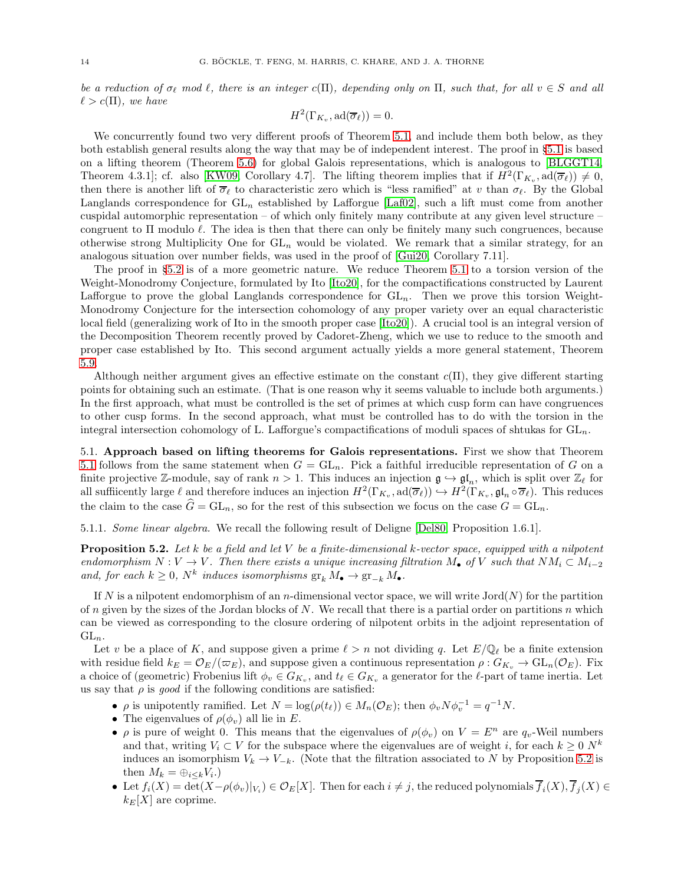*be a reduction of $\sigma_\ell$ mod $\ell$, there is an integer $c(\Pi)$, depending only on $\Pi$, such that, for all $v \in S$ and all $\ell > c(\Pi)$, we have*

$$H^2(\Gamma_{K_v}, \mathrm{ad}(\overline{\sigma}_\ell)) = 0.$$

We concurrently found two very different proofs of Theorem 5.1, and include them both below, as they both establish general results along the way that may be of independent interest. The proof in §5.1 is based on a lifting theorem (Theorem 5.6) for global Galois representations, which is analogous to [BLGGT14, Theorem 4.3.1]; cf. also [KW09, Corollary 4.7]. The lifting theorem implies that if $H^2(\Gamma_{K_v}, \mathrm{ad}(\overline{\sigma}_\ell)) \neq 0$, then there is another lift of $\overline{\sigma}_\ell$ to characteristic zero which is "less ramified" at $v$ than $\sigma_\ell$. By the Global Langlands correspondence for $\mathrm{GL}_n$ established by Lafforgue [Laf02], such a lift must come from another cuspidal automorphic representation – of which only finitely many contribute at any given level structure – congruent to $\Pi$ modulo $\ell$. The idea is then that there can only be finitely many such congruences, because otherwise strong Multiplicity One for $\mathrm{GL}_n$ would be violated. We remark that a similar strategy, for an analogous situation over number fields, was used in the proof of [Gui20, Corollary 7.11].

The proof in §5.2 is of a more geometric nature. We reduce Theorem 5.1 to a torsion version of the Weight-Monodromy Conjecture, formulated by Ito [Ito20], for the compactifications constructed by Laurent Lafforgue to prove the global Langlands correspondence for $\mathrm{GL}_n$. Then we prove this torsion Weight-Monodromy Conjecture for the intersection cohomology of any proper variety over an equal characteristic local field (generalizing work of Ito in the smooth proper case [Ito20]). A crucial tool is an integral version of the Decomposition Theorem recently proved by Cadoret-Zheng, which we use to reduce to the smooth and proper case established by Ito. This second argument actually yields a more general statement, Theorem 5.9.

Although neither argument gives an effective estimate on the constant $c(\Pi)$, they give different starting points for obtaining such an estimate. (That is one reason why it seems valuable to include both arguments.) In the first approach, what must be controlled is the set of primes at which cusp form can have congruences to other cusp forms. In the second approach, what must be controlled has to do with the torsion in the integral intersection cohomology of L. Lafforgue's compactifications of moduli spaces of shtukas for $\mathrm{GL}_n$.

## 5.1. Approach based on lifting theorems for Galois representations.

First we show that Theorem 5.1 follows from the same statement when $G = \mathrm{GL}_n$. Pick a faithful irreducible representation of $G$ on a finite projective $\mathbb{Z}$-module, say of rank $n > 1$. This induces an injection $\mathfrak{g} \hookrightarrow \mathfrak{gl}_n$, which is split over $\mathbb{Z}_\ell$ for all suffiicently large $\ell$ and therefore induces an injection $H^2(\Gamma_{K_v}, \mathrm{ad}(\overline{\sigma}_\ell)) \hookrightarrow H^2(\Gamma_{K_v}, \mathfrak{gl}_n \circ \overline{\sigma}_\ell)$. This reduces the claim to the case $\widehat{G} = \mathrm{GL}_n$, so for the rest of this subsection we focus on the case $G = \mathrm{GL}_n$.

### 5.1.1. *Some linear algebra.*

We recall the following result of Deligne [Del80, Proposition 1.6.1].

**Proposition 5.2.** *Let $k$ be a field and let $V$ be a finite-dimensional $k$-vector space, equipped with a nilpotent endomorphism $N : V \to V$. Then there exists a unique increasing filtration $M_\bullet$ of $V$ such that $NM_i \subset M_{i-2}$ and, for each $k \geq 0$, $N^k$ induces isomorphisms $\mathrm{gr}_k M_\bullet \to \mathrm{gr}_{-k} M_\bullet$.*

If $N$ is a nilpotent endomorphism of an $n$-dimensional vector space, we will write $\mathrm{Jord}(N)$ for the partition of $n$ given by the sizes of the Jordan blocks of $N$. We recall that there is a partial order on partitions $n$ which can be viewed as corresponding to the closure ordering of nilpotent orbits in the adjoint representation of $\mathrm{GL}_n$.

Let $v$ be a place of $K$, and suppose given a prime $\ell > n$ not dividing $q$. Let $E/\mathbb{Q}_\ell$ be a finite extension with residue field $k_E = \mathcal{O}_E/(\varpi_E)$, and suppose given a continuous representation $\rho : G_{K_v} \to \mathrm{GL}_n(\mathcal{O}_E)$. Fix a choice of (geometric) Frobenius lift $\phi_v \in G_{K_v}$, and $t_\ell \in G_{K_v}$ a generator for the $\ell$-part of tame inertia. Let us say that $\rho$ is *good* if the following conditions are satisfied:

- $\rho$ is unipotently ramified. Let $N = \log(\rho(t_\ell)) \in M_n(\mathcal{O}_E)$; then $\phi_v N \phi_v^{-1} = q^{-1}N$.
- The eigenvalues of $\rho(\phi_v)$ all lie in $E$.
- $\rho$ is pure of weight 0. This means that the eigenvalues of $\rho(\phi_v)$ on $V = E^n$ are $q_v$-Weil numbers and that, writing $V_i \subset V$ for the subspace where the eigenvalues are of weight $i$, for each $k \geq 0$ $N^k$ induces an isomorphism $V_k \to V_{-k}$. (Note that the filtration associated to $N$ by Proposition 5.2 is then $M_k = \oplus_{i \leq k} V_i$.)
- Let $f_i(X) = \det(X - \rho(\phi_v)|_{V_i}) \in \mathcal{O}_E[X]$. Then for each $i \neq j$, the reduced polynomials $\overline{f}_i(X), \overline{f}_j(X) \in k_E[X]$ are coprime.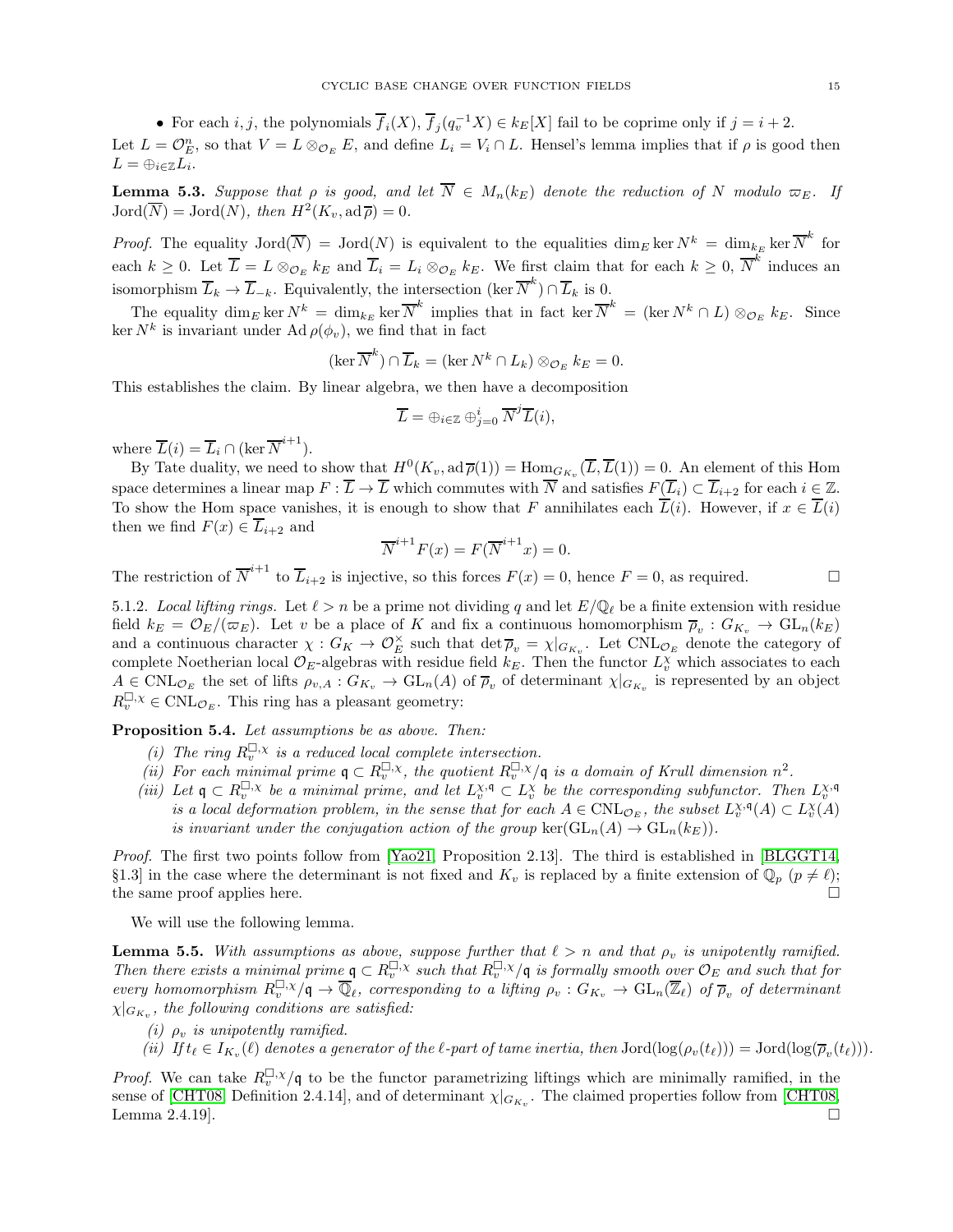- For each $i, j$, the polynomials $\overline{f}_i(X), \overline{f}_j(q_v^{-1}X) \in k_E[X]$ fail to be coprime only if $j = i+2$.

Let $L = \mathcal{O}_E^n$, so that $V = L \otimes_{\mathcal{O}_E} E$, and define $L_i = V_i \cap L$. Hensel's lemma implies that if $\rho$ is good then $L = \oplus_{i \in \mathbb{Z}} L_i$.

**Lemma 5.3.** *Suppose that $\rho$ is good, and let $\overline{N} \in M_n(k_E)$ denote the reduction of $N$ modulo $\varpi_E$. If $\mathrm{Jord}(\overline{N}) = \mathrm{Jord}(N)$, then $H^2(K_v, \mathrm{ad}\,\overline{\rho}) = 0$.*

*Proof.* The equality $\mathrm{Jord}(\overline{N}) = \mathrm{Jord}(N)$ is equivalent to the equalities $\dim_E \ker N^k = \dim_{k_E} \ker \overline{N}^k$ for each $k \geq 0$. Let $\overline{L} = L \otimes_{\mathcal{O}_E} k_E$ and $\overline{L}_i = L_i \otimes_{\mathcal{O}_E} k_E$. We first claim that for each $k \geq 0$, $\overline{N}^k$ induces an isomorphism $\overline{L}_k \to \overline{L}_{-k}$. Equivalently, the intersection $(\ker \overline{N}^k) \cap \overline{L}_k$ is 0.

The equality $\dim_E \ker N^k = \dim_{k_E} \ker \overline{N}^k$ implies that in fact $\ker \overline{N}^k = (\ker N^k \cap L) \otimes_{\mathcal{O}_E} k_E$. Since $\ker N^k$ is invariant under $\mathrm{Ad}\,\rho(\phi_v)$, we find that in fact

$$(\ker \overline{N}^k) \cap \overline{L}_k = (\ker N^k \cap L_k) \otimes_{\mathcal{O}_E} k_E = 0.$$

This establishes the claim. By linear algebra, we then have a decomposition

$$\overline{L} = \oplus_{i \in \mathbb{Z}} \oplus_{j=0}^{i} \overline{N}^j \overline{L}(i),$$

where $\overline{L}(i) = \overline{L}_i \cap (\ker \overline{N}^{i+1})$.

By Tate duality, we need to show that $H^0(K_v, \mathrm{ad}\,\overline{\rho}(1)) = \mathrm{Hom}_{G_{K_v}}(\overline{L}, \overline{L}(1)) = 0$. An element of this Hom space determines a linear map $F : \overline{L} \to \overline{L}$ which commutes with $\overline{N}$ and satisfies $F(\overline{L}_i) \subset \overline{L}_{i+2}$ for each $i \in \mathbb{Z}$. To show the Hom space vanishes, it is enough to show that $F$ annihilates each $\overline{L}(i)$. However, if $x \in \overline{L}(i)$ then we find $F(x) \in \overline{L}_{i+2}$ and

$$\overline{N}^{i+1} F(x) = F(\overline{N}^{i+1} x) = 0.$$

The restriction of $\overline{N}^{i+1}$ to $\overline{L}_{i+2}$ is injective, so this forces $F(x) = 0$, hence $F = 0$, as required. $\square$

5.1.2. *Local lifting rings.* Let $\ell > n$ be a prime not dividing $q$ and let $E/\mathbb{Q}_\ell$ be a finite extension with residue field $k_E = \mathcal{O}_E/(\varpi_E)$. Let $v$ be a place of $K$ and fix a continuous homomorphism $\overline{\rho}_v : G_{K_v} \to \mathrm{GL}_n(k_E)$ and a continuous character $\chi : G_K \to \mathcal{O}_E^\times$ such that $\det \overline{\rho}_v = \chi|_{G_{K_v}}$. Let $\mathrm{CNL}_{\mathcal{O}_E}$ denote the category of complete Noetherian local $\mathcal{O}_E$-algebras with residue field $k_E$. Then the functor $L_v^\chi$ which associates to each $A \in \mathrm{CNL}_{\mathcal{O}_E}$ the set of lifts $\rho_{v,A} : G_{K_v} \to \mathrm{GL}_n(A)$ of $\overline{\rho}_v$ of determinant $\chi|_{G_{K_v}}$ is represented by an object $R_v^{\square,\chi} \in \mathrm{CNL}_{\mathcal{O}_E}$. This ring has a pleasant geometry:

**Proposition 5.4.** *Let assumptions be as above. Then:*

*(i) The ring $R_v^{\square,\chi}$ is a reduced local complete intersection.*

*(ii) For each minimal prime $\mathfrak{q} \subset R_v^{\square,\chi}$, the quotient $R_v^{\square,\chi}/\mathfrak{q}$ is a domain of Krull dimension $n^2$.*

*(iii) Let $\mathfrak{q} \subset R_v^{\square,\chi}$ be a minimal prime, and let $L_v^{\chi,\mathfrak{q}} \subset L_v^\chi$ be the corresponding subfunctor. Then $L_v^{\chi,\mathfrak{q}}$ is a local deformation problem, in the sense that for each $A \in \mathrm{CNL}_{\mathcal{O}_E}$, the subset $L_v^{\chi,\mathfrak{q}}(A) \subset L_v^\chi(A)$ is invariant under the conjugation action of the group $\ker(\mathrm{GL}_n(A) \to \mathrm{GL}_n(k_E))$.*

*Proof.* The first two points follow from [Yao21, Proposition 2.13]. The third is established in [BLGGT14, §1.3] in the case where the determinant is not fixed and $K_v$ is replaced by a finite extension of $\mathbb{Q}_p$ ($p \neq \ell$); the same proof applies here. $\square$

We will use the following lemma.

**Lemma 5.5.** *With assumptions as above, suppose further that $\ell > n$ and that $\rho_v$ is unipotently ramified. Then there exists a minimal prime $\mathfrak{q} \subset R_v^{\square,\chi}$ such that $R_v^{\square,\chi}/\mathfrak{q}$ is formally smooth over $\mathcal{O}_E$ and such that for every homomorphism $R_v^{\square,\chi}/\mathfrak{q} \to \overline{\mathbb{Q}}_\ell$, corresponding to a lifting $\rho_v : G_{K_v} \to \mathrm{GL}_n(\overline{\mathbb{Z}}_\ell)$ of $\overline{\rho}_v$ of determinant $\chi|_{G_{K_v}}$, the following conditions are satisfied:*

*(i) $\rho_v$ is unipotently ramified.*

*(ii) If $t_\ell \in I_{K_v}(\ell)$ denotes a generator of the $\ell$-part of tame inertia, then $\mathrm{Jord}(\log(\rho_v(t_\ell))) = \mathrm{Jord}(\log(\overline{\rho}_v(t_\ell)))$.*

*Proof.* We can take $R_v^{\square,\chi}/\mathfrak{q}$ to be the functor parametrizing liftings which are minimally ramified, in the sense of [CHT08, Definition 2.4.14], and of determinant $\chi|_{G_{K_v}}$. The claimed properties follow from [CHT08, Lemma 2.4.19]. $\square$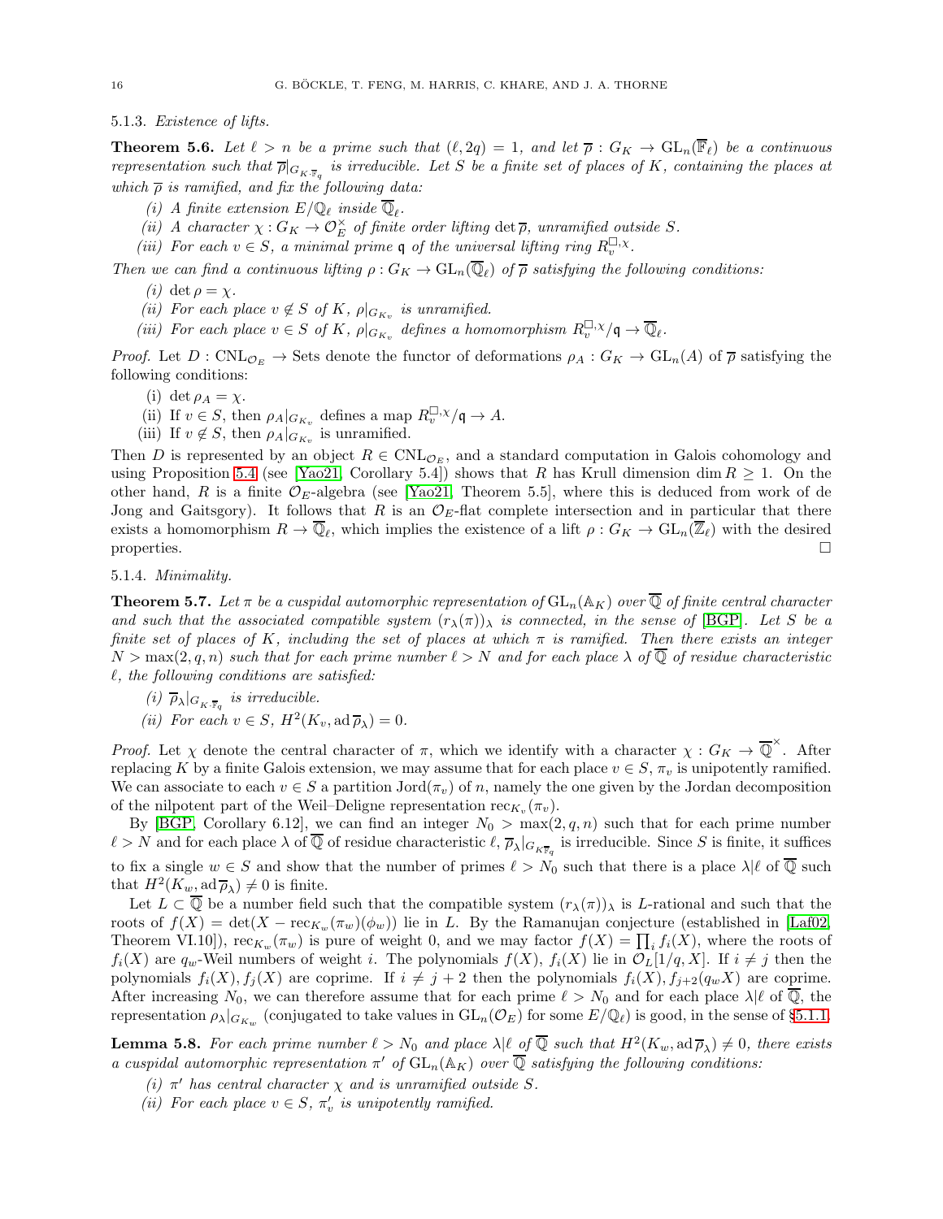#### 5.1.3. *Existence of lifts.*

**Theorem 5.6.** *Let $\ell > n$ be a prime such that $(\ell, 2q) = 1$, and let $\overline{\rho} : G_K \to \mathrm{GL}_n(\overline{\mathbb{F}}_\ell)$ be a continuous representation such that $\overline{\rho}|_{G_{K \cdot \overline{\mathbb{F}}_q}}$ is irreducible. Let $S$ be a finite set of places of $K$, containing the places at which $\overline{\rho}$ is ramified, and fix the following data:*

*(i) A finite extension $E/\mathbb{Q}_\ell$ inside $\overline{\mathbb{Q}}_\ell$.*

*(ii) A character $\chi : G_K \to \mathcal{O}_E^\times$ of finite order lifting $\det \overline{\rho}$, unramified outside $S$.*

*(iii) For each $v \in S$, a minimal prime $\mathfrak{q}$ of the universal lifting ring $R_v^{\square, \chi}$.*

*Then we can find a continuous lifting $\rho : G_K \to \mathrm{GL}_n(\overline{\mathbb{Q}}_\ell)$ of $\overline{\rho}$ satisfying the following conditions:*

*(i) $\det \rho = \chi$.*

*(ii) For each place $v \notin S$ of $K$, $\rho|_{G_{K_v}}$ is unramified.*

*(iii) For each place $v \in S$ of $K$, $\rho|_{G_{K_v}}$ defines a homomorphism $R_v^{\square, \chi}/\mathfrak{q} \to \overline{\mathbb{Q}}_\ell$.*

*Proof.* Let $D : \mathrm{CNL}_{\mathcal{O}_E} \to \mathrm{Sets}$ denote the functor of deformations $\rho_A : G_K \to \mathrm{GL}_n(A)$ of $\overline{\rho}$ satisfying the following conditions:

(i) $\det \rho_A = \chi$.

(ii) If $v \in S$, then $\rho_A|_{G_{K_v}}$ defines a map $R_v^{\square, \chi}/\mathfrak{q} \to A$.

(iii) If $v \notin S$, then $\rho_A|_{G_{K_v}}$ is unramified.

Then $D$ is represented by an object $R \in \mathrm{CNL}_{\mathcal{O}_E}$, and a standard computation in Galois cohomology and using Proposition 5.4 (see [Yao21, Corollary 5.4]) shows that $R$ has Krull dimension $\dim R \geq 1$. On the other hand, $R$ is a finite $\mathcal{O}_E$-algebra (see [Yao21, Theorem 5.5], where this is deduced from work of de Jong and Gaitsgory). It follows that $R$ is an $\mathcal{O}_E$-flat complete intersection and in particular that there exists a homomorphism $R \to \overline{\mathbb{Q}}_\ell$, which implies the existence of a lift $\rho : G_K \to \mathrm{GL}_n(\overline{\mathbb{Z}}_\ell)$ with the desired properties. □

#### 5.1.4. *Minimality.*

**Theorem 5.7.** *Let $\pi$ be a cuspidal automorphic representation of $\mathrm{GL}_n(\mathbb{A}_K)$ over $\overline{\mathbb{Q}}$ of finite central character and such that the associated compatible system $(r_\lambda(\pi))_\lambda$ is connected, in the sense of [BGP]. Let $S$ be a finite set of places of $K$, including the set of places at which $\pi$ is ramified. Then there exists an integer $N > \max(2, q, n)$ such that for each prime number $\ell > N$ and for each place $\lambda$ of $\overline{\mathbb{Q}}$ of residue characteristic $\ell$, the following conditions are satisfied:*

*(i) $\overline{\rho}_\lambda|_{G_{K \cdot \overline{\mathbb{F}}_q}}$ is irreducible.*

*(ii) For each $v \in S$, $H^2(K_v, \mathrm{ad}\, \overline{\rho}_\lambda) = 0$.*

*Proof.* Let $\chi$ denote the central character of $\pi$, which we identify with a character $\chi : G_K \to \overline{\mathbb{Q}}^\times$. After replacing $K$ by a finite Galois extension, we may assume that for each place $v \in S$, $\pi_v$ is unipotently ramified. We can associate to each $v \in S$ a partition $\mathrm{Jord}(\pi_v)$ of $n$, namely the one given by the Jordan decomposition of the nilpotent part of the Weil–Deligne representation $\mathrm{rec}_{K_v}(\pi_v)$.

By [BGP, Corollary 6.12], we can find an integer $N_0 > \max(2, q, n)$ such that for each prime number $\ell > N$ and for each place $\lambda$ of $\overline{\mathbb{Q}}$ of residue characteristic $\ell$, $\overline{\rho}_\lambda|_{G_{K\overline{\mathbb{F}}_q}}$ is irreducible. Since $S$ is finite, it suffices to fix a single $w \in S$ and show that the number of primes $\ell > N_0$ such that there is a place $\lambda | \ell$ of $\overline{\mathbb{Q}}$ such that $H^2(K_w, \mathrm{ad}\, \overline{\rho}_\lambda) \neq 0$ is finite.

Let $L \subset \overline{\mathbb{Q}}$ be a number field such that the compatible system $(r_\lambda(\pi))_\lambda$ is $L$-rational and such that the roots of $f(X) = \det(X - \mathrm{rec}_{K_w}(\pi_w)(\phi_w))$ lie in $L$. By the Ramanujan conjecture (established in [Laf02, Theorem VI.10]), $\mathrm{rec}_{K_w}(\pi_w)$ is pure of weight 0, and we may factor $f(X) = \prod_i f_i(X)$, where the roots of $f_i(X)$ are $q_w$-Weil numbers of weight $i$. The polynomials $f(X)$, $f_i(X)$ lie in $\mathcal{O}_L[1/q, X]$. If $i \neq j$ then the polynomials $f_i(X), f_j(X)$ are coprime. If $i \neq j + 2$ then the polynomials $f_i(X), f_{j+2}(q_w X)$ are coprime. After increasing $N_0$, we can therefore assume that for each prime $\ell > N_0$ and for each place $\lambda | \ell$ of $\overline{\mathbb{Q}}$, the representation $\rho_\lambda|_{G_{K_w}}$ (conjugated to take values in $\mathrm{GL}_n(\mathcal{O}_E)$ for some $E/\mathbb{Q}_\ell$) is good, in the sense of §5.1.1.

**Lemma 5.8.** *For each prime number $\ell > N_0$ and place $\lambda | \ell$ of $\overline{\mathbb{Q}}$ such that $H^2(K_w, \mathrm{ad}\, \overline{\rho}_\lambda) \neq 0$, there exists a cuspidal automorphic representation $\pi'$ of $\mathrm{GL}_n(\mathbb{A}_K)$ over $\overline{\mathbb{Q}}$ satisfying the following conditions:*

*(i) $\pi'$ has central character $\chi$ and is unramified outside $S$.*

*(ii) For each place $v \in S$, $\pi'_v$ is unipotently ramified.*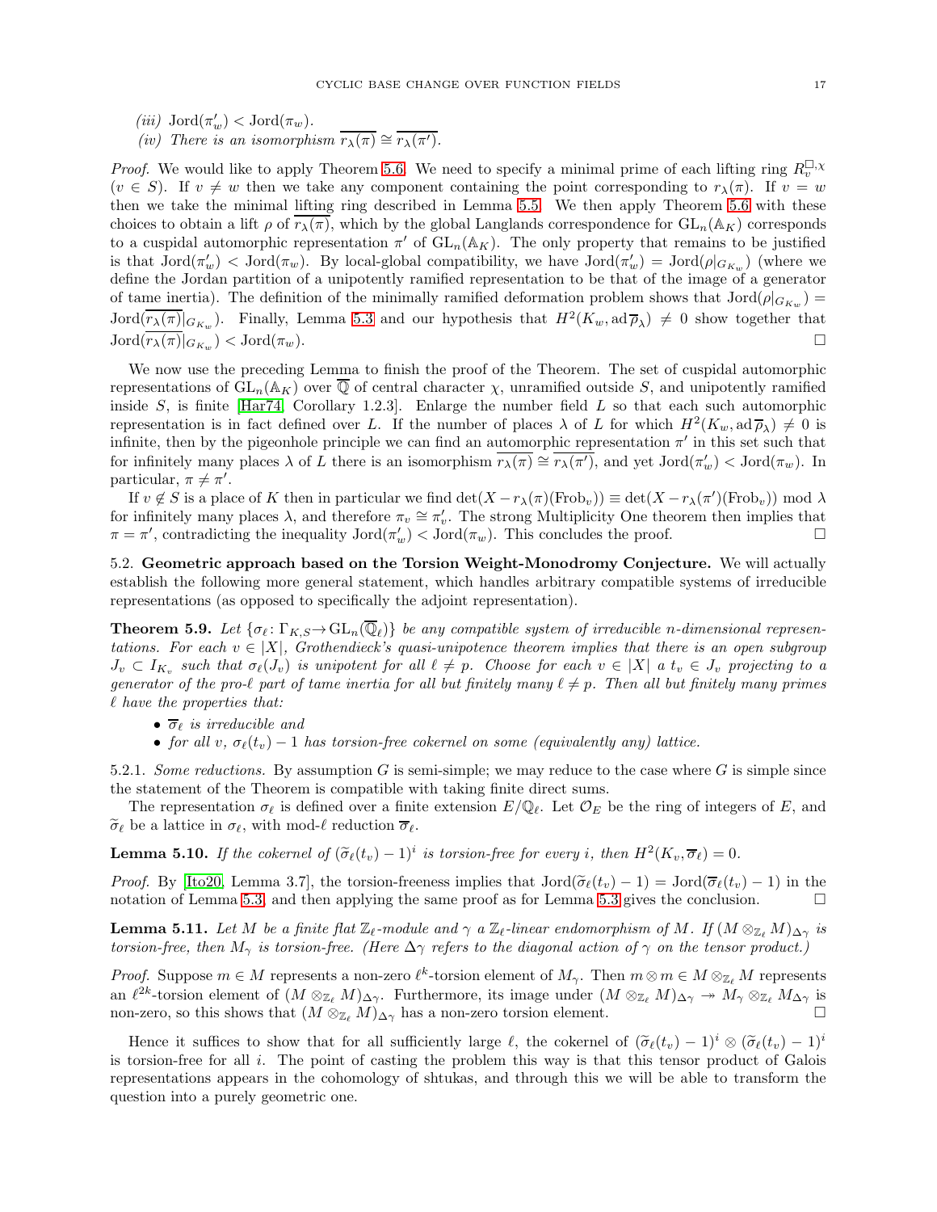(iii) $\mathrm{Jord}(\pi'_w) < \mathrm{Jord}(\pi_w)$.
(iv) There is an isomorphism $\overline{r_\lambda(\pi)} \cong \overline{r_\lambda(\pi')}$.

*Proof.* We would like to apply Theorem 5.6. We need to specify a minimal prime of each lifting ring $R_v^{\square,\chi}$ ($v \in S$). If $v \neq w$ then we take any component containing the point corresponding to $r_\lambda(\pi)$. If $v = w$ then we take the minimal lifting ring described in Lemma 5.5. We then apply Theorem 5.6 with these choices to obtain a lift $\rho$ of $\overline{r_\lambda(\pi)}$, which by the global Langlands correspondence for $\mathrm{GL}_n(\mathbb{A}_K)$ corresponds to a cuspidal automorphic representation $\pi'$ of $\mathrm{GL}_n(\mathbb{A}_K)$. The only property that remains to be justified is that $\mathrm{Jord}(\pi'_w) < \mathrm{Jord}(\pi_w)$. By local-global compatibility, we have $\mathrm{Jord}(\pi'_w) = \mathrm{Jord}(\rho|_{G_{K_w}})$ (where we define the Jordan partition of a unipotently ramified representation to be that of the image of a generator of tame inertia). The definition of the minimally ramified deformation problem shows that $\mathrm{Jord}(\rho|_{G_{K_w}}) = \mathrm{Jord}(\overline{r_\lambda(\pi)}|_{G_{K_w}})$. Finally, Lemma 5.3 and our hypothesis that $H^2(K_w, \mathrm{ad}\,\overline{\rho}_\lambda) \neq 0$ show together that $\mathrm{Jord}(\overline{r_\lambda(\pi)}|_{G_{K_w}}) < \mathrm{Jord}(\pi_w)$. $\square$

We now use the preceding Lemma to finish the proof of the Theorem. The set of cuspidal automorphic representations of $\mathrm{GL}_n(\mathbb{A}_K)$ over $\overline{\mathbb{Q}}$ of central character $\chi$, unramified outside $S$, and unipotently ramified inside $S$, is finite [Har74, Corollary 1.2.3]. Enlarge the number field $L$ so that each such automorphic representation is in fact defined over $L$. If the number of places $\lambda$ of $L$ for which $H^2(K_w, \mathrm{ad}\,\overline{\rho}_\lambda) \neq 0$ is infinite, then by the pigeonhole principle we can find an automorphic representation $\pi'$ in this set such that for infinitely many places $\lambda$ of $L$ there is an isomorphism $\overline{r_\lambda(\pi)} \cong \overline{r_\lambda(\pi')}$, and yet $\mathrm{Jord}(\pi'_w) < \mathrm{Jord}(\pi_w)$. In particular, $\pi \neq \pi'$.

If $v \notin S$ is a place of $K$ then in particular we find $\det(X - r_\lambda(\pi)(\mathrm{Frob}_v)) \equiv \det(X - r_\lambda(\pi')(\mathrm{Frob}_v)) \bmod \lambda$ for infinitely many places $\lambda$, and therefore $\pi_v \cong \pi'_v$. The strong Multiplicity One theorem then implies that $\pi = \pi'$, contradicting the inequality $\mathrm{Jord}(\pi'_w) < \mathrm{Jord}(\pi_w)$. This concludes the proof. $\square$

## 5.2. Geometric approach based on the Torsion Weight-Monodromy Conjecture.

We will actually establish the following more general statement, which handles arbitrary compatible systems of irreducible representations (as opposed to specifically the adjoint representation).

**Theorem 5.9.** *Let $\{\sigma_\ell \colon \Gamma_{K,S} \to \mathrm{GL}_n(\overline{\mathbb{Q}}_\ell)\}$ be any compatible system of irreducible $n$-dimensional representations. For each $v \in |X|$, Grothendieck's quasi-unipotence theorem implies that there is an open subgroup $J_v \subset I_{K_v}$ such that $\sigma_\ell(J_v)$ is unipotent for all $\ell \neq p$. Choose for each $v \in |X|$ a $t_v \in J_v$ projecting to a generator of the pro-$\ell$ part of tame inertia for all but finitely many $\ell \neq p$. Then all but finitely many primes $\ell$ have the properties that:*

- *$\overline{\sigma}_\ell$ is irreducible and*
- *for all $v$, $\sigma_\ell(t_v) - 1$ has torsion-free cokernel on some (equivalently any) lattice.*

5.2.1. *Some reductions.* By assumption $G$ is semi-simple; we may reduce to the case where $G$ is simple since the statement of the Theorem is compatible with taking finite direct sums.

The representation $\sigma_\ell$ is defined over a finite extension $E/\mathbb{Q}_\ell$. Let $\mathcal{O}_E$ be the ring of integers of $E$, and $\widetilde{\sigma}_\ell$ be a lattice in $\sigma_\ell$, with mod-$\ell$ reduction $\overline{\sigma}_\ell$.

**Lemma 5.10.** *If the cokernel of $(\widetilde{\sigma}_\ell(t_v) - 1)^i$ is torsion-free for every $i$, then $H^2(K_v, \overline{\sigma}_\ell) = 0$.*

*Proof.* By [Ito20, Lemma 3.7], the torsion-freeness implies that $\mathrm{Jord}(\widetilde{\sigma}_\ell(t_v) - 1) = \mathrm{Jord}(\overline{\sigma}_\ell(t_v) - 1)$ in the notation of Lemma 5.3, and then applying the same proof as for Lemma 5.3 gives the conclusion. $\square$

**Lemma 5.11.** *Let $M$ be a finite flat $\mathbb{Z}_\ell$-module and $\gamma$ a $\mathbb{Z}_\ell$-linear endomorphism of $M$. If $(M \otimes_{\mathbb{Z}_\ell} M)_{\Delta\gamma}$ is torsion-free, then $M_\gamma$ is torsion-free. (Here $\Delta\gamma$ refers to the diagonal action of $\gamma$ on the tensor product.)*

*Proof.* Suppose $m \in M$ represents a non-zero $\ell^k$-torsion element of $M_\gamma$. Then $m \otimes m \in M \otimes_{\mathbb{Z}_\ell} M$ represents an $\ell^{2k}$-torsion element of $(M \otimes_{\mathbb{Z}_\ell} M)_{\Delta\gamma}$. Furthermore, its image under $(M \otimes_{\mathbb{Z}_\ell} M)_{\Delta\gamma} \twoheadrightarrow M_\gamma \otimes_{\mathbb{Z}_\ell} M_{\Delta\gamma}$ is non-zero, so this shows that $(M \otimes_{\mathbb{Z}_\ell} M)_{\Delta\gamma}$ has a non-zero torsion element. $\square$

Hence it suffices to show that for all sufficiently large $\ell$, the cokernel of $(\widetilde{\sigma}_\ell(t_v) - 1)^i \otimes (\widetilde{\sigma}_\ell(t_v) - 1)^i$ is torsion-free for all $i$. The point of casting the problem this way is that this tensor product of Galois representations appears in the cohomology of shtukas, and through this we will be able to transform the question into a purely geometric one.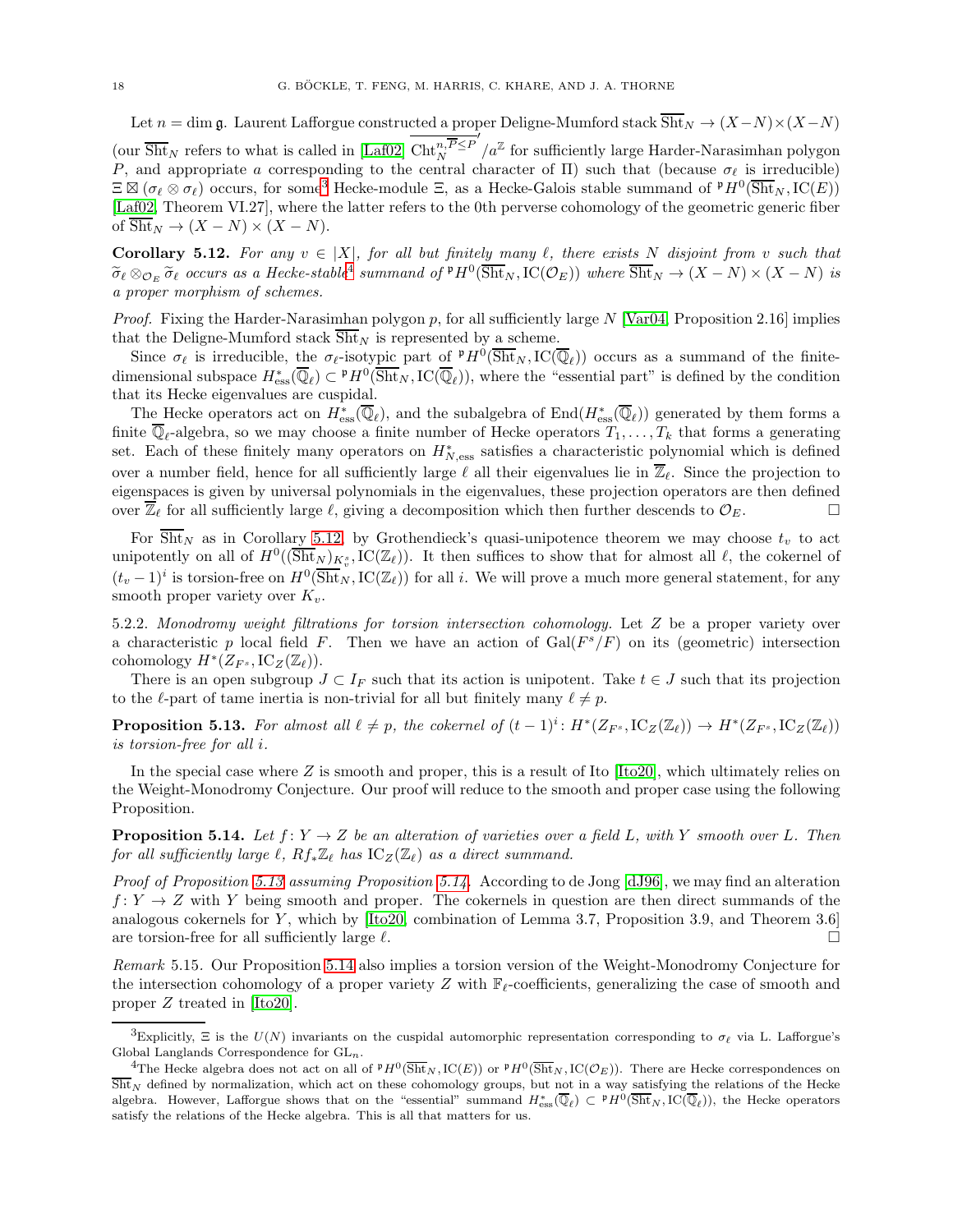Let $n = \dim \mathfrak{g}$. Laurent Lafforgue constructed a proper Deligne-Mumford stack $\overline{\mathrm{Sht}}_N \to (X-N)\times(X-N)$ (our $\overline{\mathrm{Sht}}_N$ refers to what is called in [Laf02] $\overline{\mathrm{Cht}_N^{n,\overline{P}\leq P}}'/a^{\mathbb{Z}}$ for sufficiently large Harder-Narasimhan polygon $P$, and appropriate $a$ corresponding to the central character of $\Pi$) such that (because $\sigma_\ell$ is irreducible) $\Xi \boxtimes (\sigma_\ell \otimes \sigma_\ell)$ occurs, for some[3] Hecke-module $\Xi$, as a Hecke-Galois stable summand of ${}^{\mathfrak{p}}H^0(\overline{\mathrm{Sht}}_N, \mathrm{IC}(E))$ [Laf02, Theorem VI.27], where the latter refers to the 0th perverse cohomology of the geometric generic fiber of $\overline{\mathrm{Sht}}_N \to (X-N)\times(X-N)$.

**Corollary 5.12.** *For any $v \in |X|$, for all but finitely many $\ell$, there exists $N$ disjoint from $v$ such that $\widetilde{\sigma}_\ell \otimes_{\mathcal{O}_E} \widetilde{\sigma}_\ell$ occurs as a Hecke-stable[4] summand of ${}^{\mathfrak{p}}H^0(\overline{\mathrm{Sht}}_N, \mathrm{IC}(\mathcal{O}_E))$ where $\overline{\mathrm{Sht}}_N \to (X-N)\times(X-N)$ is a proper morphism of schemes.*

*Proof.* Fixing the Harder-Narasimhan polygon $p$, for all sufficiently large $N$ [Var04, Proposition 2.16] implies that the Deligne-Mumford stack $\overline{\mathrm{Sht}}_N$ is represented by a scheme.

Since $\sigma_\ell$ is irreducible, the $\sigma_\ell$-isotypic part of ${}^{\mathfrak{p}}H^0(\overline{\mathrm{Sht}}_N, \mathrm{IC}(\overline{\mathbb{Q}}_\ell))$ occurs as a summand of the finite-dimensional subspace $H^*_{\mathrm{ess}}(\overline{\mathbb{Q}}_\ell) \subset {}^{\mathfrak{p}}H^0(\overline{\mathrm{Sht}}_N, \mathrm{IC}(\overline{\mathbb{Q}}_\ell))$, where the "essential part" is defined by the condition that its Hecke eigenvalues are cuspidal.

The Hecke operators act on $H^*_{\mathrm{ess}}(\overline{\mathbb{Q}}_\ell)$, and the subalgebra of $\mathrm{End}(H^*_{\mathrm{ess}}(\overline{\mathbb{Q}}_\ell))$ generated by them forms a finite $\overline{\mathbb{Q}}_\ell$-algebra, so we may choose a finite number of Hecke operators $T_1, \ldots, T_k$ that forms a generating set. Each of these finitely many operators on $H^*_{N,\mathrm{ess}}$ satisfies a characteristic polynomial which is defined over a number field, hence for all sufficiently large $\ell$ all their eigenvalues lie in $\overline{\mathbb{Z}}_\ell$. Since the projection to eigenspaces is given by universal polynomials in the eigenvalues, these projection operators are then defined over $\overline{\mathbb{Z}}_\ell$ for all sufficiently large $\ell$, giving a decomposition which then further descends to $\mathcal{O}_E$. □

For $\overline{\mathrm{Sht}}_N$ as in Corollary 5.12, by Grothendieck's quasi-unipotence theorem we may choose $t_v$ to act unipotently on all of $H^0((\overline{\mathrm{Sht}}_N)_{K_v^s}, \mathrm{IC}(\mathbb{Z}_\ell))$. It then suffices to show that for almost all $\ell$, the cokernel of $(t_v - 1)^i$ is torsion-free on $H^0(\overline{\mathrm{Sht}}_N, \mathrm{IC}(\mathbb{Z}_\ell))$ for all $i$. We will prove a much more general statement, for any smooth proper variety over $K_v$.

5.2.2. *Monodromy weight filtrations for torsion intersection cohomology.* Let $Z$ be a proper variety over a characteristic $p$ local field $F$. Then we have an action of $\mathrm{Gal}(F^s/F)$ on its (geometric) intersection cohomology $H^*(Z_{F^s}, \mathrm{IC}_Z(\mathbb{Z}_\ell))$.

There is an open subgroup $J \subset I_F$ such that its action is unipotent. Take $t \in J$ such that its projection to the $\ell$-part of tame inertia is non-trivial for all but finitely many $\ell \neq p$.

**Proposition 5.13.** *For almost all $\ell \neq p$, the cokernel of $(t-1)^i \colon H^*(Z_{F^s}, \mathrm{IC}_Z(\mathbb{Z}_\ell)) \to H^*(Z_{F^s}, \mathrm{IC}_Z(\mathbb{Z}_\ell))$ is torsion-free for all $i$.*

In the special case where $Z$ is smooth and proper, this is a result of Ito [Ito20], which ultimately relies on the Weight-Monodromy Conjecture. Our proof will reduce to the smooth and proper case using the following Proposition.

**Proposition 5.14.** *Let $f \colon Y \to Z$ be an alteration of varieties over a field $L$, with $Y$ smooth over $L$. Then for all sufficiently large $\ell$, $Rf_*\mathbb{Z}_\ell$ has $\mathrm{IC}_Z(\mathbb{Z}_\ell)$ as a direct summand.*

*Proof of Proposition 5.13 assuming Proposition 5.14.* According to de Jong [dJ96], we may find an alteration $f \colon Y \to Z$ with $Y$ being smooth and proper. The cokernels in question are then direct summands of the analogous cokernels for $Y$, which by [Ito20, combination of Lemma 3.7, Proposition 3.9, and Theorem 3.6] are torsion-free for all sufficiently large $\ell$. □

*Remark* 5.15. Our Proposition 5.14 also implies a torsion version of the Weight-Monodromy Conjecture for the intersection cohomology of a proper variety $Z$ with $\mathbb{F}_\ell$-coefficients, generalizing the case of smooth and proper $Z$ treated in [Ito20].

[3] Explicitly, $\Xi$ is the $U(N)$ invariants on the cuspidal automorphic representation corresponding to $\sigma_\ell$ via L. Lafforgue's Global Langlands Correspondence for $\mathrm{GL}_n$.

[4] The Hecke algebra does not act on all of ${}^{\mathfrak{p}}H^0(\overline{\mathrm{Sht}}_N, \mathrm{IC}(E))$ or ${}^{\mathfrak{p}}H^0(\overline{\mathrm{Sht}}_N, \mathrm{IC}(\mathcal{O}_E))$. There are Hecke correspondences on $\overline{\mathrm{Sht}}_N$ defined by normalization, which act on these cohomology groups, but not in a way satisfying the relations of the Hecke algebra. However, Lafforgue shows that on the "essential" summand $H^*_{\mathrm{ess}}(\overline{\mathbb{Q}}_\ell) \subset {}^{\mathfrak{p}}H^0(\overline{\mathrm{Sht}}_N, \mathrm{IC}(\overline{\mathbb{Q}}_\ell))$, the Hecke operators satisfy the relations of the Hecke algebra. This is all that matters for us.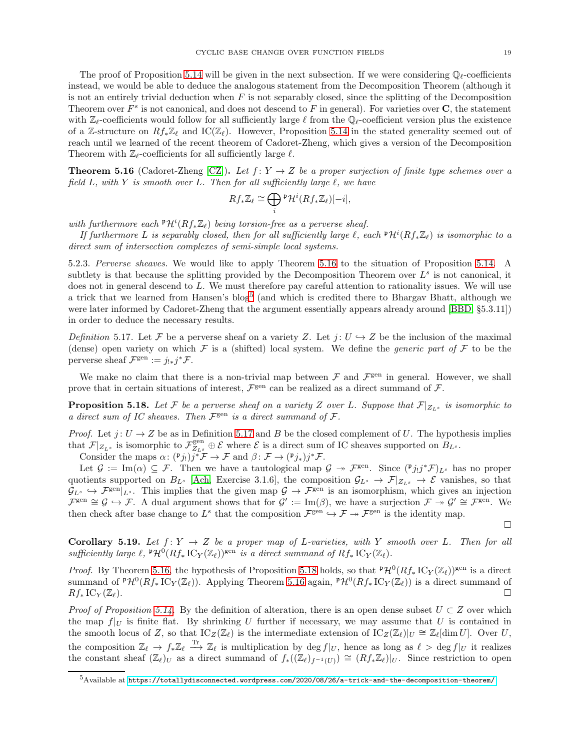The proof of Proposition 5.14 will be given in the next subsection. If we were considering $\mathbb{Q}_\ell$-coefficients instead, we would be able to deduce the analogous statement from the Decomposition Theorem (although it is not an entirely trivial deduction when $F$ is not separably closed, since the splitting of the Decomposition Theorem over $F^s$ is not canonical, and does not descend to $F$ in general). For varieties over $\mathbf{C}$, the statement with $\mathbb{Z}_\ell$-coefficients would follow for all sufficiently large $\ell$ from the $\mathbb{Q}_\ell$-coefficient version plus the existence of a $\mathbb{Z}$-structure on $Rf_*\mathbb{Z}_\ell$ and $\mathrm{IC}(\mathbb{Z}_\ell)$. However, Proposition 5.14 in the stated generality seemed out of reach until we learned of the recent theorem of Cadoret-Zheng, which gives a version of the Decomposition Theorem with $\mathbb{Z}_\ell$-coefficients for all sufficiently large $\ell$.

**Theorem 5.16** (Cadoret-Zheng [CZ])**.** *Let $f\colon Y \to Z$ be a proper surjection of finite type schemes over a field $L$, with $Y$ is smooth over $L$. Then for all sufficiently large $\ell$, we have*

$$Rf_*\mathbb{Z}_\ell \cong \bigoplus_i {}^{\mathfrak{p}}\mathcal{H}^i(Rf_*\mathbb{Z}_\ell)[-i],$$

*with furthermore each ${}^{\mathfrak{p}}\mathcal{H}^i(Rf_*\mathbb{Z}_\ell)$ being torsion-free as a perverse sheaf.*

*If furthermore $L$ is separably closed, then for all sufficiently large $\ell$, each ${}^{\mathfrak{p}}\mathcal{H}^i(Rf_*\mathbb{Z}_\ell)$ is isomorphic to a direct sum of intersection complexes of semi-simple local systems.*

5.2.3. *Perverse sheaves.* We would like to apply Theorem 5.16 to the situation of Proposition 5.14. A subtlety is that because the splitting provided by the Decomposition Theorem over $L^s$ is not canonical, it does not in general descend to $L$. We must therefore pay careful attention to rationality issues. We will use a trick that we learned from Hansen's blog[5] (and which is credited there to Bhargav Bhatt, although we were later informed by Cadoret-Zheng that the argument essentially appears already around [BBD, §5.3.11]) in order to deduce the necessary results.

*Definition* 5.17. Let $\mathcal{F}$ be a perverse sheaf on a variety $Z$. Let $j\colon U \hookrightarrow Z$ be the inclusion of the maximal (dense) open variety on which $\mathcal{F}$ is a (shifted) local system. We define the *generic part of* $\mathcal{F}$ to be the perverse sheaf $\mathcal{F}^{\mathrm{gen}} := j_{!*}j^*\mathcal{F}$.

We make no claim that there is a non-trivial map between $\mathcal{F}$ and $\mathcal{F}^{\mathrm{gen}}$ in general. However, we shall prove that in certain situations of interest, $\mathcal{F}^{\mathrm{gen}}$ can be realized as a direct summand of $\mathcal{F}$.

**Proposition 5.18.** *Let $\mathcal{F}$ be a perverse sheaf on a variety $Z$ over $L$. Suppose that $\mathcal{F}|_{Z_{L^s}}$ is isomorphic to a direct sum of IC sheaves. Then $\mathcal{F}^{\mathrm{gen}}$ is a direct summand of $\mathcal{F}$.*

*Proof.* Let $j\colon U \to Z$ be as in Definition 5.17 and $B$ be the closed complement of $U$. The hypothesis implies that $\mathcal{F}|_{Z_{L^s}}$ is isomorphic to $\mathcal{F}^{\mathrm{gen}}_{Z_{L^s}} \oplus \mathcal{E}$ where $\mathcal{E}$ is a direct sum of IC sheaves supported on $B_{L^s}$.

Consider the maps $\alpha\colon ({}^{\mathfrak{p}}j_!)j^*\mathcal{F} \to \mathcal{F}$ and $\beta\colon \mathcal{F} \to ({}^{\mathfrak{p}}j_*)j^*\mathcal{F}$.

Let $\mathcal{G} := \mathrm{Im}(\alpha) \subseteq \mathcal{F}$. Then we have a tautological map $\mathcal{G} \twoheadrightarrow \mathcal{F}^{\mathrm{gen}}$. Since $({}^{\mathfrak{p}}j_!j^*\mathcal{F})_{L^s}$ has no proper quotients supported on $B_{L^s}$ [Ach, Exercise 3.1.6], the composition $\mathcal{G}_{L^s} \to \mathcal{F}|_{Z_{L^s}} \to \mathcal{E}$ vanishes, so that $\mathcal{G}_{L^s} \hookrightarrow \mathcal{F}^{\mathrm{gen}}|_{L^s}$. This implies that the given map $\mathcal{G} \to \mathcal{F}^{\mathrm{gen}}$ is an isomorphism, which gives an injection $\mathcal{F}^{\mathrm{gen}} \cong \mathcal{G} \hookrightarrow \mathcal{F}$. A dual argument shows that for $\mathcal{G}' := \mathrm{Im}(\beta)$, we have a surjection $\mathcal{F} \twoheadrightarrow \mathcal{G}' \cong \mathcal{F}^{\mathrm{gen}}$. We then check after base change to $L^s$ that the composition $\mathcal{F}^{\mathrm{gen}} \hookrightarrow \mathcal{F} \twoheadrightarrow \mathcal{F}^{\mathrm{gen}}$ is the identity map. □

**Corollary 5.19.** *Let $f\colon Y \to Z$ be a proper map of $L$-varieties, with $Y$ smooth over $L$. Then for all sufficiently large $\ell$, ${}^{\mathfrak{p}}\mathcal{H}^0(Rf_*\,\mathrm{IC}_Y(\mathbb{Z}_\ell))^{\mathrm{gen}}$ is a direct summand of $Rf_*\,\mathrm{IC}_Y(\mathbb{Z}_\ell)$.*

*Proof.* By Theorem 5.16, the hypothesis of Proposition 5.18 holds, so that ${}^{\mathfrak{p}}\mathcal{H}^0(Rf_*\,\mathrm{IC}_Y(\mathbb{Z}_\ell))^{\mathrm{gen}}$ is a direct summand of ${}^{\mathfrak{p}}\mathcal{H}^0(Rf_*\,\mathrm{IC}_Y(\mathbb{Z}_\ell))$. Applying Theorem 5.16 again, ${}^{\mathfrak{p}}\mathcal{H}^0(Rf_*\,\mathrm{IC}_Y(\mathbb{Z}_\ell))$ is a direct summand of $Rf_*\,\mathrm{IC}_Y(\mathbb{Z}_\ell)$. □

*Proof of Proposition 5.14.* By the definition of alteration, there is an open dense subset $U \subset Z$ over which the map $f|_U$ is finite flat. By shrinking $U$ further if necessary, we may assume that $U$ is contained in the smooth locus of $Z$, so that $\mathrm{IC}_Z(\mathbb{Z}_\ell)$ is the intermediate extension of $\mathrm{IC}_Z(\mathbb{Z}_\ell)|_U \cong \mathbb{Z}_\ell[\dim U]$. Over $U$, the composition $\mathbb{Z}_\ell \to f_*\mathbb{Z}_\ell \xrightarrow{\mathrm{Tr}} \mathbb{Z}_\ell$ is multiplication by $\deg f|_U$, hence as long as $\ell > \deg f|_U$ it realizes the constant sheaf $(\mathbb{Z}_\ell)_U$ as a direct summand of $f_*((\mathbb{Z}_\ell)_{f^{-1}(U)}) \cong (Rf_*\mathbb{Z}_\ell)|_U$. Since restriction to open

[5] Available at https://totallydisconnected.wordpress.com/2020/08/26/a-trick-and-the-decomposition-theorem/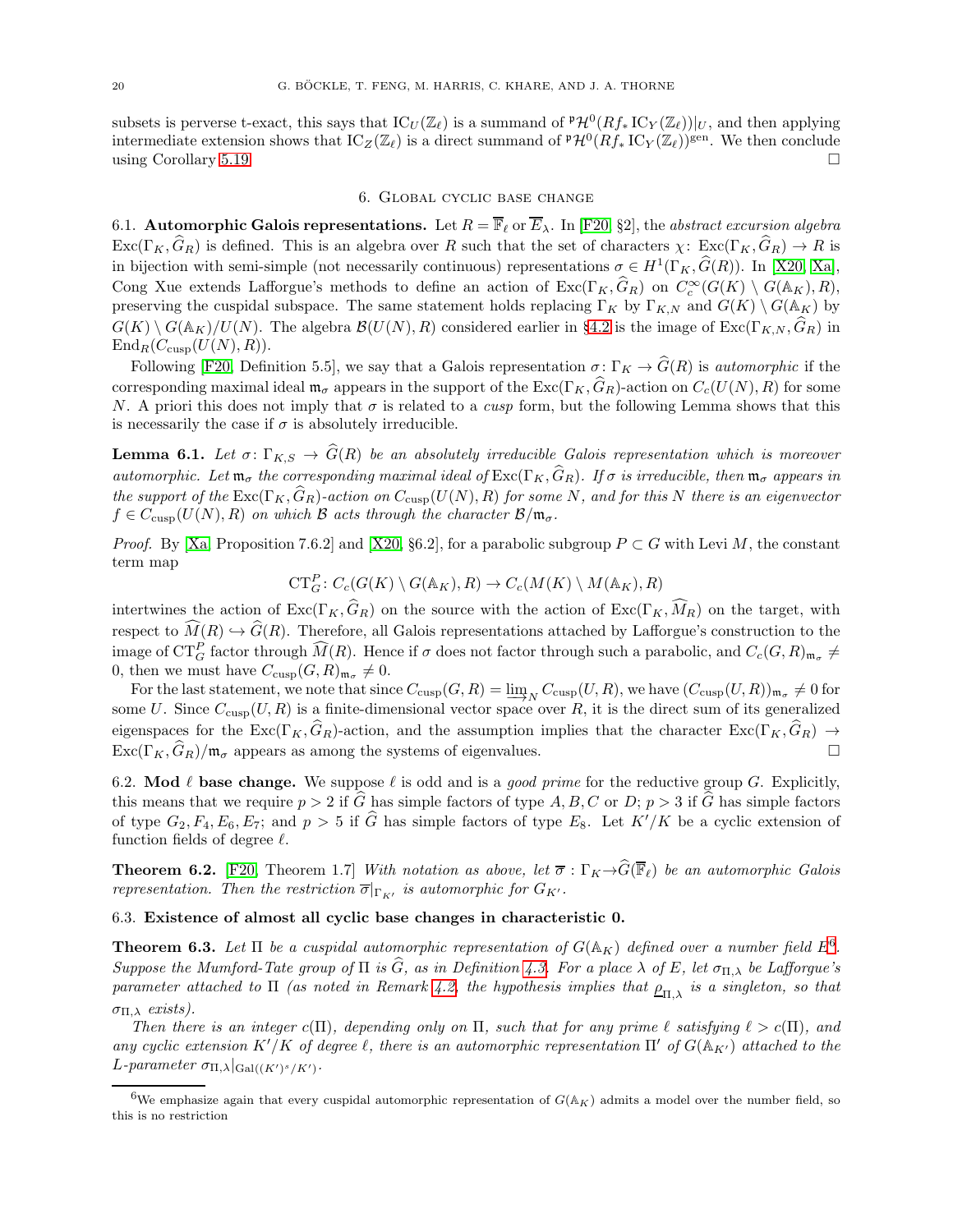subsets is perverse t-exact, this says that $\mathrm{IC}_U(\mathbb{Z}_\ell)$ is a summand of ${}^{\mathfrak{p}}\mathcal{H}^0(Rf_* \mathrm{IC}_Y(\mathbb{Z}_\ell))|_U$, and then applying intermediate extension shows that $\mathrm{IC}_Z(\mathbb{Z}_\ell)$ is a direct summand of ${}^{\mathfrak{p}}\mathcal{H}^0(Rf_* \mathrm{IC}_Y(\mathbb{Z}_\ell))^{\mathrm{gen}}$. We then conclude using Corollary 5.19. □

## 6. Global cyclic base change

**6.1. Automorphic Galois representations.** Let $R = \overline{\mathbb{F}}_\ell$ or $\overline{E}_\lambda$. In [F20, §2], the *abstract excursion algebra* $\mathrm{Exc}(\Gamma_K, \widehat{G}_R)$ is defined. This is an algebra over $R$ such that the set of characters $\chi\colon \mathrm{Exc}(\Gamma_K, \widehat{G}_R) \to R$ is in bijection with semi-simple (not necessarily continuous) representations $\sigma \in H^1(\Gamma_K, \widehat{G}(R))$. In [X20, Xa], Cong Xue extends Lafforgue's methods to define an action of $\mathrm{Exc}(\Gamma_K, \widehat{G}_R)$ on $C_c^\infty(G(K) \setminus G(\mathbb{A}_K), R)$, preserving the cuspidal subspace. The same statement holds replacing $\Gamma_K$ by $\Gamma_{K,N}$ and $G(K) \setminus G(\mathbb{A}_K)$ by $G(K) \setminus G(\mathbb{A}_K)/U(N)$. The algebra $\mathcal{B}(U(N), R)$ considered earlier in §4.2 is the image of $\mathrm{Exc}(\Gamma_{K,N}, \widehat{G}_R)$ in $\mathrm{End}_R(C_{\mathrm{cusp}}(U(N), R))$.

Following [F20, Definition 5.5], we say that a Galois representation $\sigma\colon \Gamma_K \to \widehat{G}(R)$ is *automorphic* if the corresponding maximal ideal $\mathfrak{m}_\sigma$ appears in the support of the $\mathrm{Exc}(\Gamma_K, \widehat{G}_R)$-action on $C_c(U(N), R)$ for some $N$. A priori this does not imply that $\sigma$ is related to a *cusp* form, but the following Lemma shows that this is necessarily the case if $\sigma$ is absolutely irreducible.

**Lemma 6.1.** *Let $\sigma\colon \Gamma_{K,S} \to \widehat{G}(R)$ be an absolutely irreducible Galois representation which is moreover automorphic. Let $\mathfrak{m}_\sigma$ the corresponding maximal ideal of $\mathrm{Exc}(\Gamma_K, \widehat{G}_R)$. If $\sigma$ is irreducible, then $\mathfrak{m}_\sigma$ appears in the support of the $\mathrm{Exc}(\Gamma_K, \widehat{G}_R)$-action on $C_{\mathrm{cusp}}(U(N), R)$ for some $N$, and for this $N$ there is an eigenvector $f \in C_{\mathrm{cusp}}(U(N), R)$ on which $\mathcal{B}$ acts through the character $\mathcal{B}/\mathfrak{m}_\sigma$.*

*Proof.* By [Xa, Proposition 7.6.2] and [X20, §6.2], for a parabolic subgroup $P \subset G$ with Levi $M$, the constant term map

$$\mathrm{CT}_G^P\colon C_c(G(K) \setminus G(\mathbb{A}_K), R) \to C_c(M(K) \setminus M(\mathbb{A}_K), R)$$

intertwines the action of $\mathrm{Exc}(\Gamma_K, \widehat{G}_R)$ on the source with the action of $\mathrm{Exc}(\Gamma_K, \widehat{M}_R)$ on the target, with respect to $\widehat{M}(R) \hookrightarrow \widehat{G}(R)$. Therefore, all Galois representations attached by Lafforgue's construction to the image of $\mathrm{CT}_G^P$ factor through $\widehat{M}(R)$. Hence if $\sigma$ does not factor through such a parabolic, and $C_c(G, R)_{\mathfrak{m}_\sigma} \neq 0$, then we must have $C_{\mathrm{cusp}}(G, R)_{\mathfrak{m}_\sigma} \neq 0$.

For the last statement, we note that since $C_{\mathrm{cusp}}(G, R) = \varinjlim_N C_{\mathrm{cusp}}(U, R)$, we have $(C_{\mathrm{cusp}}(U, R))_{\mathfrak{m}_\sigma} \neq 0$ for some $U$. Since $C_{\mathrm{cusp}}(U, R)$ is a finite-dimensional vector space over $R$, it is the direct sum of its generalized eigenspaces for the $\mathrm{Exc}(\Gamma_K, \widehat{G}_R)$-action, and the assumption implies that the character $\mathrm{Exc}(\Gamma_K, \widehat{G}_R) \to \mathrm{Exc}(\Gamma_K, \widehat{G}_R)/\mathfrak{m}_\sigma$ appears as among the systems of eigenvalues. □

**6.2. Mod $\ell$ base change.** We suppose $\ell$ is odd and is a *good prime* for the reductive group $G$. Explicitly, this means that we require $p > 2$ if $\widehat{G}$ has simple factors of type $A, B, C$ or $D$; $p > 3$ if $\widehat{G}$ has simple factors of type $G_2, F_4, E_6, E_7$; and $p > 5$ if $\widehat{G}$ has simple factors of type $E_8$. Let $K'/K$ be a cyclic extension of function fields of degree $\ell$.

**Theorem 6.2.** [F20, Theorem 1.7] *With notation as above, let $\overline{\sigma}: \Gamma_K \to \widehat{G}(\overline{\mathbb{F}}_\ell)$ be an automorphic Galois representation. Then the restriction $\overline{\sigma}|_{\Gamma_{K'}}$ is automorphic for $G_{K'}$.*

**6.3. Existence of almost all cyclic base changes in characteristic 0.**

**Theorem 6.3.** *Let $\Pi$ be a cuspidal automorphic representation of $G(\mathbb{A}_K)$ defined over a number field $E$[6]. Suppose the Mumford-Tate group of $\Pi$ is $\widehat{G}$, as in Definition 4.3. For a place $\lambda$ of $E$, let $\sigma_{\Pi,\lambda}$ be Lafforgue's parameter attached to $\Pi$ (as noted in Remark 4.2, the hypothesis implies that $\underline{\rho}_{\Pi,\lambda}$ is a singleton, so that $\sigma_{\Pi,\lambda}$ exists).*

*Then there is an integer $c(\Pi)$, depending only on $\Pi$, such that for any prime $\ell$ satisfying $\ell > c(\Pi)$, and any cyclic extension $K'/K$ of degree $\ell$, there is an automorphic representation $\Pi'$ of $G(\mathbb{A}_{K'})$ attached to the $L$-parameter $\sigma_{\Pi,\lambda}|_{\mathrm{Gal}((K')^s/K')}$.*

[6] We emphasize again that every cuspidal automorphic representation of $G(\mathbb{A}_K)$ admits a model over the number field, so this is no restriction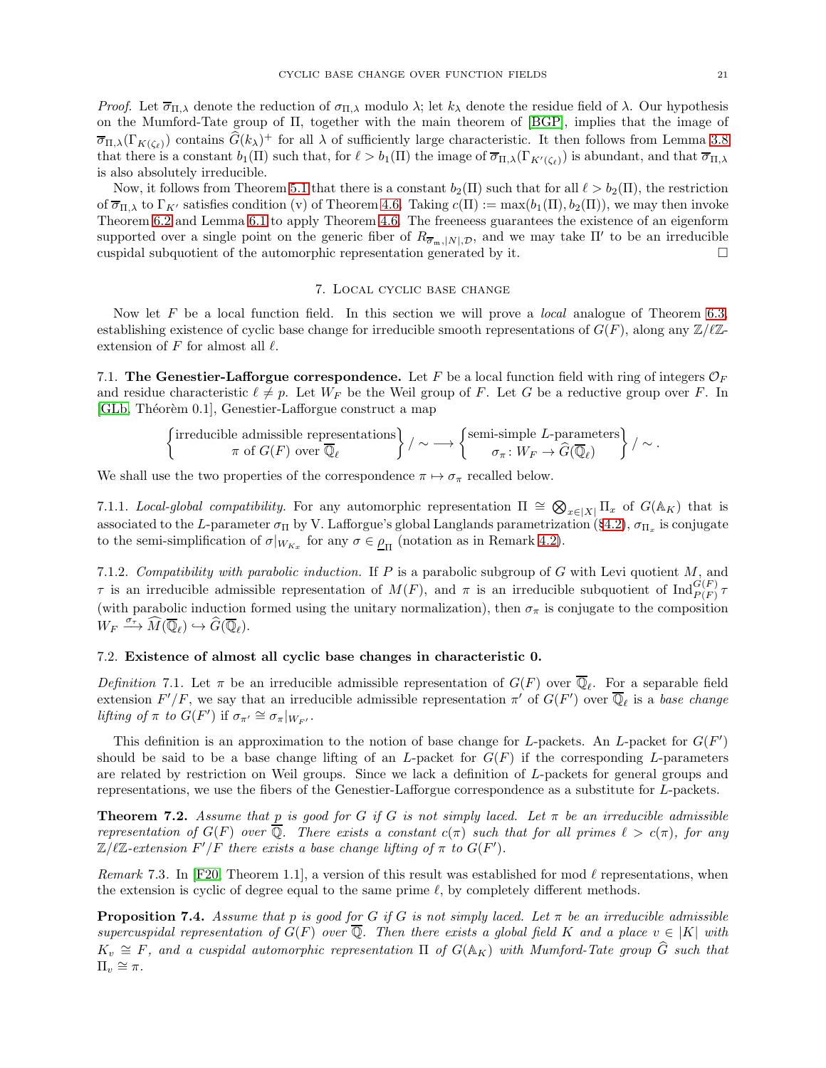*Proof.* Let $\overline{\sigma}_{\Pi,\lambda}$ denote the reduction of $\sigma_{\Pi,\lambda}$ modulo $\lambda$; let $k_\lambda$ denote the residue field of $\lambda$. Our hypothesis on the Mumford-Tate group of $\Pi$, together with the main theorem of [BGP], implies that the image of $\overline{\sigma}_{\Pi,\lambda}(\Gamma_{K(\zeta_\ell)})$ contains $\widehat{G}(k_\lambda)^+$ for all $\lambda$ of sufficiently large characteristic. It then follows from Lemma 3.8 that there is a constant $b_1(\Pi)$ such that, for $\ell > b_1(\Pi)$ the image of $\overline{\sigma}_{\Pi,\lambda}(\Gamma_{K'(\zeta_\ell)})$ is abundant, and that $\overline{\sigma}_{\Pi,\lambda}$ is also absolutely irreducible.

Now, it follows from Theorem 5.1 that there is a constant $b_2(\Pi)$ such that for all $\ell > b_2(\Pi)$, the restriction of $\overline{\sigma}_{\Pi,\lambda}$ to $\Gamma_{K'}$ satisfies condition (v) of Theorem 4.6. Taking $c(\Pi) := \max(b_1(\Pi), b_2(\Pi))$, we may then invoke Theorem 6.2 and Lemma 6.1 to apply Theorem 4.6. The freeneess guarantees the existence of an eigenform supported over a single point on the generic fiber of $R_{\overline{\sigma}_{\mathfrak{m}},|N|,\mathcal{D}}$, and we may take $\Pi'$ to be an irreducible cuspidal subquotient of the automorphic representation generated by it. $\square$

## 7. Local cyclic base change

Now let $F$ be a local function field. In this section we will prove a *local* analogue of Theorem 6.3, establishing existence of cyclic base change for irreducible smooth representations of $G(F)$, along any $\mathbb{Z}/\ell\mathbb{Z}$-extension of $F$ for almost all $\ell$.

### 7.1. The Genestier-Lafforgue correspondence.

Let $F$ be a local function field with ring of integers $\mathcal{O}_F$ and residue characteristic $\ell \neq p$. Let $W_F$ be the Weil group of $F$. Let $G$ be a reductive group over $F$. In [GLb, Théorèm 0.1], Genestier-Lafforgue construct a map

$$\left\{ \begin{matrix} \text{irreducible admissible representations} \\ \pi \text{ of } G(F) \text{ over } \overline{\mathbb{Q}}_\ell \end{matrix} \right\} / \sim \longrightarrow \left\{ \begin{matrix} \text{semi-simple } L\text{-parameters} \\ \sigma_\pi \colon W_F \to \widehat{G}(\overline{\mathbb{Q}}_\ell) \end{matrix} \right\} / \sim .$$

We shall use the two properties of the correspondence $\pi \mapsto \sigma_\pi$ recalled below.

7.1.1. *Local-global compatibility.* For any automorphic representation $\Pi \cong \bigotimes_{x\in|X|} \Pi_x$ of $G(\mathbb{A}_K)$ that is associated to the $L$-parameter $\sigma_\Pi$ by V. Lafforgue's global Langlands parametrization (§4.2), $\sigma_{\Pi_x}$ is conjugate to the semi-simplification of $\sigma|_{W_{K_x}}$ for any $\sigma \in \underline{\rho}_\Pi$ (notation as in Remark 4.2).

7.1.2. *Compatibility with parabolic induction.* If $P$ is a parabolic subgroup of $G$ with Levi quotient $M$, and $\tau$ is an irreducible admissible representation of $M(F)$, and $\pi$ is an irreducible subquotient of $\mathrm{Ind}_{P(F)}^{G(F)} \tau$ (with parabolic induction formed using the unitary normalization), then $\sigma_\pi$ is conjugate to the composition $W_F \xrightarrow{\sigma_\tau} \widehat{M}(\overline{\mathbb{Q}}_\ell) \hookrightarrow \widehat{G}(\overline{\mathbb{Q}}_\ell)$.

### 7.2. Existence of almost all cyclic base changes in characteristic 0.

*Definition* 7.1. Let $\pi$ be an irreducible admissible representation of $G(F)$ over $\overline{\mathbb{Q}}_\ell$. For a separable field extension $F'/F$, we say that an irreducible admissible representation $\pi'$ of $G(F')$ over $\overline{\mathbb{Q}}_\ell$ is a *base change lifting of $\pi$ to $G(F')$* if $\sigma_{\pi'} \cong \sigma_\pi|_{W_{F'}}$.

This definition is an approximation to the notion of base change for $L$-packets. An $L$-packet for $G(F')$ should be said to be a base change lifting of an $L$-packet for $G(F)$ if the corresponding $L$-parameters are related by restriction on Weil groups. Since we lack a definition of $L$-packets for general groups and representations, we use the fibers of the Genestier-Lafforgue correspondence as a substitute for $L$-packets.

**Theorem 7.2.** *Assume that $p$ is good for $G$ if $G$ is not simply laced. Let $\pi$ be an irreducible admissible representation of $G(F)$ over $\overline{\mathbb{Q}}$. There exists a constant $c(\pi)$ such that for all primes $\ell > c(\pi)$, for any $\mathbb{Z}/\ell\mathbb{Z}$-extension $F'/F$ there exists a base change lifting of $\pi$ to $G(F')$.*

*Remark* 7.3. In [F20, Theorem 1.1], a version of this result was established for mod $\ell$ representations, when the extension is cyclic of degree equal to the same prime $\ell$, by completely different methods.

**Proposition 7.4.** *Assume that $p$ is good for $G$ if $G$ is not simply laced. Let $\pi$ be an irreducible admissible supercuspidal representation of $G(F)$ over $\overline{\mathbb{Q}}$. Then there exists a global field $K$ and a place $v \in |K|$ with $K_v \cong F$, and a cuspidal automorphic representation $\Pi$ of $G(\mathbb{A}_K)$ with Mumford-Tate group $\widehat{G}$ such that $\Pi_v \cong \pi$.*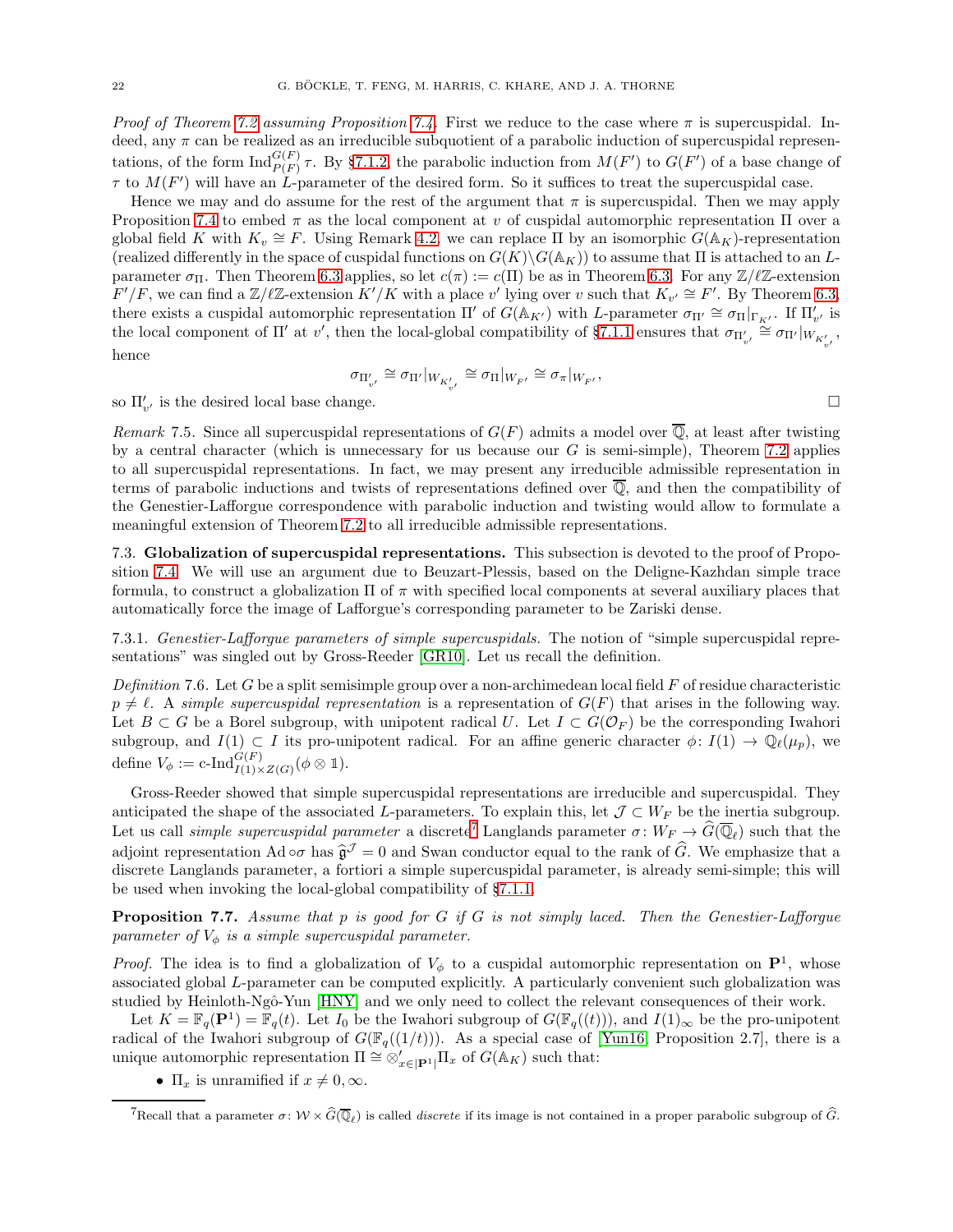*Proof of Theorem 7.2 assuming Proposition 7.4.* First we reduce to the case where $\pi$ is supercuspidal. Indeed, any $\pi$ can be realized as an irreducible subquotient of a parabolic induction of supercuspidal representations, of the form $\mathrm{Ind}_{P(F)}^{G(F)} \tau$. By §7.1.2, the parabolic induction from $M(F')$ to $G(F')$ of a base change of $\tau$ to $M(F')$ will have an $L$-parameter of the desired form. So it suffices to treat the supercuspidal case.

Hence we may and do assume for the rest of the argument that $\pi$ is supercuspidal. Then we may apply Proposition 7.4 to embed $\pi$ as the local component at $v$ of cuspidal automorphic representation $\Pi$ over a global field $K$ with $K_v \cong F$. Using Remark 4.2, we can replace $\Pi$ by an isomorphic $G(\mathbb{A}_K)$-representation (realized differently in the space of cuspidal functions on $G(K)\backslash G(\mathbb{A}_K)$) to assume that $\Pi$ is attached to an $L$-parameter $\sigma_\Pi$. Then Theorem 6.3 applies, so let $c(\pi) := c(\Pi)$ be as in Theorem 6.3. For any $\mathbb{Z}/\ell\mathbb{Z}$-extension $F'/F$, we can find a $\mathbb{Z}/\ell\mathbb{Z}$-extension $K'/K$ with a place $v'$ lying over $v$ such that $K_{v'} \cong F'$. By Theorem 6.3, there exists a cuspidal automorphic representation $\Pi'$ of $G(\mathbb{A}_{K'})$ with $L$-parameter $\sigma_{\Pi'} \cong \sigma_\Pi|_{\Gamma_{K'}}$. If $\Pi'_{v'}$ is the local component of $\Pi'$ at $v'$, then the local-global compatibility of §7.1.1 ensures that $\sigma_{\Pi'_{v'}} \cong \sigma_{\Pi'}|_{W_{K'_{v'}}}$, hence

$$\sigma_{\Pi'_{v'}} \cong \sigma_{\Pi'}|_{W_{K'_{v'}}} \cong \sigma_\Pi|_{W_{F'}} \cong \sigma_\pi|_{W_{F'}},$$

so $\Pi'_{v'}$ is the desired local base change. $\square$

*Remark* 7.5. Since all supercuspidal representations of $G(F)$ admits a model over $\overline{\mathbb{Q}}$, at least after twisting by a central character (which is unnecessary for us because our $G$ is semi-simple), Theorem 7.2 applies to all supercuspidal representations. In fact, we may present any irreducible admissible representation in terms of parabolic inductions and twists of representations defined over $\overline{\mathbb{Q}}$, and then the compatibility of the Genestier-Lafforgue correspondence with parabolic induction and twisting would allow to formulate a meaningful extension of Theorem 7.2 to all irreducible admissible representations.

## 7.3. Globalization of supercuspidal representations.

This subsection is devoted to the proof of Proposition 7.4. We will use an argument due to Beuzart-Plessis, based on the Deligne-Kazhdan simple trace formula, to construct a globalization $\Pi$ of $\pi$ with specified local components at several auxiliary places that automatically force the image of Lafforgue's corresponding parameter to be Zariski dense.

7.3.1. *Genestier-Lafforgue parameters of simple supercuspidals.* The notion of "simple supercuspidal representations" was singled out by Gross-Reeder [GR10]. Let us recall the definition.

*Definition* 7.6. Let $G$ be a split semisimple group over a non-archimedean local field $F$ of residue characteristic $p \neq \ell$. A *simple supercuspidal representation* is a representation of $G(F)$ that arises in the following way. Let $B \subset G$ be a Borel subgroup, with unipotent radical $U$. Let $I \subset G(\mathcal{O}_F)$ be the corresponding Iwahori subgroup, and $I(1) \subset I$ its pro-unipotent radical. For an affine generic character $\phi \colon I(1) \to \mathbb{Q}_\ell(\mu_p)$, we define $V_\phi := \text{c-Ind}_{I(1)\times Z(G)}^{G(F)}(\phi \otimes \mathbb{1})$.

Gross-Reeder showed that simple supercuspidal representations are irreducible and supercuspidal. They anticipated the shape of the associated $L$-parameters. To explain this, let $\mathcal{J} \subset W_F$ be the inertia subgroup. Let us call *simple supercuspidal parameter* a discrete[7] Langlands parameter $\sigma \colon W_F \to \widehat{G}(\overline{\mathbb{Q}}_\ell)$ such that the adjoint representation $\mathrm{Ad} \circ \sigma$ has $\widehat{\mathfrak{g}}^{\mathcal{J}} = 0$ and Swan conductor equal to the rank of $\widehat{G}$. We emphasize that a discrete Langlands parameter, a fortiori a simple supercuspidal parameter, is already semi-simple; this will be used when invoking the local-global compatibility of §7.1.1.

**Proposition 7.7.** *Assume that $p$ is good for $G$ if $G$ is not simply laced. Then the Genestier-Lafforgue parameter of $V_\phi$ is a simple supercuspidal parameter.*

*Proof.* The idea is to find a globalization of $V_\phi$ to a cuspidal automorphic representation on $\mathbf{P}^1$, whose associated global $L$-parameter can be computed explicitly. A particularly convenient such globalization was studied by Heinloth-Ngô-Yun [HNY] and we only need to collect the relevant consequences of their work.

Let $K = \mathbb{F}_q(\mathbf{P}^1) = \mathbb{F}_q(t)$. Let $I_0$ be the Iwahori subgroup of $G(\mathbb{F}_q((t)))$, and $I(1)_\infty$ be the pro-unipotent radical of the Iwahori subgroup of $G(\mathbb{F}_q((1/t)))$. As a special case of [Yun16, Proposition 2.7], there is a unique automorphic representation $\Pi \cong \otimes'_{x\in|\mathbf{P}^1|} \Pi_x$ of $G(\mathbb{A}_K)$ such that:

- $\Pi_x$ is unramified if $x \neq 0, \infty$.

[7] Recall that a parameter $\sigma \colon \mathcal{W} \times \widehat{G}(\overline{\mathbb{Q}}_\ell)$ is called *discrete* if its image is not contained in a proper parabolic subgroup of $\widehat{G}$.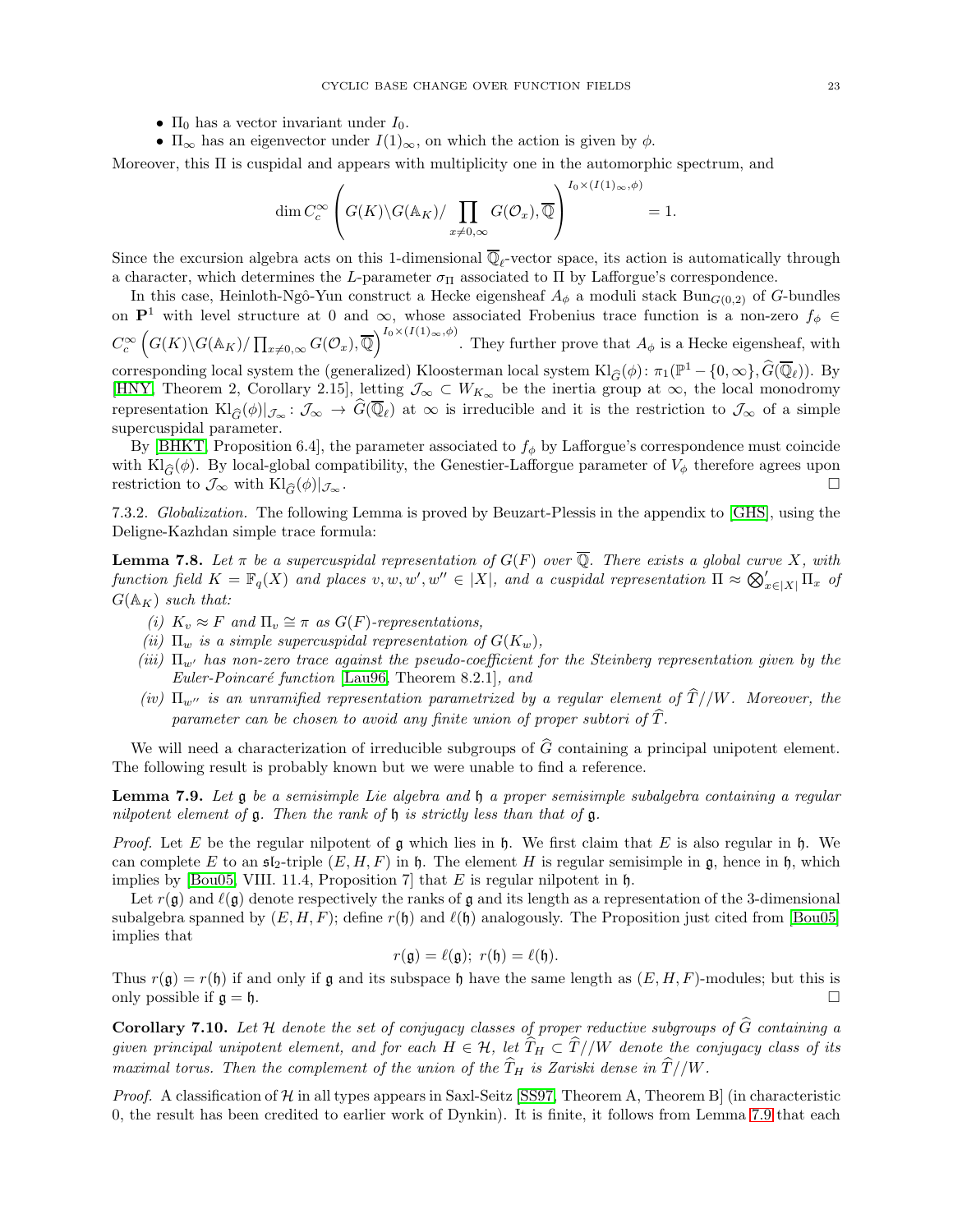- $\Pi_0$ has a vector invariant under $I_0$.
- $\Pi_\infty$ has an eigenvector under $I(1)_\infty$, on which the action is given by $\phi$.

Moreover, this $\Pi$ is cuspidal and appears with multiplicity one in the automorphic spectrum, and

$$\dim C_c^\infty\left(G(K)\backslash G(\mathbb{A}_K)/\prod_{x\neq 0,\infty} G(\mathcal{O}_x), \overline{\mathbb{Q}}\right)^{I_0\times(I(1)_\infty,\phi)} = 1.$$

Since the excursion algebra acts on this 1-dimensional $\overline{\mathbb{Q}}_\ell$-vector space, its action is automatically through a character, which determines the $L$-parameter $\sigma_\Pi$ associated to $\Pi$ by Lafforgue's correspondence.

In this case, Heinloth-Ngô-Yun construct a Hecke eigensheaf $A_\phi$ a moduli stack $\mathrm{Bun}_{G(0,2)}$ of $G$-bundles on $\mathbf{P}^1$ with level structure at 0 and $\infty$, whose associated Frobenius trace function is a non-zero $f_\phi \in C_c^\infty\left(G(K)\backslash G(\mathbb{A}_K)/\prod_{x\neq 0,\infty} G(\mathcal{O}_x), \overline{\mathbb{Q}}\right)^{I_0\times(I(1)_\infty,\phi)}$. They further prove that $A_\phi$ is a Hecke eigensheaf, with corresponding local system the (generalized) Kloosterman local system $\mathrm{Kl}_{\widehat{G}}(\phi)\colon \pi_1(\mathbb{P}^1 - \{0,\infty\}, \widehat{G}(\overline{\mathbb{Q}}_\ell))$. By [HNY, Theorem 2, Corollary 2.15], letting $\mathcal{J}_\infty \subset W_{K_\infty}$ be the inertia group at $\infty$, the local monodromy representation $\mathrm{Kl}_{\widehat{G}}(\phi)|_{\mathcal{J}_\infty}\colon \mathcal{J}_\infty \to \widehat{G}(\overline{\mathbb{Q}}_\ell)$ at $\infty$ is irreducible and it is the restriction to $\mathcal{J}_\infty$ of a simple supercuspidal parameter.

By [BHKT, Proposition 6.4], the parameter associated to $f_\phi$ by Lafforgue's correspondence must coincide with $\mathrm{Kl}_{\widehat{G}}(\phi)$. By local-global compatibility, the Genestier-Lafforgue parameter of $V_\phi$ therefore agrees upon restriction to $\mathcal{J}_\infty$ with $\mathrm{Kl}_{\widehat{G}}(\phi)|_{\mathcal{J}_\infty}$. $\square$

7.3.2. *Globalization.* The following Lemma is proved by Beuzart-Plessis in the appendix to [GHS], using the Deligne-Kazhdan simple trace formula:

**Lemma 7.8.** *Let $\pi$ be a supercuspidal representation of $G(F)$ over $\overline{\mathbb{Q}}$. There exists a global curve $X$, with function field $K = \mathbb{F}_q(X)$ and places $v, w, w', w'' \in |X|$, and a cuspidal representation $\Pi \approx \bigotimes'_{x\in|X|} \Pi_x$ of $G(\mathbb{A}_K)$ such that:*

*(i) $K_v \approx F$ and $\Pi_v \cong \pi$ as $G(F)$-representations,*
*(ii) $\Pi_w$ is a simple supercuspidal representation of $G(K_w)$,*
*(iii) $\Pi_{w'}$ has non-zero trace against the pseudo-coefficient for the Steinberg representation given by the Euler-Poincaré function [Lau96, Theorem 8.2.1], and*
*(iv) $\Pi_{w''}$ is an unramified representation parametrized by a regular element of $\widehat{T}//W$. Moreover, the parameter can be chosen to avoid any finite union of proper subtori of $\widehat{T}$.*

We will need a characterization of irreducible subgroups of $\widehat{G}$ containing a principal unipotent element. The following result is probably known but we were unable to find a reference.

**Lemma 7.9.** *Let $\mathfrak{g}$ be a semisimple Lie algebra and $\mathfrak{h}$ a proper semisimple subalgebra containing a regular nilpotent element of $\mathfrak{g}$. Then the rank of $\mathfrak{h}$ is strictly less than that of $\mathfrak{g}$.*

*Proof.* Let $E$ be the regular nilpotent of $\mathfrak{g}$ which lies in $\mathfrak{h}$. We first claim that $E$ is also regular in $\mathfrak{h}$. We can complete $E$ to an $\mathfrak{sl}_2$-triple $(E, H, F)$ in $\mathfrak{h}$. The element $H$ is regular semisimple in $\mathfrak{g}$, hence in $\mathfrak{h}$, which implies by [Bou05, VIII. 11.4, Proposition 7] that $E$ is regular nilpotent in $\mathfrak{h}$.

Let $r(\mathfrak{g})$ and $\ell(\mathfrak{g})$ denote respectively the ranks of $\mathfrak{g}$ and its length as a representation of the 3-dimensional subalgebra spanned by $(E, H, F)$; define $r(\mathfrak{h})$ and $\ell(\mathfrak{h})$ analogously. The Proposition just cited from [Bou05] implies that

$$r(\mathfrak{g}) = \ell(\mathfrak{g});\ r(\mathfrak{h}) = \ell(\mathfrak{h}).$$

Thus $r(\mathfrak{g}) = r(\mathfrak{h})$ if and only if $\mathfrak{g}$ and its subspace $\mathfrak{h}$ have the same length as $(E, H, F)$-modules; but this is only possible if $\mathfrak{g} = \mathfrak{h}$. $\square$

**Corollary 7.10.** *Let $\mathcal{H}$ denote the set of conjugacy classes of proper reductive subgroups of $\widehat{G}$ containing a given principal unipotent element, and for each $H \in \mathcal{H}$, let $\widehat{T}_H \subset \widehat{T}//W$ denote the conjugacy class of its maximal torus. Then the complement of the union of the $\widehat{T}_H$ is Zariski dense in $\widehat{T}//W$.*

*Proof.* A classification of $\mathcal{H}$ in all types appears in Saxl-Seitz [SS97, Theorem A, Theorem B] (in characteristic 0, the result has been credited to earlier work of Dynkin). It is finite, it follows from Lemma 7.9 that each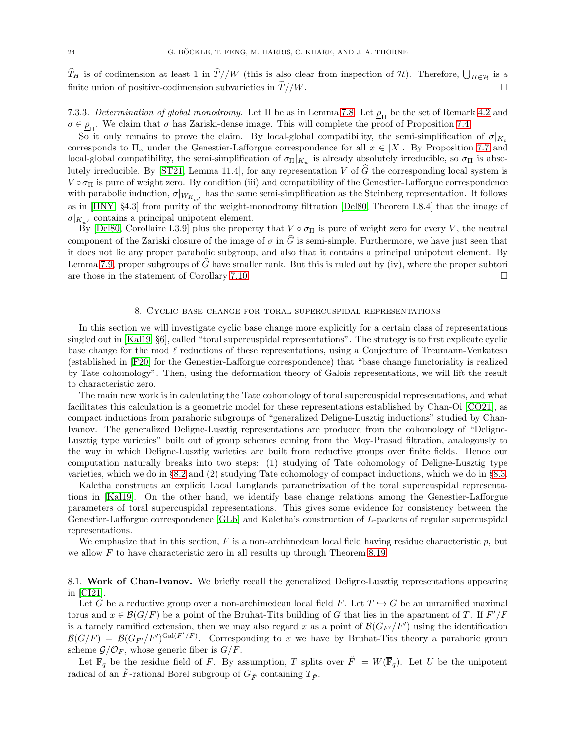$\widehat{T}_H$ is of codimension at least 1 in $\widehat{T}//W$ (this is also clear from inspection of $\mathcal{H}$). Therefore, $\bigcup_{H\in\mathcal{H}}$ is a finite union of positive-codimension subvarieties in $\widetilde{T}//W$. □

7.3.3. *Determination of global monodromy.* Let $\Pi$ be as in Lemma 7.8. Let $\underline{\rho}_\Pi$ be the set of Remark 4.2 and $\sigma \in \underline{\rho}_\Pi$. We claim that $\sigma$ has Zariski-dense image. This will complete the proof of Proposition 7.4.

So it only remains to prove the claim. By local-global compatibility, the semi-simplification of $\sigma|_{K_x}$ corresponds to $\Pi_x$ under the Genestier-Lafforgue correspondence for all $x \in |X|$. By Proposition 7.7 and local-global compatibility, the semi-simplification of $\sigma_\Pi|_{K_w}$ is already absolutely irreducible, so $\sigma_\Pi$ is absolutely irreducible. By [ST21, Lemma 11.4], for any representation $V$ of $\widehat{G}$ the corresponding local system is $V \circ \sigma_\Pi$ is pure of weight zero. By condition (iii) and compatibility of the Genestier-Lafforgue correspondence with parabolic induction, $\sigma|_{W_{K_{w'}}}$ has the same semi-simplification as the Steinberg representation. It follows as in [HNY, §4.3] from purity of the weight-monodromy filtration [Del80, Theorem I.8.4] that the image of $\sigma|_{K_{w'}}$ contains a principal unipotent element.

By [Del80, Corollaire I.3.9] plus the property that $V \circ \sigma_\Pi$ is pure of weight zero for every $V$, the neutral component of the Zariski closure of the image of $\sigma$ in $\widehat{G}$ is semi-simple. Furthermore, we have just seen that it does not lie any proper parabolic subgroup, and also that it contains a principal unipotent element. By Lemma 7.9, proper subgroups of $\widehat{G}$ have smaller rank. But this is ruled out by (iv), where the proper subtori are those in the statement of Corollary 7.10. □

## 8. Cyclic base change for toral supercuspidal representations

In this section we will investigate cyclic base change more explicitly for a certain class of representations singled out in [Kal19, §6], called "toral supercuspidal representations". The strategy is to first explicate cyclic base change for the mod $\ell$ reductions of these representations, using a Conjecture of Treumann-Venkatesh (established in [F20] for the Genestier-Lafforgue correspondence) that "base change functoriality is realized by Tate cohomology". Then, using the deformation theory of Galois representations, we will lift the result to characteristic zero.

The main new work is in calculating the Tate cohomology of toral supercuspidal representations, and what facilitates this calculation is a geometric model for these representations established by Chan-Oi [CO21], as compact inductions from parahoric subgroups of "generalized Deligne-Lusztig inductions" studied by Chan-Ivanov. The generalized Deligne-Lusztig representations are produced from the cohomology of "Deligne-Lusztig type varieties" built out of group schemes coming from the Moy-Prasad filtration, analogously to the way in which Deligne-Lusztig varieties are built from reductive groups over finite fields. Hence our computation naturally breaks into two steps: (1) studying of Tate cohomology of Deligne-Lusztig type varieties, which we do in §8.2 and (2) studying Tate cohomology of compact inductions, which we do in §8.3.

Kaletha constructs an explicit Local Langlands parametrization of the toral supercuspidal representations in [Kal19]. On the other hand, we identify base change relations among the Genestier-Lafforgue parameters of toral supercuspidal representations. This gives some evidence for consistency between the Genestier-Lafforgue correspondence [GLb] and Kaletha's construction of $L$-packets of regular supercuspidal representations.

We emphasize that in this section, $F$ is a non-archimedean local field having residue characteristic $p$, but we allow $F$ to have characteristic zero in all results up through Theorem 8.19.

### 8.1. **Work of Chan-Ivanov.**

We briefly recall the generalized Deligne-Lusztig representations appearing in [CI21].

Let $G$ be a reductive group over a non-archimedean local field $F$. Let $T \hookrightarrow G$ be an unramified maximal torus and $x \in \mathcal{B}(G/F)$ be a point of the Bruhat-Tits building of $G$ that lies in the apartment of $T$. If $F'/F$ is a tamely ramified extension, then we may also regard $x$ as a point of $\mathcal{B}(G_{F'}/F')$ using the identification $\mathcal{B}(G/F) = \mathcal{B}(G_{F'}/F')^{\mathrm{Gal}(F'/F)}$. Corresponding to $x$ we have by Bruhat-Tits theory a parahoric group scheme $\mathcal{G}/\mathcal{O}_F$, whose generic fiber is $G/F$.

Let $\mathbb{F}_q$ be the residue field of $F$. By assumption, $T$ splits over $\breve{F} := W(\overline{\mathbb{F}}_q)$. Let $U$ be the unipotent radical of an $\breve{F}$-rational Borel subgroup of $G_{\breve{F}}$ containing $T_{\breve{F}}$.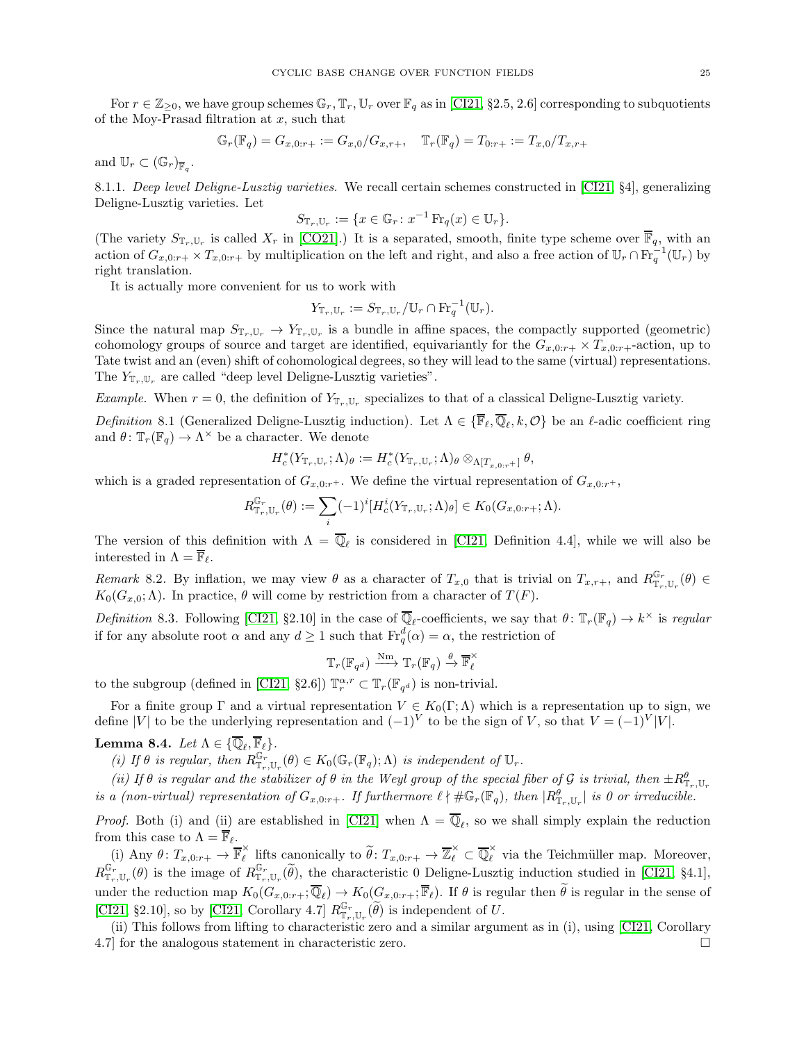For $r \in \mathbb{Z}_{\geq 0}$, we have group schemes $\mathbb{G}_r, \mathbb{T}_r, \mathbb{U}_r$ over $\mathbb{F}_q$ as in [CI21, §2.5, 2.6] corresponding to subquotients of the Moy-Prasad filtration at $x$, such that

$$\mathbb{G}_r(\mathbb{F}_q) = G_{x,0:r+} := G_{x,0}/G_{x,r+}, \quad \mathbb{T}_r(\mathbb{F}_q) = T_{0:r+} := T_{x,0}/T_{x,r+}$$

and $\mathbb{U}_r \subset (\mathbb{G}_r)_{\overline{\mathbb{F}}_q}$.

8.1.1. *Deep level Deligne-Lusztig varieties.* We recall certain schemes constructed in [CI21, §4], generalizing Deligne-Lusztig varieties. Let

$$S_{\mathbb{T}_r,\mathbb{U}_r} := \{x \in \mathbb{G}_r : x^{-1}\operatorname{Fr}_q(x) \in \mathbb{U}_r\}.$$

(The variety $S_{\mathbb{T}_r,\mathbb{U}_r}$ is called $X_r$ in [CO21].) It is a separated, smooth, finite type scheme over $\overline{\mathbb{F}}_q$, with an action of $G_{x,0:r+} \times T_{x,0:r+}$ by multiplication on the left and right, and also a free action of $\mathbb{U}_r \cap \operatorname{Fr}_q^{-1}(\mathbb{U}_r)$ by right translation.

It is actually more convenient for us to work with

$$Y_{\mathbb{T}_r,\mathbb{U}_r} := S_{\mathbb{T}_r,\mathbb{U}_r}/\mathbb{U}_r \cap \operatorname{Fr}_q^{-1}(\mathbb{U}_r).$$

Since the natural map $S_{\mathbb{T}_r,\mathbb{U}_r} \to Y_{\mathbb{T}_r,\mathbb{U}_r}$ is a bundle in affine spaces, the compactly supported (geometric) cohomology groups of source and target are identified, equivariantly for the $G_{x,0:r+} \times T_{x,0:r+}$-action, up to Tate twist and an (even) shift of cohomological degrees, so they will lead to the same (virtual) representations. The $Y_{\mathbb{T}_r,\mathbb{U}_r}$ are called "deep level Deligne-Lusztig varieties".

*Example.* When $r = 0$, the definition of $Y_{\mathbb{T}_r,\mathbb{U}_r}$ specializes to that of a classical Deligne-Lusztig variety.

*Definition* 8.1 (Generalized Deligne-Lusztig induction). Let $\Lambda \in \{\overline{\mathbb{F}}_\ell, \overline{\mathbb{Q}}_\ell, k, \mathcal{O}\}$ be an $\ell$-adic coefficient ring and $\theta : \mathbb{T}_r(\mathbb{F}_q) \to \Lambda^\times$ be a character. We denote

$$H^*_c(Y_{\mathbb{T}_r,\mathbb{U}_r};\Lambda)_\theta := H^*_c(Y_{\mathbb{T}_r,\mathbb{U}_r};\Lambda)_\theta \otimes_{\Lambda[T_{x,0:r^+}]} \theta,$$

which is a graded representation of $G_{x,0:r^+}$. We define the virtual representation of $G_{x,0:r^+}$,

$$R^{\mathbb{G}_r}_{\mathbb{T}_r,\mathbb{U}_r}(\theta) := \sum_i (-1)^i [H^i_c(Y_{\mathbb{T}_r,\mathbb{U}_r};\Lambda)_\theta] \in K_0(G_{x,0:r+};\Lambda).$$

The version of this definition with $\Lambda = \overline{\mathbb{Q}}_\ell$ is considered in [CI21, Definition 4.4], while we will also be interested in $\Lambda = \overline{\mathbb{F}}_\ell$.

*Remark* 8.2. By inflation, we may view $\theta$ as a character of $T_{x,0}$ that is trivial on $T_{x,r+}$, and $R^{\mathbb{G}_r}_{\mathbb{T}_r,\mathbb{U}_r}(\theta) \in K_0(G_{x,0};\Lambda)$. In practice, $\theta$ will come by restriction from a character of $T(F)$.

*Definition* 8.3. Following [CI21, §2.10] in the case of $\overline{\mathbb{Q}}_\ell$-coefficients, we say that $\theta : \mathbb{T}_r(\mathbb{F}_q) \to k^\times$ is *regular* if for any absolute root $\alpha$ and any $d \geq 1$ such that $\operatorname{Fr}_q^d(\alpha) = \alpha$, the restriction of

$$\mathbb{T}_r(\mathbb{F}_{q^d}) \xrightarrow{\operatorname{Nm}} \mathbb{T}_r(\mathbb{F}_q) \xrightarrow{\theta} \overline{\mathbb{F}}_\ell^\times$$

to the subgroup (defined in [CI21, §2.6]) $\mathbb{T}^{\alpha,r}_r \subset \mathbb{T}_r(\mathbb{F}_{q^d})$ is non-trivial.

For a finite group $\Gamma$ and a virtual representation $V \in K_0(\Gamma;\Lambda)$ which is a representation up to sign, we define $|V|$ to be the underlying representation and $(-1)^V$ to be the sign of $V$, so that $V = (-1)^V|V|$.

**Lemma 8.4.** *Let $\Lambda \in \{\overline{\mathbb{Q}}_\ell, \overline{\mathbb{F}}_\ell\}$.*

*(i) If $\theta$ is regular, then $R^{\mathbb{G}_r}_{\mathbb{T}_r,\mathbb{U}_r}(\theta) \in K_0(\mathbb{G}_r(\mathbb{F}_q);\Lambda)$ is independent of $\mathbb{U}_r$.*

*(ii) If $\theta$ is regular and the stabilizer of $\theta$ in the Weyl group of the special fiber of $\mathcal{G}$ is trivial, then $\pm R^\theta_{\mathbb{T}_r,\mathbb{U}_r}$ is a (non-virtual) representation of $G_{x,0:r+}$. If furthermore $\ell \nmid \#\mathbb{G}_r(\mathbb{F}_q)$, then $|R^\theta_{\mathbb{T}_r,\mathbb{U}_r}|$ is 0 or irreducible.*

*Proof.* Both (i) and (ii) are established in [CI21] when $\Lambda = \overline{\mathbb{Q}}_\ell$, so we shall simply explain the reduction from this case to $\Lambda = \overline{\mathbb{F}}_\ell$.

(i) Any $\theta : T_{x,0:r+} \to \overline{\mathbb{F}}_\ell^\times$ lifts canonically to $\widetilde{\theta} : T_{x,0:r+} \to \overline{\mathbb{Z}}_\ell^\times \subset \overline{\mathbb{Q}}_\ell^\times$ via the Teichmüller map. Moreover, $R^{\mathbb{G}_r}_{\mathbb{T}_r,\mathbb{U}_r}(\theta)$ is the image of $R^{\mathbb{G}_r}_{\mathbb{T}_r,\mathbb{U}_r}(\widetilde{\theta})$, the characteristic 0 Deligne-Lusztig induction studied in [CI21, §4.1], under the reduction map $K_0(G_{x,0:r+};\overline{\mathbb{Q}}_\ell) \to K_0(G_{x,0:r+};\overline{\mathbb{F}}_\ell)$. If $\theta$ is regular then $\widetilde{\theta}$ is regular in the sense of [CI21, §2.10], so by [CI21, Corollary 4.7] $R^{\mathbb{G}_r}_{\mathbb{T}_r,\mathbb{U}_r}(\widetilde{\theta})$ is independent of $U$.

(ii) This follows from lifting to characteristic zero and a similar argument as in (i), using [CI21, Corollary 4.7] for the analogous statement in characteristic zero. $\square$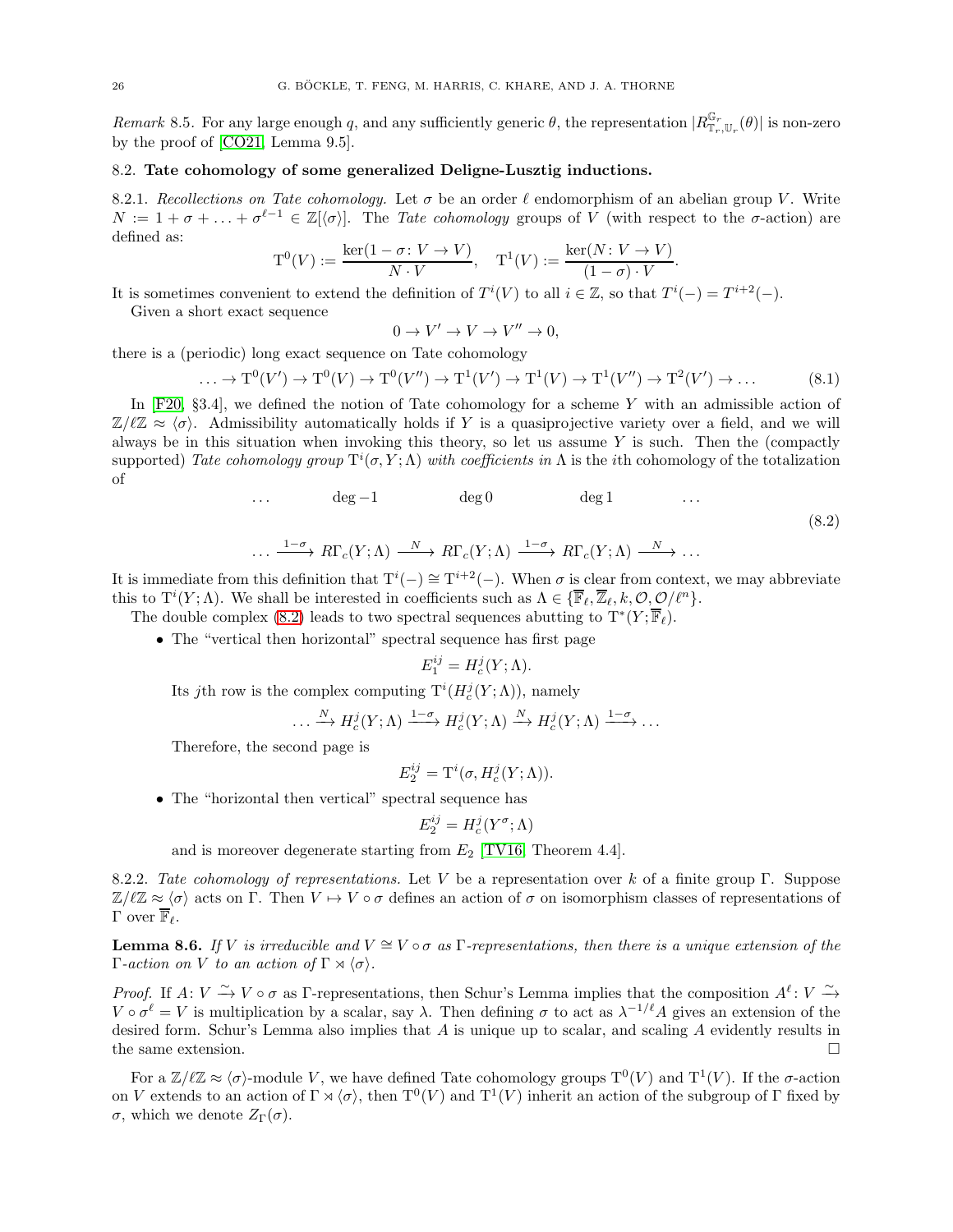*Remark* 8.5. For any large enough $q$, and any sufficiently generic $\theta$, the representation $|R^{\mathbb{G}_r}_{\mathbb{T}_r,\mathbb{U}_r}(\theta)|$ is non-zero by the proof of [CO21, Lemma 9.5].

## 8.2. Tate cohomology of some generalized Deligne-Lusztig inductions.

8.2.1. *Recollections on Tate cohomology.* Let $\sigma$ be an order $\ell$ endomorphism of an abelian group $V$. Write $N := 1 + \sigma + \ldots + \sigma^{\ell-1} \in \mathbb{Z}[\langle\sigma\rangle]$. The *Tate cohomology* groups of $V$ (with respect to the $\sigma$-action) are defined as:

$$\mathrm{T}^0(V) := \frac{\ker(1-\sigma\colon V \to V)}{N \cdot V}, \quad \mathrm{T}^1(V) := \frac{\ker(N\colon V \to V)}{(1-\sigma)\cdot V}.$$

It is sometimes convenient to extend the definition of $T^i(V)$ to all $i \in \mathbb{Z}$, so that $T^i(-) = T^{i+2}(-)$.

Given a short exact sequence

$$0 \to V' \to V \to V'' \to 0,$$

there is a (periodic) long exact sequence on Tate cohomology

$$\ldots \to \mathrm{T}^0(V') \to \mathrm{T}^0(V) \to \mathrm{T}^0(V'') \to \mathrm{T}^1(V') \to \mathrm{T}^1(V) \to \mathrm{T}^1(V'') \to \mathrm{T}^2(V') \to \ldots \tag{8.1}$$

In [F20, §3.4], we defined the notion of Tate cohomology for a scheme $Y$ with an admissible action of $\mathbb{Z}/\ell\mathbb{Z} \approx \langle\sigma\rangle$. Admissibility automatically holds if $Y$ is a quasiprojective variety over a field, and we will always be in this situation when invoking this theory, so let us assume $Y$ is such. Then the (compactly supported) *Tate cohomology group* $\mathrm{T}^i(\sigma, Y; \Lambda)$ *with coefficients in* $\Lambda$ is the $i$th cohomology of the totalization of

$$\begin{array}{ccccccccc} \ldots & & \deg -1 & & \deg 0 & & \deg 1 & & \ldots \\ \ldots & \xrightarrow{1-\sigma} & R\Gamma_c(Y;\Lambda) & \xrightarrow{N} & R\Gamma_c(Y;\Lambda) & \xrightarrow{1-\sigma} & R\Gamma_c(Y;\Lambda) & \xrightarrow{N} & \ldots \end{array} \tag{8.2}$$

It is immediate from this definition that $\mathrm{T}^i(-) \cong \mathrm{T}^{i+2}(-)$. When $\sigma$ is clear from context, we may abbreviate this to $\mathrm{T}^i(Y;\Lambda)$. We shall be interested in coefficients such as $\Lambda \in \{\overline{\mathbb{F}}_\ell, \overline{\mathbb{Z}}_\ell, k, \mathcal{O}, \mathcal{O}/\ell^n\}$.

The double complex (8.2) leads to two spectral sequences abutting to $\mathrm{T}^*(Y;\overline{\mathbb{F}}_\ell)$.

- The "vertical then horizontal" spectral sequence has first page

$$E_1^{ij} = H^j_c(Y;\Lambda).$$

  Its $j$th row is the complex computing $\mathrm{T}^i(H^j_c(Y;\Lambda))$, namely

$$\ldots \xrightarrow{N} H^j_c(Y;\Lambda) \xrightarrow{1-\sigma} H^j_c(Y;\Lambda) \xrightarrow{N} H^j_c(Y;\Lambda) \xrightarrow{1-\sigma} \ldots$$

  Therefore, the second page is

$$E_2^{ij} = \mathrm{T}^i(\sigma, H^j_c(Y;\Lambda)).$$

- The "horizontal then vertical" spectral sequence has

$$E_2^{ij} = H^j_c(Y^\sigma;\Lambda)$$

  and is moreover degenerate starting from $E_2$ [TV16, Theorem 4.4].

8.2.2. *Tate cohomology of representations.* Let $V$ be a representation over $k$ of a finite group $\Gamma$. Suppose $\mathbb{Z}/\ell\mathbb{Z} \approx \langle\sigma\rangle$ acts on $\Gamma$. Then $V \mapsto V \circ \sigma$ defines an action of $\sigma$ on isomorphism classes of representations of $\Gamma$ over $\overline{\mathbb{F}}_\ell$.

**Lemma 8.6.** *If $V$ is irreducible and $V \cong V \circ \sigma$ as $\Gamma$-representations, then there is a unique extension of the $\Gamma$-action on $V$ to an action of $\Gamma \rtimes \langle\sigma\rangle$.*

*Proof.* If $A\colon V \xrightarrow{\sim} V \circ \sigma$ as $\Gamma$-representations, then Schur's Lemma implies that the composition $A^\ell\colon V \xrightarrow{\sim} V \circ \sigma^\ell = V$ is multiplication by a scalar, say $\lambda$. Then defining $\sigma$ to act as $\lambda^{-1/\ell}A$ gives an extension of the desired form. Schur's Lemma also implies that $A$ is unique up to scalar, and scaling $A$ evidently results in the same extension. $\square$

For a $\mathbb{Z}/\ell\mathbb{Z} \approx \langle\sigma\rangle$-module $V$, we have defined Tate cohomology groups $\mathrm{T}^0(V)$ and $\mathrm{T}^1(V)$. If the $\sigma$-action on $V$ extends to an action of $\Gamma \rtimes \langle\sigma\rangle$, then $\mathrm{T}^0(V)$ and $\mathrm{T}^1(V)$ inherit an action of the subgroup of $\Gamma$ fixed by $\sigma$, which we denote $Z_\Gamma(\sigma)$.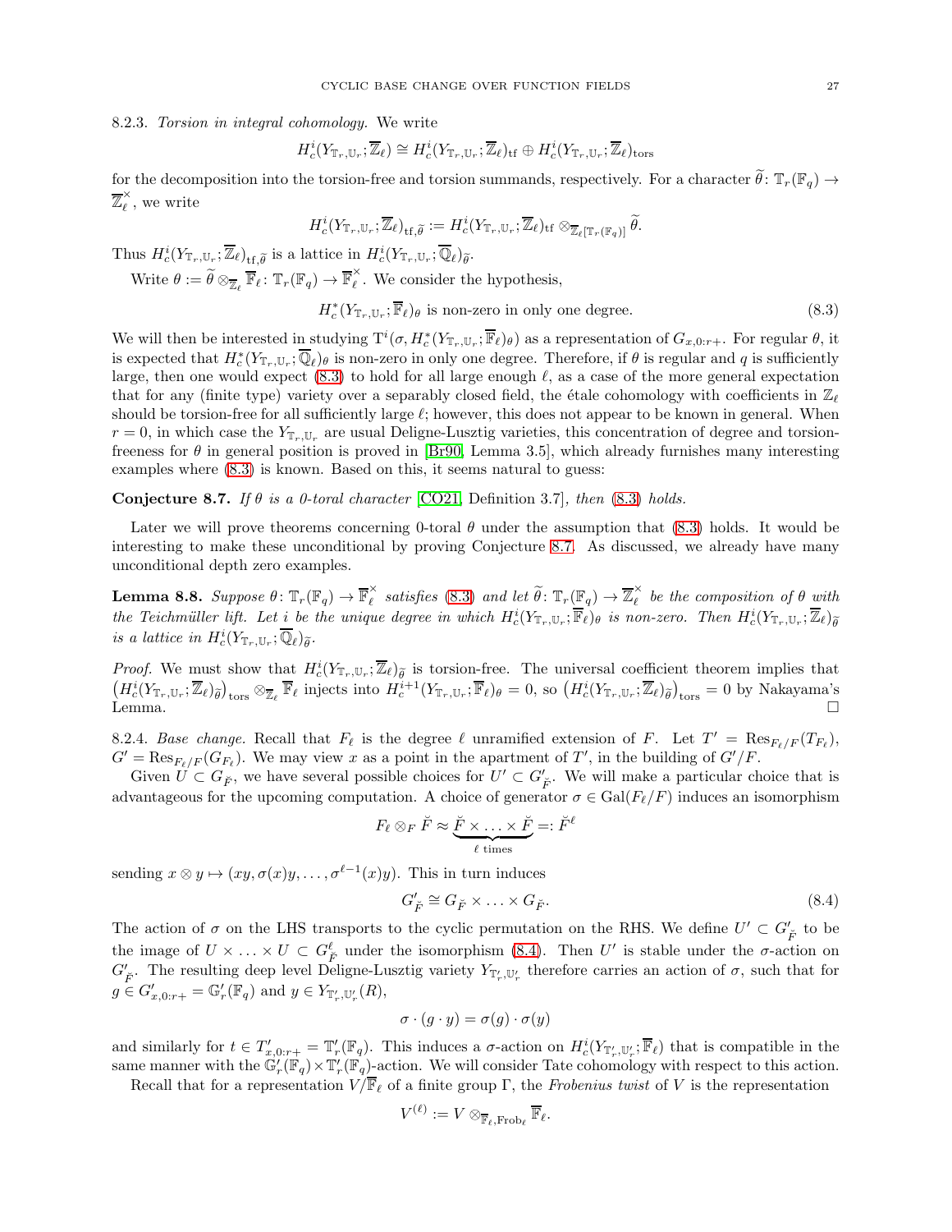8.2.3. *Torsion in integral cohomology.* We write

$$H^i_c(Y_{\mathbb{T}_r,\mathbb{U}_r};\overline{\mathbb{Z}}_\ell) \cong H^i_c(Y_{\mathbb{T}_r,\mathbb{U}_r};\overline{\mathbb{Z}}_\ell)_{\mathrm{tf}} \oplus H^i_c(Y_{\mathbb{T}_r,\mathbb{U}_r};\overline{\mathbb{Z}}_\ell)_{\mathrm{tors}}$$

for the decomposition into the torsion-free and torsion summands, respectively. For a character $\widetilde{\theta}\colon \mathbb{T}_r(\mathbb{F}_q) \to \overline{\mathbb{Z}}_\ell^\times$, we write

$$H^i_c(Y_{\mathbb{T}_r,\mathbb{U}_r};\overline{\mathbb{Z}}_\ell)_{\mathrm{tf},\widetilde{\theta}} := H^i_c(Y_{\mathbb{T}_r,\mathbb{U}_r};\overline{\mathbb{Z}}_\ell)_{\mathrm{tf}} \otimes_{\overline{\mathbb{Z}}_\ell[\mathbb{T}_r(\mathbb{F}_q)]} \widetilde{\theta}.$$

Thus $H^i_c(Y_{\mathbb{T}_r,\mathbb{U}_r};\overline{\mathbb{Z}}_\ell)_{\mathrm{tf},\widetilde{\theta}}$ is a lattice in $H^i_c(Y_{\mathbb{T}_r,\mathbb{U}_r};\overline{\mathbb{Q}}_\ell)_{\widetilde{\theta}}$.

Write $\theta := \widetilde{\theta} \otimes_{\overline{\mathbb{Z}}_\ell} \overline{\mathbb{F}}_\ell \colon \mathbb{T}_r(\mathbb{F}_q) \to \overline{\mathbb{F}}_\ell^\times$. We consider the hypothesis,

$$H^*_c(Y_{\mathbb{T}_r,\mathbb{U}_r};\overline{\mathbb{F}}_\ell)_\theta \text{ is non-zero in only one degree.} \tag{8.3}$$

We will then be interested in studying $\mathrm{T}^i(\sigma, H^*_c(Y_{\mathbb{T}_r,\mathbb{U}_r};\overline{\mathbb{F}}_\ell)_\theta)$ as a representation of $G_{x,0:r+}$. For regular $\theta$, it is expected that $H^*_c(Y_{\mathbb{T}_r,\mathbb{U}_r};\overline{\mathbb{Q}}_\ell)_\theta$ is non-zero in only one degree. Therefore, if $\theta$ is regular and $q$ is sufficiently large, then one would expect (8.3) to hold for all large enough $\ell$, as a case of the more general expectation that for any (finite type) variety over a separably closed field, the étale cohomology with coefficients in $\mathbb{Z}_\ell$ should be torsion-free for all sufficiently large $\ell$; however, this does not appear to be known in general. When $r = 0$, in which case the $Y_{\mathbb{T}_r,\mathbb{U}_r}$ are usual Deligne-Lusztig varieties, this concentration of degree and torsion-freeness for $\theta$ in general position is proved in [Br90, Lemma 3.5], which already furnishes many interesting examples where (8.3) is known. Based on this, it seems natural to guess:

**Conjecture 8.7.** *If $\theta$ is a 0-toral character* [CO21, Definition 3.7]*, then* (8.3) *holds.*

Later we will prove theorems concerning 0-toral $\theta$ under the assumption that (8.3) holds. It would be interesting to make these unconditional by proving Conjecture 8.7. As discussed, we already have many unconditional depth zero examples.

**Lemma 8.8.** *Suppose $\theta\colon \mathbb{T}_r(\mathbb{F}_q) \to \overline{\mathbb{F}}_\ell^\times$ satisfies* (8.3) *and let $\widetilde{\theta}\colon \mathbb{T}_r(\mathbb{F}_q) \to \overline{\mathbb{Z}}_\ell^\times$ be the composition of $\theta$ with the Teichmüller lift. Let $i$ be the unique degree in which $H^i_c(Y_{\mathbb{T}_r,\mathbb{U}_r};\overline{\mathbb{F}}_\ell)_\theta$ is non-zero. Then $H^i_c(Y_{\mathbb{T}_r,\mathbb{U}_r};\overline{\mathbb{Z}}_\ell)_{\widetilde{\theta}}$ is a lattice in $H^i_c(Y_{\mathbb{T}_r,\mathbb{U}_r};\overline{\mathbb{Q}}_\ell)_{\widetilde{\theta}}$.*

*Proof.* We must show that $H^i_c(Y_{\mathbb{T}_r,\mathbb{U}_r};\overline{\mathbb{Z}}_\ell)_{\widetilde{\theta}}$ is torsion-free. The universal coefficient theorem implies that $\left(H^i_c(Y_{\mathbb{T}_r,\mathbb{U}_r};\overline{\mathbb{Z}}_\ell)_{\widetilde{\theta}}\right)_{\mathrm{tors}} \otimes_{\overline{\mathbb{Z}}_\ell} \overline{\mathbb{F}}_\ell$ injects into $H^{i+1}_c(Y_{\mathbb{T}_r,\mathbb{U}_r};\overline{\mathbb{F}}_\ell)_\theta = 0$, so $\left(H^i_c(Y_{\mathbb{T}_r,\mathbb{U}_r};\overline{\mathbb{Z}}_\ell)_{\widetilde{\theta}}\right)_{\mathrm{tors}} = 0$ by Nakayama's Lemma. $\square$

8.2.4. *Base change.* Recall that $F_\ell$ is the degree $\ell$ unramified extension of $F$. Let $T' = \mathrm{Res}_{F_\ell/F}(T_{F_\ell})$, $G' = \mathrm{Res}_{F_\ell/F}(G_{F_\ell})$. We may view $x$ as a point in the apartment of $T'$, in the building of $G'/F$.

Given $U \subset G_{\breve{F}}$, we have several possible choices for $U' \subset G'_{\breve{F}}$. We will make a particular choice that is advantageous for the upcoming computation. A choice of generator $\sigma \in \mathrm{Gal}(F_\ell/F)$ induces an isomorphism

$$F_\ell \otimes_F \breve{F} \approx \underbrace{\breve{F} \times \ldots \times \breve{F}}_{\ell \text{ times}} =: \breve{F}^\ell$$

sending $x \otimes y \mapsto (xy, \sigma(x)y, \ldots, \sigma^{\ell-1}(x)y)$. This in turn induces

$$G'_{\breve{F}} \cong G_{\breve{F}} \times \ldots \times G_{\breve{F}}. \tag{8.4}$$

The action of $\sigma$ on the LHS transports to the cyclic permutation on the RHS. We define $U' \subset G'_{\breve{F}}$ to be the image of $U \times \ldots \times U \subset G^\ell_{\breve{F}}$ under the isomorphism (8.4). Then $U'$ is stable under the $\sigma$-action on $G'_{\breve{F}}$. The resulting deep level Deligne-Lusztig variety $Y_{\mathbb{T}'_r,\mathbb{U}'_r}$ therefore carries an action of $\sigma$, such that for $g \in G'_{x,0:r+} = \mathbb{G}'_r(\mathbb{F}_q)$ and $y \in Y_{\mathbb{T}'_r,\mathbb{U}'_r}(R)$,

$$\sigma \cdot (g \cdot y) = \sigma(g) \cdot \sigma(y)$$

and similarly for $t \in T'_{x,0:r+} = \mathbb{T}'_r(\mathbb{F}_q)$. This induces a $\sigma$-action on $H^i_c(Y_{\mathbb{T}'_r,\mathbb{U}'_r};\overline{\mathbb{F}}_\ell)$ that is compatible in the same manner with the $\mathbb{G}'_r(\mathbb{F}_q) \times \mathbb{T}'_r(\mathbb{F}_q)$-action. We will consider Tate cohomology with respect to this action.

Recall that for a representation $V/\overline{\mathbb{F}}_\ell$ of a finite group $\Gamma$, the *Frobenius twist* of $V$ is the representation

$$V^{(\ell)} := V \otimes_{\overline{\mathbb{F}}_\ell, \mathrm{Frob}_\ell} \overline{\mathbb{F}}_\ell.$$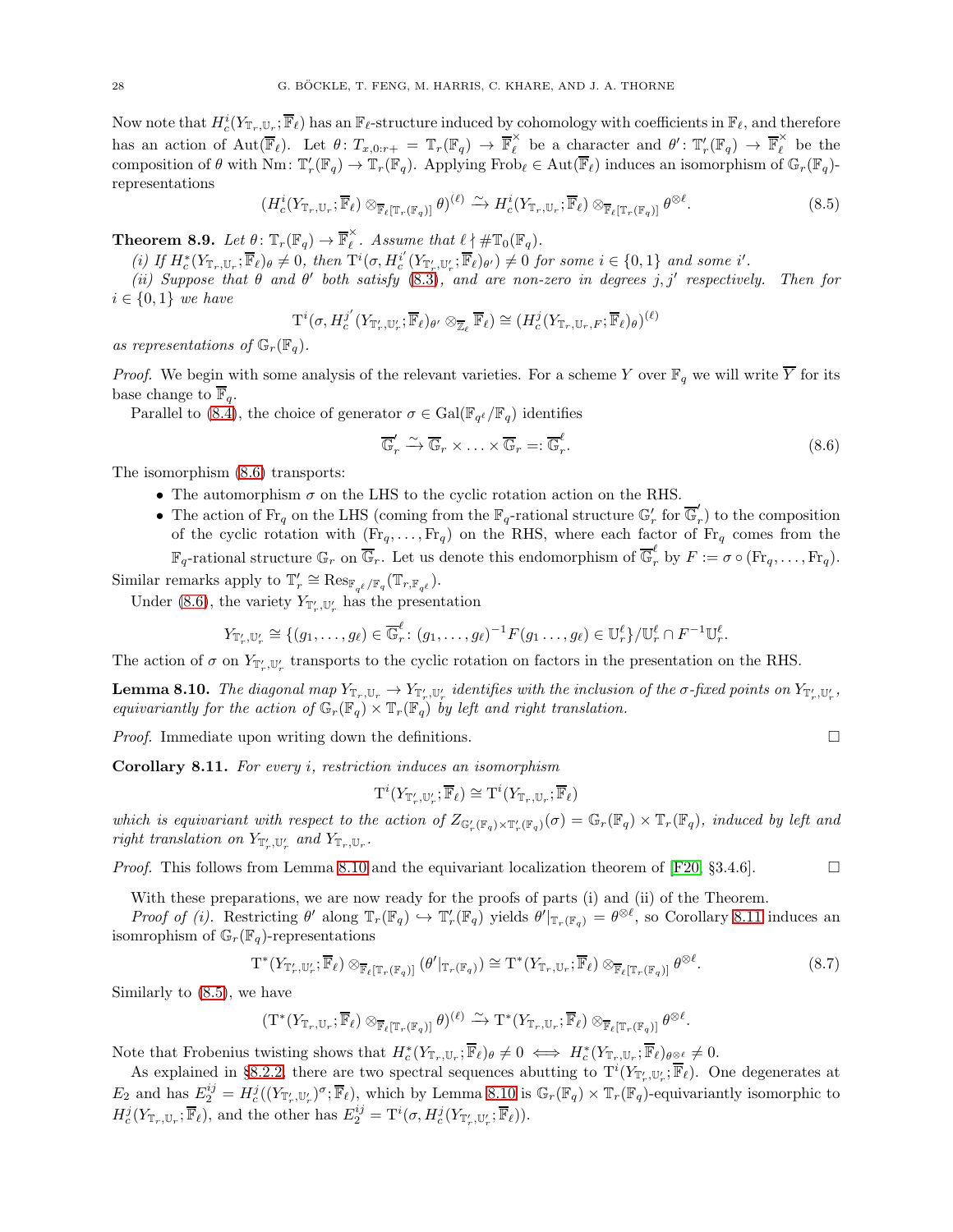Now note that $H^i_c(Y_{\mathbb{T}_r,\mathbb{U}_r};\overline{\mathbb{F}}_\ell)$ has an $\mathbb{F}_\ell$-structure induced by cohomology with coefficients in $\mathbb{F}_\ell$, and therefore has an action of $\mathrm{Aut}(\overline{\mathbb{F}}_\ell)$. Let $\theta\colon T_{x,0:r+} = \mathbb{T}_r(\mathbb{F}_q) \to \overline{\mathbb{F}}_\ell^\times$ be a character and $\theta'\colon \mathbb{T}'_r(\mathbb{F}_q) \to \overline{\mathbb{F}}_\ell^\times$ be the composition of $\theta$ with $\mathrm{Nm}\colon \mathbb{T}'_r(\mathbb{F}_q) \to \mathbb{T}_r(\mathbb{F}_q)$. Applying $\mathrm{Frob}_\ell \in \mathrm{Aut}(\overline{\mathbb{F}}_\ell)$ induces an isomorphism of $\mathbb{G}_r(\mathbb{F}_q)$-representations

$$(H^i_c(Y_{\mathbb{T}_r,\mathbb{U}_r};\overline{\mathbb{F}}_\ell) \otimes_{\overline{\mathbb{F}}_\ell[\mathbb{T}_r(\mathbb{F}_q)]} \theta)^{(\ell)} \xrightarrow{\sim} H^i_c(Y_{\mathbb{T}_r,\mathbb{U}_r};\overline{\mathbb{F}}_\ell) \otimes_{\overline{\mathbb{F}}_\ell[\mathbb{T}_r(\mathbb{F}_q)]} \theta^{\otimes \ell}. \tag{8.5}$$

**Theorem 8.9.** *Let $\theta\colon \mathbb{T}_r(\mathbb{F}_q) \to \overline{\mathbb{F}}_\ell^\times$. Assume that $\ell \nmid \#\mathbb{T}_0(\mathbb{F}_q)$.*

*(i) If $H^*_c(Y_{\mathbb{T}_r,\mathbb{U}_r};\overline{\mathbb{F}}_\ell)_\theta \neq 0$, then $\mathrm{T}^i(\sigma, H^{i'}_c(Y_{\mathbb{T}'_r,\mathbb{U}'_r};\overline{\mathbb{F}}_\ell)_{\theta'}) \neq 0$ for some $i \in \{0,1\}$ and some $i'$.*

*(ii) Suppose that $\theta$ and $\theta'$ both satisfy (8.3), and are non-zero in degrees $j, j'$ respectively. Then for $i \in \{0,1\}$ we have*

$$\mathrm{T}^i(\sigma, H^{j'}_c(Y_{\mathbb{T}'_r,\mathbb{U}'_r};\overline{\mathbb{F}}_\ell)_{\theta'} \otimes_{\overline{\mathbb{Z}}_\ell} \overline{\mathbb{F}}_\ell) \cong (H^j_c(Y_{\mathbb{T}_r,\mathbb{U}_r,F};\overline{\mathbb{F}}_\ell)_\theta)^{(\ell)}$$

*as representations of $\mathbb{G}_r(\mathbb{F}_q)$.*

*Proof.* We begin with some analysis of the relevant varieties. For a scheme $Y$ over $\mathbb{F}_q$ we will write $\overline{Y}$ for its base change to $\overline{\mathbb{F}}_q$.

Parallel to (8.4), the choice of generator $\sigma \in \mathrm{Gal}(\mathbb{F}_{q^\ell}/\mathbb{F}_q)$ identifies

$$\overline{\mathbb{G}}'_r \xrightarrow{\sim} \overline{\mathbb{G}}_r \times \ldots \times \overline{\mathbb{G}}_r =: \overline{\mathbb{G}}^\ell_r. \tag{8.6}$$

The isomorphism (8.6) transports:

- The automorphism $\sigma$ on the LHS to the cyclic rotation action on the RHS.
- The action of $\mathrm{Fr}_q$ on the LHS (coming from the $\mathbb{F}_q$-rational structure $\mathbb{G}'_r$ for $\overline{\mathbb{G}}'_r$) to the composition of the cyclic rotation with $(\mathrm{Fr}_q, \ldots, \mathrm{Fr}_q)$ on the RHS, where each factor of $\mathrm{Fr}_q$ comes from the $\mathbb{F}_q$-rational structure $\mathbb{G}_r$ on $\overline{\mathbb{G}}_r$. Let us denote this endomorphism of $\overline{\mathbb{G}}^\ell_r$ by $F := \sigma \circ (\mathrm{Fr}_q, \ldots, \mathrm{Fr}_q)$.

Similar remarks apply to $\mathbb{T}'_r \cong \mathrm{Res}_{\mathbb{F}_{q^\ell}/\mathbb{F}_q}(\mathbb{T}_{r,\mathbb{F}_{q^\ell}})$.

Under (8.6), the variety $Y_{\mathbb{T}'_r,\mathbb{U}'_r}$ has the presentation

$$Y_{\mathbb{T}'_r,\mathbb{U}'_r} \cong \{(g_1, \ldots, g_\ell) \in \overline{\mathbb{G}}^\ell_r \colon (g_1, \ldots, g_\ell)^{-1} F(g_1 \ldots, g_\ell) \in \mathbb{U}^\ell_r\}/\mathbb{U}^\ell_r \cap F^{-1}\mathbb{U}^\ell_r.$$

The action of $\sigma$ on $Y_{\mathbb{T}'_r,\mathbb{U}'_r}$ transports to the cyclic rotation on factors in the presentation on the RHS.

**Lemma 8.10.** *The diagonal map $Y_{\mathbb{T}_r,\mathbb{U}_r} \to Y_{\mathbb{T}'_r,\mathbb{U}'_r}$ identifies with the inclusion of the $\sigma$-fixed points on $Y_{\mathbb{T}'_r,\mathbb{U}'_r}$, equivariantly for the action of $\mathbb{G}_r(\mathbb{F}_q) \times \mathbb{T}_r(\mathbb{F}_q)$ by left and right translation.*

*Proof.* Immediate upon writing down the definitions. □

**Corollary 8.11.** *For every $i$, restriction induces an isomorphism*

$$\mathrm{T}^i(Y_{\mathbb{T}'_r,\mathbb{U}'_r};\overline{\mathbb{F}}_\ell) \cong \mathrm{T}^i(Y_{\mathbb{T}_r,\mathbb{U}_r};\overline{\mathbb{F}}_\ell)$$

*which is equivariant with respect to the action of $Z_{\mathbb{G}'_r(\mathbb{F}_q)\times \mathbb{T}'_r(\mathbb{F}_q)}(\sigma) = \mathbb{G}_r(\mathbb{F}_q) \times \mathbb{T}_r(\mathbb{F}_q)$, induced by left and right translation on $Y_{\mathbb{T}'_r,\mathbb{U}'_r}$ and $Y_{\mathbb{T}_r,\mathbb{U}_r}$.*

*Proof.* This follows from Lemma 8.10 and the equivariant localization theorem of [F20, §3.4.6]. □

With these preparations, we are now ready for the proofs of parts (i) and (ii) of the Theorem.

*Proof of (i).* Restricting $\theta'$ along $\mathbb{T}_r(\mathbb{F}_q) \hookrightarrow \mathbb{T}'_r(\mathbb{F}_q)$ yields $\theta'|_{\mathbb{T}_r(\mathbb{F}_q)} = \theta^{\otimes \ell}$, so Corollary 8.11 induces an isomrophism of $\mathbb{G}_r(\mathbb{F}_q)$-representations

$$\mathrm{T}^*(Y_{\mathbb{T}'_r,\mathbb{U}'_r};\overline{\mathbb{F}}_\ell) \otimes_{\overline{\mathbb{F}}_\ell[\mathbb{T}_r(\mathbb{F}_q)]} (\theta'|_{\mathbb{T}_r(\mathbb{F}_q)}) \cong \mathrm{T}^*(Y_{\mathbb{T}_r,\mathbb{U}_r};\overline{\mathbb{F}}_\ell) \otimes_{\overline{\mathbb{F}}_\ell[\mathbb{T}_r(\mathbb{F}_q)]} \theta^{\otimes \ell}. \tag{8.7}$$

Similarly to (8.5), we have

$$(\mathrm{T}^*(Y_{\mathbb{T}_r,\mathbb{U}_r};\overline{\mathbb{F}}_\ell) \otimes_{\overline{\mathbb{F}}_\ell[\mathbb{T}_r(\mathbb{F}_q)]} \theta)^{(\ell)} \xrightarrow{\sim} \mathrm{T}^*(Y_{\mathbb{T}_r,\mathbb{U}_r};\overline{\mathbb{F}}_\ell) \otimes_{\overline{\mathbb{F}}_\ell[\mathbb{T}_r(\mathbb{F}_q)]} \theta^{\otimes \ell}.$$

Note that Frobenius twisting shows that $H^*_c(Y_{\mathbb{T}_r,\mathbb{U}_r};\overline{\mathbb{F}}_\ell)_\theta \neq 0 \iff H^*_c(Y_{\mathbb{T}_r,\mathbb{U}_r};\overline{\mathbb{F}}_\ell)_{\theta^{\otimes \ell}} \neq 0$.

As explained in §8.2.2, there are two spectral sequences abutting to $\mathrm{T}^i(Y_{\mathbb{T}'_r,\mathbb{U}'_r};\overline{\mathbb{F}}_\ell)$. One degenerates at $E_2$ and has $E_2^{ij} = H^j_c((Y_{\mathbb{T}'_r,\mathbb{U}'_r})^\sigma;\overline{\mathbb{F}}_\ell)$, which by Lemma 8.10 is $\mathbb{G}_r(\mathbb{F}_q) \times \mathbb{T}_r(\mathbb{F}_q)$-equivariantly isomorphic to $H^j_c(Y_{\mathbb{T}_r,\mathbb{U}_r};\overline{\mathbb{F}}_\ell)$, and the other has $E_2^{ij} = \mathrm{T}^i(\sigma, H^j_c(Y_{\mathbb{T}'_r,\mathbb{U}'_r};\overline{\mathbb{F}}_\ell))$.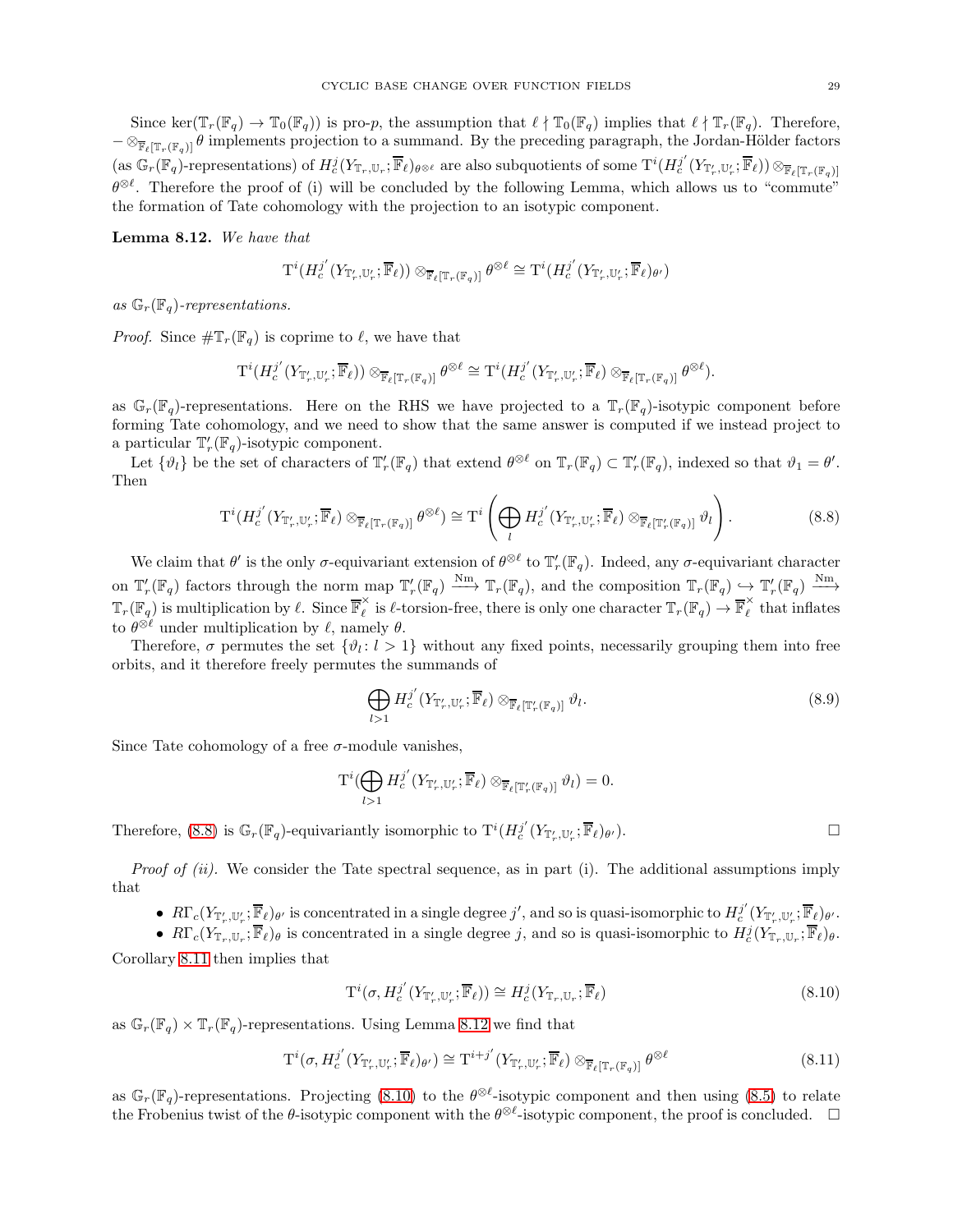Since $\ker(\mathbb{T}_r(\mathbb{F}_q) \to \mathbb{T}_0(\mathbb{F}_q))$ is pro-$p$, the assumption that $\ell \nmid \mathbb{T}_0(\mathbb{F}_q)$ implies that $\ell \nmid \mathbb{T}_r(\mathbb{F}_q)$. Therefore, $-\otimes_{\overline{\mathbb{F}}_\ell[\mathbb{T}_r(\mathbb{F}_q)]} \theta$ implements projection to a summand. By the preceding paragraph, the Jordan-Hölder factors (as $\mathbb{G}_r(\mathbb{F}_q)$-representations) of $H^j_c(Y_{\mathbb{T}_r,\mathbb{U}_r}; \overline{\mathbb{F}}_\ell)_{\theta^{\otimes \ell}}$ are also subquotients of some $\mathrm{T}^i(H^{j'}_c(Y_{\mathbb{T}'_r,\mathbb{U}'_r}; \overline{\mathbb{F}}_\ell)) \otimes_{\overline{\mathbb{F}}_\ell[\mathbb{T}_r(\mathbb{F}_q)]} \theta^{\otimes \ell}$. Therefore the proof of (i) will be concluded by the following Lemma, which allows us to "commute" the formation of Tate cohomology with the projection to an isotypic component.

**Lemma 8.12.** *We have that*

$$\mathrm{T}^i(H^{j'}_c(Y_{\mathbb{T}'_r,\mathbb{U}'_r}; \overline{\mathbb{F}}_\ell)) \otimes_{\overline{\mathbb{F}}_\ell[\mathbb{T}_r(\mathbb{F}_q)]} \theta^{\otimes \ell} \cong \mathrm{T}^i(H^{j'}_c(Y_{\mathbb{T}'_r,\mathbb{U}'_r}; \overline{\mathbb{F}}_\ell)_{\theta'})$$

*as $\mathbb{G}_r(\mathbb{F}_q)$-representations.*

*Proof.* Since $\#\mathbb{T}_r(\mathbb{F}_q)$ is coprime to $\ell$, we have that

$$\mathrm{T}^i(H^{j'}_c(Y_{\mathbb{T}'_r,\mathbb{U}'_r}; \overline{\mathbb{F}}_\ell)) \otimes_{\overline{\mathbb{F}}_\ell[\mathbb{T}_r(\mathbb{F}_q)]} \theta^{\otimes \ell} \cong \mathrm{T}^i(H^{j'}_c(Y_{\mathbb{T}'_r,\mathbb{U}'_r}; \overline{\mathbb{F}}_\ell) \otimes_{\overline{\mathbb{F}}_\ell[\mathbb{T}_r(\mathbb{F}_q)]} \theta^{\otimes \ell}).$$

as $\mathbb{G}_r(\mathbb{F}_q)$-representations. Here on the RHS we have projected to a $\mathbb{T}_r(\mathbb{F}_q)$-isotypic component before forming Tate cohomology, and we need to show that the same answer is computed if we instead project to a particular $\mathbb{T}'_r(\mathbb{F}_q)$-isotypic component.

Let $\{\vartheta_l\}$ be the set of characters of $\mathbb{T}'_r(\mathbb{F}_q)$ that extend $\theta^{\otimes \ell}$ on $\mathbb{T}_r(\mathbb{F}_q) \subset \mathbb{T}'_r(\mathbb{F}_q)$, indexed so that $\vartheta_1 = \theta'$. Then

$$\mathrm{T}^i(H^{j'}_c(Y_{\mathbb{T}'_r,\mathbb{U}'_r}; \overline{\mathbb{F}}_\ell) \otimes_{\overline{\mathbb{F}}_\ell[\mathbb{T}_r(\mathbb{F}_q)]} \theta^{\otimes \ell}) \cong \mathrm{T}^i\left(\bigoplus_l H^{j'}_c(Y_{\mathbb{T}'_r,\mathbb{U}'_r}; \overline{\mathbb{F}}_\ell) \otimes_{\overline{\mathbb{F}}_\ell[\mathbb{T}'_r(\mathbb{F}_q)]} \vartheta_l\right). \tag{8.8}$$

We claim that $\theta'$ is the only $\sigma$-equivariant extension of $\theta^{\otimes \ell}$ to $\mathbb{T}'_r(\mathbb{F}_q)$. Indeed, any $\sigma$-equivariant character on $\mathbb{T}'_r(\mathbb{F}_q)$ factors through the norm map $\mathbb{T}'_r(\mathbb{F}_q) \xrightarrow{\mathrm{Nm}} \mathbb{T}_r(\mathbb{F}_q)$, and the composition $\mathbb{T}_r(\mathbb{F}_q) \hookrightarrow \mathbb{T}'_r(\mathbb{F}_q) \xrightarrow{\mathrm{Nm}} \mathbb{T}_r(\mathbb{F}_q)$ is multiplication by $\ell$. Since $\overline{\mathbb{F}}_\ell^\times$ is $\ell$-torsion-free, there is only one character $\mathbb{T}_r(\mathbb{F}_q) \to \overline{\mathbb{F}}_\ell^\times$ that inflates to $\theta^{\otimes \ell}$ under multiplication by $\ell$, namely $\theta$.

Therefore, $\sigma$ permutes the set $\{\vartheta_l : l > 1\}$ without any fixed points, necessarily grouping them into free orbits, and it therefore freely permutes the summands of

$$\bigoplus_{l>1} H^{j'}_c(Y_{\mathbb{T}'_r,\mathbb{U}'_r}; \overline{\mathbb{F}}_\ell) \otimes_{\overline{\mathbb{F}}_\ell[\mathbb{T}'_r(\mathbb{F}_q)]} \vartheta_l. \tag{8.9}$$

Since Tate cohomology of a free $\sigma$-module vanishes,

$$\mathrm{T}^i(\bigoplus_{l>1} H^{j'}_c(Y_{\mathbb{T}'_r,\mathbb{U}'_r}; \overline{\mathbb{F}}_\ell) \otimes_{\overline{\mathbb{F}}_\ell[\mathbb{T}'_r(\mathbb{F}_q)]} \vartheta_l) = 0.$$

Therefore, (8.8) is $\mathbb{G}_r(\mathbb{F}_q)$-equivariantly isomorphic to $\mathrm{T}^i(H^{j'}_c(Y_{\mathbb{T}'_r,\mathbb{U}'_r}; \overline{\mathbb{F}}_\ell)_{\theta'})$. $\square$

*Proof of (ii).* We consider the Tate spectral sequence, as in part (i). The additional assumptions imply that

- $R\Gamma_c(Y_{\mathbb{T}'_r,\mathbb{U}'_r}; \overline{\mathbb{F}}_\ell)_{\theta'}$ is concentrated in a single degree $j'$, and so is quasi-isomorphic to $H^{j'}_c(Y_{\mathbb{T}'_r,\mathbb{U}'_r}; \overline{\mathbb{F}}_\ell)_{\theta'}$.
- $R\Gamma_c(Y_{\mathbb{T}_r,\mathbb{U}_r}; \overline{\mathbb{F}}_\ell)_{\theta}$ is concentrated in a single degree $j$, and so is quasi-isomorphic to $H^{j}_c(Y_{\mathbb{T}_r,\mathbb{U}_r}; \overline{\mathbb{F}}_\ell)_{\theta}$.

Corollary 8.11 then implies that

$$\mathrm{T}^i(\sigma, H^{j'}_c(Y_{\mathbb{T}'_r,\mathbb{U}'_r}; \overline{\mathbb{F}}_\ell)) \cong H^j_c(Y_{\mathbb{T}_r,\mathbb{U}_r}; \overline{\mathbb{F}}_\ell) \tag{8.10}$$

as $\mathbb{G}_r(\mathbb{F}_q) \times \mathbb{T}_r(\mathbb{F}_q)$-representations. Using Lemma 8.12 we find that

$$\mathrm{T}^i(\sigma, H^{j'}_c(Y_{\mathbb{T}'_r,\mathbb{U}'_r}; \overline{\mathbb{F}}_\ell)_{\theta'}) \cong \mathrm{T}^{i+j'}(Y_{\mathbb{T}'_r,\mathbb{U}'_r}; \overline{\mathbb{F}}_\ell) \otimes_{\overline{\mathbb{F}}_\ell[\mathbb{T}_r(\mathbb{F}_q)]} \theta^{\otimes \ell} \tag{8.11}$$

as $\mathbb{G}_r(\mathbb{F}_q)$-representations. Projecting (8.10) to the $\theta^{\otimes \ell}$-isotypic component and then using (8.5) to relate the Frobenius twist of the $\theta$-isotypic component with the $\theta^{\otimes \ell}$-isotypic component, the proof is concluded. $\square$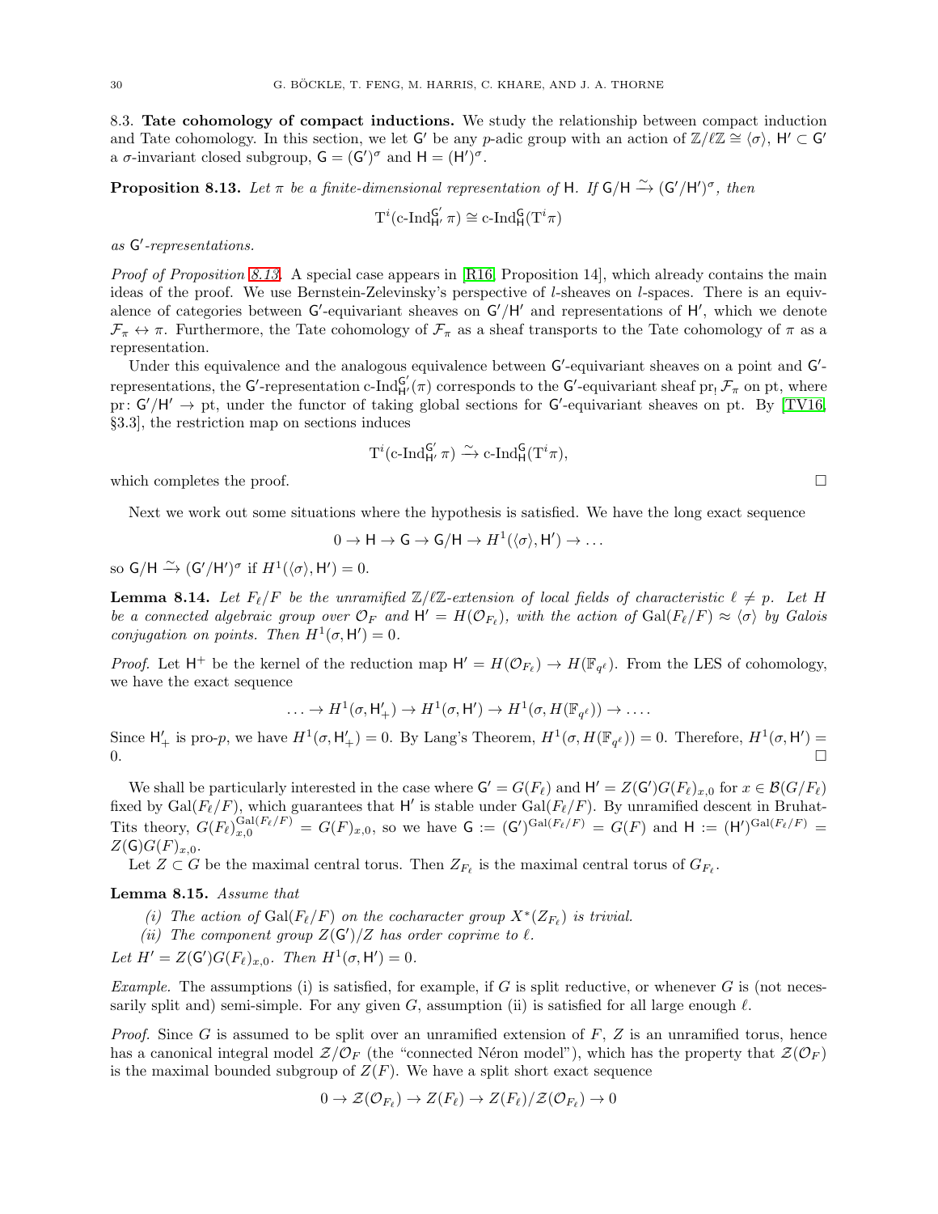### 8.3. Tate cohomology of compact inductions.

We study the relationship between compact induction and Tate cohomology. In this section, we let $\mathsf{G}'$ be any $p$-adic group with an action of $\mathbb{Z}/\ell\mathbb{Z} \cong \langle\sigma\rangle$, $\mathsf{H}' \subset \mathsf{G}'$ a $\sigma$-invariant closed subgroup, $\mathsf{G} = (\mathsf{G}')^\sigma$ and $\mathsf{H} = (\mathsf{H}')^\sigma$.

**Proposition 8.13.** *Let $\pi$ be a finite-dimensional representation of $\mathsf{H}$. If $\mathsf{G}/\mathsf{H} \xrightarrow{\sim} (\mathsf{G}'/\mathsf{H}')^\sigma$, then*

$$\mathrm{T}^i(\text{c-Ind}_{\mathsf{H}'}^{\mathsf{G}'} \pi) \cong \text{c-Ind}_{\mathsf{H}}^{\mathsf{G}}(\mathrm{T}^i \pi)$$

*as $\mathsf{G}'$-representations.*

*Proof of Proposition 8.13.* A special case appears in [R16, Proposition 14], which already contains the main ideas of the proof. We use Bernstein-Zelevinsky's perspective of $l$-sheaves on $l$-spaces. There is an equivalence of categories between $\mathsf{G}'$-equivariant sheaves on $\mathsf{G}'/\mathsf{H}'$ and representations of $\mathsf{H}'$, which we denote $\mathcal{F}_\pi \leftrightarrow \pi$. Furthermore, the Tate cohomology of $\mathcal{F}_\pi$ as a sheaf transports to the Tate cohomology of $\pi$ as a representation.

Under this equivalence and the analogous equivalence between $\mathsf{G}'$-equivariant sheaves on a point and $\mathsf{G}'$-representations, the $\mathsf{G}'$-representation $\text{c-Ind}_{\mathsf{H}'}^{\mathsf{G}'}(\pi)$ corresponds to the $\mathsf{G}'$-equivariant sheaf $\mathrm{pr}_! \mathcal{F}_\pi$ on pt, where $\mathrm{pr} \colon \mathsf{G}'/\mathsf{H}' \to \mathrm{pt}$, under the functor of taking global sections for $\mathsf{G}'$-equivariant sheaves on pt. By [TV16, §3.3], the restriction map on sections induces

$$\mathrm{T}^i(\text{c-Ind}_{\mathsf{H}'}^{\mathsf{G}'} \pi) \xrightarrow{\sim} \text{c-Ind}_{\mathsf{H}}^{\mathsf{G}}(\mathrm{T}^i \pi),$$

which completes the proof. □

Next we work out some situations where the hypothesis is satisfied. We have the long exact sequence

$$0 \to \mathsf{H} \to \mathsf{G} \to \mathsf{G}/\mathsf{H} \to H^1(\langle\sigma\rangle, \mathsf{H}') \to \dots$$

so $\mathsf{G}/\mathsf{H} \xrightarrow{\sim} (\mathsf{G}'/\mathsf{H}')^\sigma$ if $H^1(\langle\sigma\rangle, \mathsf{H}') = 0$.

**Lemma 8.14.** *Let $F_\ell/F$ be the unramified $\mathbb{Z}/\ell\mathbb{Z}$-extension of local fields of characteristic $\ell \neq p$. Let $H$ be a connected algebraic group over $\mathcal{O}_F$ and $\mathsf{H}' = H(\mathcal{O}_{F_\ell})$, with the action of $\mathrm{Gal}(F_\ell/F) \approx \langle\sigma\rangle$ by Galois conjugation on points. Then $H^1(\sigma, \mathsf{H}') = 0$.*

*Proof.* Let $\mathsf{H}^+$ be the kernel of the reduction map $\mathsf{H}' = H(\mathcal{O}_{F_\ell}) \to H(\mathbb{F}_{q^\ell})$. From the LES of cohomology, we have the exact sequence

$$\dots \to H^1(\sigma, \mathsf{H}'_+) \to H^1(\sigma, \mathsf{H}') \to H^1(\sigma, H(\mathbb{F}_{q^\ell})) \to \dots.$$

Since $\mathsf{H}'_+$ is pro-$p$, we have $H^1(\sigma, \mathsf{H}'_+) = 0$. By Lang's Theorem, $H^1(\sigma, H(\mathbb{F}_{q^\ell})) = 0$. Therefore, $H^1(\sigma, \mathsf{H}') = 0$. □

We shall be particularly interested in the case where $\mathsf{G}' = G(F_\ell)$ and $\mathsf{H}' = Z(\mathsf{G}')G(F_\ell)_{x,0}$ for $x \in \mathcal{B}(G/F_\ell)$ fixed by $\mathrm{Gal}(F_\ell/F)$, which guarantees that $\mathsf{H}'$ is stable under $\mathrm{Gal}(F_\ell/F)$. By unramified descent in Bruhat-Tits theory, $G(F_\ell)_{x,0}^{\mathrm{Gal}(F_\ell/F)} = G(F)_{x,0}$, so we have $\mathsf{G} := (\mathsf{G}')^{\mathrm{Gal}(F_\ell/F)} = G(F)$ and $\mathsf{H} := (\mathsf{H}')^{\mathrm{Gal}(F_\ell/F)} = Z(\mathsf{G})G(F)_{x,0}$.

Let $Z \subset G$ be the maximal central torus. Then $Z_{F_\ell}$ is the maximal central torus of $G_{F_\ell}$.

**Lemma 8.15.** *Assume that*

*(i) The action of $\mathrm{Gal}(F_\ell/F)$ on the cocharacter group $X^*(Z_{F_\ell})$ is trivial.*

*(ii) The component group $Z(\mathsf{G}')/Z$ has order coprime to $\ell$.*

*Let $H' = Z(\mathsf{G}')G(F_\ell)_{x,0}$. Then $H^1(\sigma, \mathsf{H}') = 0$.*

*Example.* The assumptions (i) is satisfied, for example, if $G$ is split reductive, or whenever $G$ is (not necessarily split and) semi-simple. For any given $G$, assumption (ii) is satisfied for all large enough $\ell$.

*Proof.* Since $G$ is assumed to be split over an unramified extension of $F$, $Z$ is an unramified torus, hence has a canonical integral model $\mathcal{Z}/\mathcal{O}_F$ (the "connected Néron model"), which has the property that $\mathcal{Z}(\mathcal{O}_F)$ is the maximal bounded subgroup of $Z(F)$. We have a split short exact sequence

$$0 \to \mathcal{Z}(\mathcal{O}_{F_\ell}) \to Z(F_\ell) \to Z(F_\ell)/\mathcal{Z}(\mathcal{O}_{F_\ell}) \to 0$$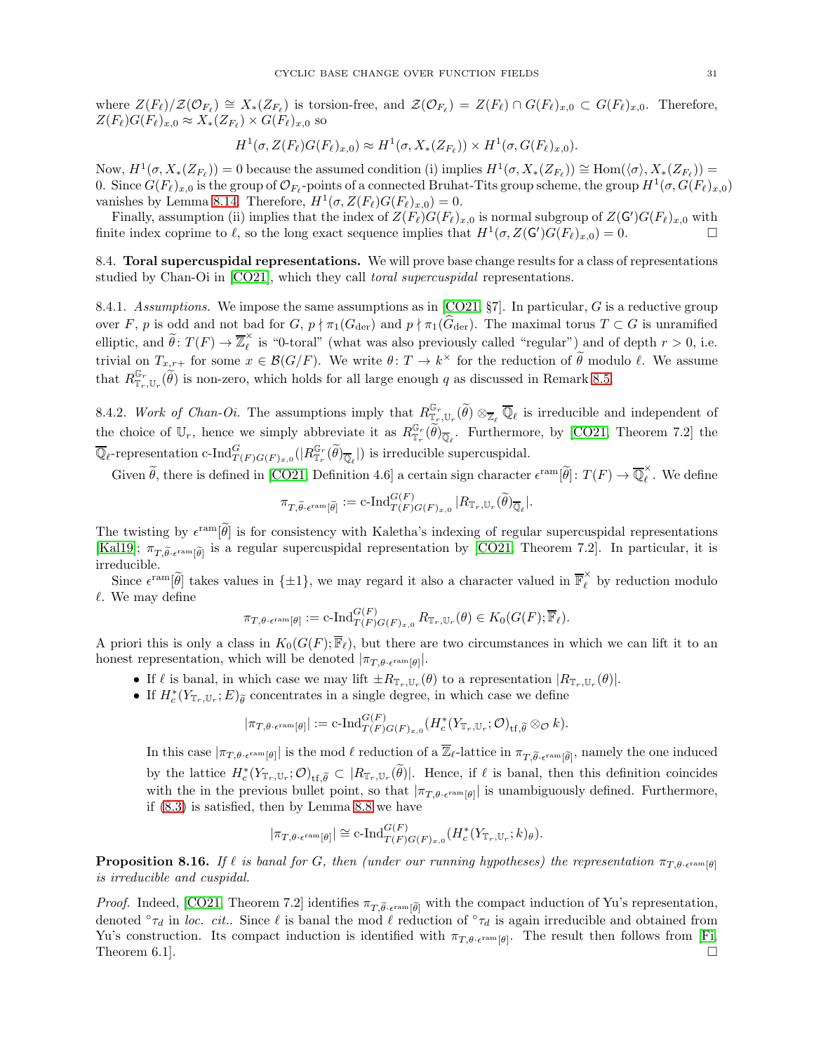where $Z(F_\ell)/\mathcal{Z}(\mathcal{O}_{F_\ell}) \cong X_*(Z_{F_\ell})$ is torsion-free, and $\mathcal{Z}(\mathcal{O}_{F_\ell}) = Z(F_\ell) \cap G(F_\ell)_{x,0} \subset G(F_\ell)_{x,0}$. Therefore, $Z(F_\ell)G(F_\ell)_{x,0} \approx X_*(Z_{F_\ell}) \times G(F_\ell)_{x,0}$ so

$$H^1(\sigma, Z(F_\ell)G(F_\ell)_{x,0}) \approx H^1(\sigma, X_*(Z_{F_\ell})) \times H^1(\sigma, G(F_\ell)_{x,0}).$$

Now, $H^1(\sigma, X_*(Z_{F_\ell})) = 0$ because the assumed condition (i) implies $H^1(\sigma, X_*(Z_{F_\ell})) \cong \mathrm{Hom}(\langle\sigma\rangle, X_*(Z_{F_\ell})) = 0$. Since $G(F_\ell)_{x,0}$ is the group of $\mathcal{O}_{F_\ell}$-points of a connected Bruhat-Tits group scheme, the group $H^1(\sigma, G(F_\ell)_{x,0})$ vanishes by Lemma 8.14. Therefore, $H^1(\sigma, Z(F_\ell)G(F_\ell)_{x,0}) = 0$.

Finally, assumption (ii) implies that the index of $Z(F_\ell)G(F_\ell)_{x,0}$ is normal subgroup of $Z(\mathsf{G}')G(F_\ell)_{x,0}$ with finite index coprime to $\ell$, so the long exact sequence implies that $H^1(\sigma, Z(\mathsf{G}')G(F_\ell)_{x,0}) = 0$. □

8.4. **Toral supercuspidal representations.** We will prove base change results for a class of representations studied by Chan-Oi in [CO21], which they call *toral supercuspidal* representations.

8.4.1. *Assumptions.* We impose the same assumptions as in [CO21, §7]. In particular, $G$ is a reductive group over $F$, $p$ is odd and not bad for $G$, $p \nmid \pi_1(G_{\mathrm{der}})$ and $p \nmid \pi_1(\widehat{G}_{\mathrm{der}})$. The maximal torus $T \subset G$ is unramified elliptic, and $\widetilde{\theta}\colon T(F) \to \overline{\mathbb{Z}}_\ell^\times$ is "0-toral" (what was also previously called "regular") and of depth $r > 0$, i.e. trivial on $T_{x,r+}$ for some $x \in \mathcal{B}(G/F)$. We write $\theta\colon T \to k^\times$ for the reduction of $\widetilde{\theta}$ modulo $\ell$. We assume that $R^{\mathbb{G}_r}_{\mathbb{T}_r,\mathbb{U}_r}(\widetilde{\theta})$ is non-zero, which holds for all large enough $q$ as discussed in Remark 8.5.

8.4.2. *Work of Chan-Oi.* The assumptions imply that $R^{\mathbb{G}_r}_{\mathbb{T}_r,\mathbb{U}_r}(\widetilde{\theta}) \otimes_{\overline{\mathbb{Z}}_\ell} \overline{\mathbb{Q}}_\ell$ is irreducible and independent of the choice of $\mathbb{U}_r$, hence we simply abbreviate it as $R^{\mathbb{G}_r}_{\mathbb{T}_r}(\widetilde{\theta})_{\overline{\mathbb{Q}}_\ell}$. Furthermore, by [CO21, Theorem 7.2] the $\overline{\mathbb{Q}}_\ell$-representation $\text{c-Ind}^G_{T(F)G(F)_{x,0}}(|R^{\mathbb{G}_r}_{\mathbb{T}_r}(\widetilde{\theta})_{\overline{\mathbb{Q}}_\ell}|)$ is irreducible supercuspidal.

Given $\widetilde{\theta}$, there is defined in [CO21, Definition 4.6] a certain sign character $\epsilon^{\mathrm{ram}}[\widetilde{\theta}]\colon T(F) \to \overline{\mathbb{Q}}_\ell^\times$. We define

$$\pi_{T,\widetilde{\theta}\cdot\epsilon^{\mathrm{ram}}[\widetilde{\theta}]} := \text{c-Ind}^{G(F)}_{T(F)G(F)_{x,0}} |R_{\mathbb{T}_r,\mathbb{U}_r}(\widetilde{\theta})_{\overline{\mathbb{Q}}_\ell}|.$$

The twisting by $\epsilon^{\mathrm{ram}}[\widetilde{\theta}]$ is for consistency with Kaletha's indexing of regular supercuspidal representations [Kal19]; $\pi_{T,\widetilde{\theta}\cdot\epsilon^{\mathrm{ram}}[\widetilde{\theta}]}$ is a regular supercuspidal representation by [CO21, Theorem 7.2]. In particular, it is irreducible.

Since $\epsilon^{\mathrm{ram}}[\widetilde{\theta}]$ takes values in $\{\pm 1\}$, we may regard it also a character valued in $\overline{\mathbb{F}}_\ell^\times$ by reduction modulo $\ell$. We may define

$$\pi_{T,\theta\cdot\epsilon^{\mathrm{ram}}[\theta]} := \text{c-Ind}^{G(F)}_{T(F)G(F)_{x,0}} R_{\mathbb{T}_r,\mathbb{U}_r}(\theta) \in K_0(G(F);\overline{\mathbb{F}}_\ell).$$

A priori this is only a class in $K_0(G(F);\overline{\mathbb{F}}_\ell)$, but there are two circumstances in which we can lift it to an honest representation, which will be denoted $|\pi_{T,\theta\cdot\epsilon^{\mathrm{ram}}[\theta]}|$.

- If $\ell$ is banal, in which case we may lift $\pm R_{\mathbb{T}_r,\mathbb{U}_r}(\theta)$ to a representation $|R_{\mathbb{T}_r,\mathbb{U}_r}(\theta)|$.
- If $H^*_c(Y_{\mathbb{T}_r,\mathbb{U}_r}; E)_{\widetilde{\theta}}$ concentrates in a single degree, in which case we define

$$|\pi_{T,\theta\cdot\epsilon^{\mathrm{ram}}[\theta]}| := \text{c-Ind}^{G(F)}_{T(F)G(F)_{x,0}}(H^*_c(Y_{\mathbb{T}_r,\mathbb{U}_r};\mathcal{O})_{\mathrm{tf},\widetilde{\theta}} \otimes_{\mathcal{O}} k).$$

  In this case $|\pi_{T,\theta\cdot\epsilon^{\mathrm{ram}}[\theta]}|$ is the mod $\ell$ reduction of a $\overline{\mathbb{Z}}_\ell$-lattice in $\pi_{T,\widetilde{\theta}\cdot\epsilon^{\mathrm{ram}}[\widetilde{\theta}]}$, namely the one induced by the lattice $H^*_c(Y_{\mathbb{T}_r,\mathbb{U}_r};\mathcal{O})_{\mathrm{tf},\widetilde{\theta}} \subset |R_{\mathbb{T}_r,\mathbb{U}_r}(\widetilde{\theta})|$. Hence, if $\ell$ is banal, then this definition coincides with the in the previous bullet point, so that $|\pi_{T,\theta\cdot\epsilon^{\mathrm{ram}}[\theta]}|$ is unambiguously defined. Furthermore, if (8.3) is satisfied, then by Lemma 8.8 we have

$$|\pi_{T,\theta\cdot\epsilon^{\mathrm{ram}}[\theta]}| \cong \text{c-Ind}^{G(F)}_{T(F)G(F)_{x,0}}(H^*_c(Y_{\mathbb{T}_r,\mathbb{U}_r};k)_\theta).$$

**Proposition 8.16.** *If $\ell$ is banal for $G$, then (under our running hypotheses) the representation $\pi_{T,\theta\cdot\epsilon^{\mathrm{ram}}[\theta]}$ is irreducible and cuspidal.*

*Proof.* Indeed, [CO21, Theorem 7.2] identifies $\pi_{T,\widetilde{\theta}\cdot\epsilon^{\mathrm{ram}}[\widetilde{\theta}]}$ with the compact induction of Yu's representation, denoted ${}^\circ\tau_d$ in *loc. cit.*. Since $\ell$ is banal the mod $\ell$ reduction of ${}^\circ\tau_d$ is again irreducible and obtained from Yu's construction. Its compact induction is identified with $\pi_{T,\theta\cdot\epsilon^{\mathrm{ram}}[\theta]}$. The result then follows from [Fi, Theorem 6.1]. □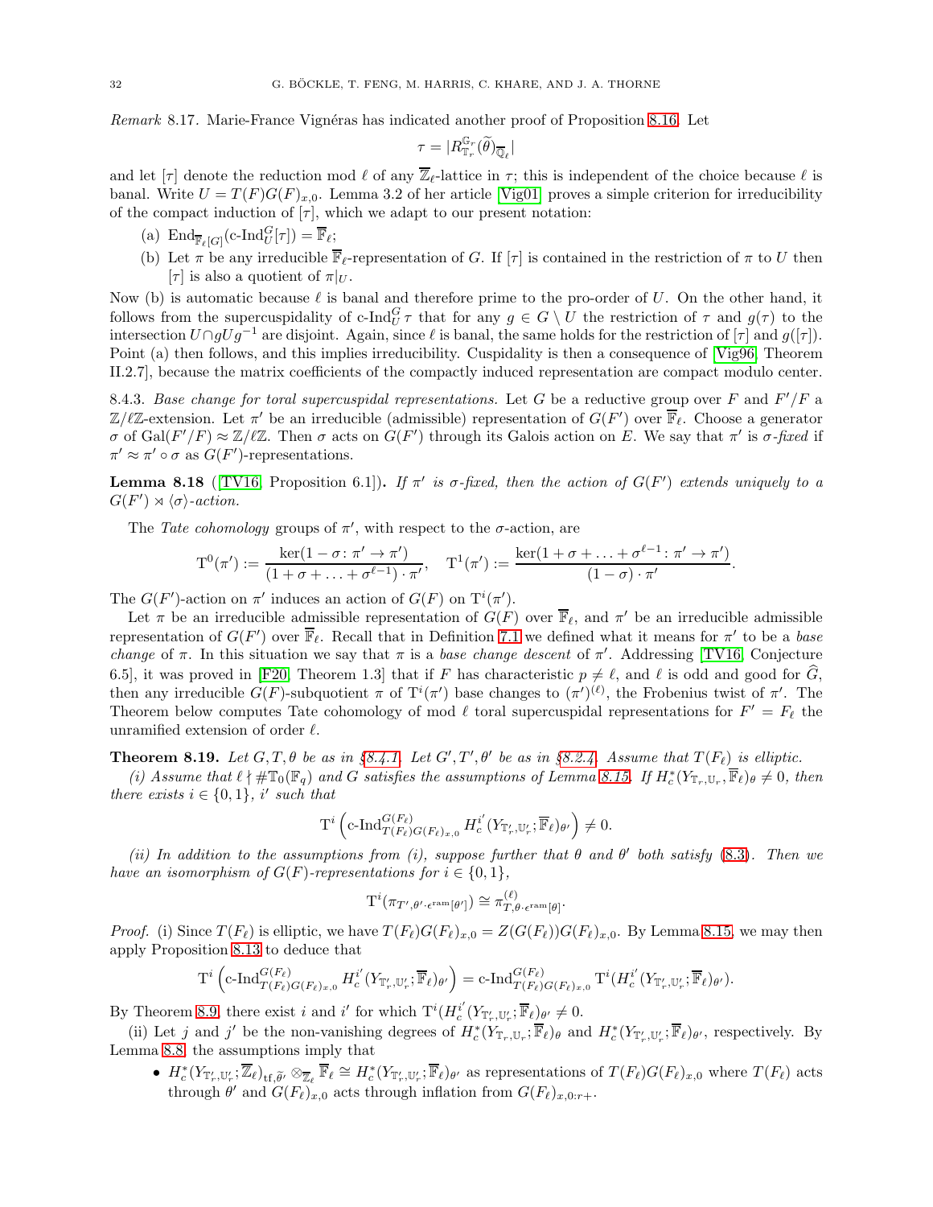*Remark* 8.17. Marie-France Vignéras has indicated another proof of Proposition 8.16. Let

$$\tau = |R^{\mathbb{G}_r}_{\mathbb{T}_r}(\widetilde{\theta})_{\overline{\mathbb{Q}}_\ell}|$$

and let $[\tau]$ denote the reduction mod $\ell$ of any $\overline{\mathbb{Z}}_\ell$-lattice in $\tau$; this is independent of the choice because $\ell$ is banal. Write $U = T(F)G(F)_{x,0}$. Lemma 3.2 of her article [Vig01] proves a simple criterion for irreducibility of the compact induction of $[\tau]$, which we adapt to our present notation:

(a) $\mathrm{End}_{\overline{\mathbb{F}}_\ell[G]}(\text{c-Ind}_U^G[\tau]) = \overline{\mathbb{F}}_\ell$;

(b) Let $\pi$ be any irreducible $\overline{\mathbb{F}}_\ell$-representation of $G$. If $[\tau]$ is contained in the restriction of $\pi$ to $U$ then $[\tau]$ is also a quotient of $\pi|_U$.

Now (b) is automatic because $\ell$ is banal and therefore prime to the pro-order of $U$. On the other hand, it follows from the supercuspidality of $\text{c-Ind}_U^G \tau$ that for any $g \in G \setminus U$ the restriction of $\tau$ and $g(\tau)$ to the intersection $U \cap gUg^{-1}$ are disjoint. Again, since $\ell$ is banal, the same holds for the restriction of $[\tau]$ and $g([\tau])$. Point (a) then follows, and this implies irreducibility. Cuspidality is then a consequence of [Vig96, Theorem II.2.7], because the matrix coefficients of the compactly induced representation are compact modulo center.

8.4.3. *Base change for toral supercuspidal representations.* Let $G$ be a reductive group over $F$ and $F'/F$ a $\mathbb{Z}/\ell\mathbb{Z}$-extension. Let $\pi'$ be an irreducible (admissible) representation of $G(F')$ over $\overline{\mathbb{F}}_\ell$. Choose a generator $\sigma$ of $\mathrm{Gal}(F'/F) \approx \mathbb{Z}/\ell\mathbb{Z}$. Then $\sigma$ acts on $G(F')$ through its Galois action on $E$. We say that $\pi'$ is *$\sigma$-fixed* if $\pi' \approx \pi' \circ \sigma$ as $G(F')$-representations.

**Lemma 8.18** ([TV16, Proposition 6.1])**.** *If $\pi'$ is $\sigma$-fixed, then the action of $G(F')$ extends uniquely to a $G(F') \rtimes \langle\sigma\rangle$-action.*

The *Tate cohomology* groups of $\pi'$, with respect to the $\sigma$-action, are

$$\mathrm{T}^0(\pi') := \frac{\ker(1-\sigma\colon \pi' \to \pi')}{(1+\sigma+\ldots+\sigma^{\ell-1})\cdot\pi'}, \quad \mathrm{T}^1(\pi') := \frac{\ker(1+\sigma+\ldots+\sigma^{\ell-1}\colon \pi' \to \pi')}{(1-\sigma)\cdot\pi'}.$$

The $G(F')$-action on $\pi'$ induces an action of $G(F)$ on $\mathrm{T}^i(\pi')$.

Let $\pi$ be an irreducible admissible representation of $G(F)$ over $\overline{\mathbb{F}}_\ell$, and $\pi'$ be an irreducible admissible representation of $G(F')$ over $\overline{\mathbb{F}}_\ell$. Recall that in Definition 7.1 we defined what it means for $\pi'$ to be a *base change* of $\pi$. In this situation we say that $\pi$ is a *base change descent* of $\pi'$. Addressing [TV16, Conjecture 6.5], it was proved in [F20, Theorem 1.3] that if $F$ has characteristic $p \neq \ell$, and $\ell$ is odd and good for $\widehat{G}$, then any irreducible $G(F)$-subquotient $\pi$ of $\mathrm{T}^i(\pi')$ base changes to $(\pi')^{(\ell)}$, the Frobenius twist of $\pi'$. The Theorem below computes Tate cohomology of mod $\ell$ toral supercuspidal representations for $F' = F_\ell$ the unramified extension of order $\ell$.

**Theorem 8.19.** *Let $G, T, \theta$ be as in §8.4.1. Let $G', T', \theta'$ be as in §8.2.4. Assume that $T(F_\ell)$ is elliptic.*

*(i) Assume that $\ell \nmid \#\mathbb{T}_0(\mathbb{F}_q)$ and $G$ satisfies the assumptions of Lemma 8.15. If $H^*_c(Y_{\mathbb{T}_r,\mathbb{U}_r}, \overline{\mathbb{F}}_\ell)_\theta \neq 0$, then there exists $i \in \{0,1\}$, $i'$ such that*

$$\mathrm{T}^i\left(\text{c-Ind}^{G(F_\ell)}_{T(F_\ell)G(F_\ell)_{x,0}} H^{i'}_c(Y_{\mathbb{T}'_r,\mathbb{U}'_r}; \overline{\mathbb{F}}_\ell)_{\theta'}\right) \neq 0.$$

*(ii) In addition to the assumptions from (i), suppose further that $\theta$ and $\theta'$ both satisfy (8.3). Then we have an isomorphism of $G(F)$-representations for $i \in \{0,1\}$,*

$$\mathrm{T}^i(\pi_{T',\theta'\cdot\epsilon^{\mathrm{ram}}[\theta']}) \cong \pi^{(\ell)}_{T,\theta\cdot\epsilon^{\mathrm{ram}}[\theta]}.$$

*Proof.* (i) Since $T(F_\ell)$ is elliptic, we have $T(F_\ell)G(F_\ell)_{x,0} = Z(G(F_\ell))G(F_\ell)_{x,0}$. By Lemma 8.15, we may then apply Proposition 8.13 to deduce that

$$\mathrm{T}^i\left(\text{c-Ind}^{G(F_\ell)}_{T(F_\ell)G(F_\ell)_{x,0}} H^{i'}_c(Y_{\mathbb{T}'_r,\mathbb{U}'_r}; \overline{\mathbb{F}}_\ell)_{\theta'}\right) = \text{c-Ind}^{G(F_\ell)}_{T(F_\ell)G(F_\ell)_{x,0}} \mathrm{T}^i(H^{i'}_c(Y_{\mathbb{T}'_r,\mathbb{U}'_r}; \overline{\mathbb{F}}_\ell)_{\theta'}).$$

By Theorem 8.9, there exist $i$ and $i'$ for which $\mathrm{T}^i(H^{i'}_c(Y_{\mathbb{T}'_r,\mathbb{U}'_r}; \overline{\mathbb{F}}_\ell)_{\theta'} \neq 0$.

(ii) Let $j$ and $j'$ be the non-vanishing degrees of $H^*_c(Y_{\mathbb{T}_r,\mathbb{U}_r}; \overline{\mathbb{F}}_\ell)_\theta$ and $H^*_c(Y_{\mathbb{T}'_r,\mathbb{U}'_r}; \overline{\mathbb{F}}_\ell)_{\theta'}$, respectively. By Lemma 8.8, the assumptions imply that

- $H^*_c(Y_{\mathbb{T}'_r,\mathbb{U}'_r}; \overline{\mathbb{Z}}_\ell)_{\mathrm{tf},\widetilde{\theta}'} \otimes_{\overline{\mathbb{Z}}_\ell} \overline{\mathbb{F}}_\ell \cong H^*_c(Y_{\mathbb{T}'_r,\mathbb{U}'_r}; \overline{\mathbb{F}}_\ell)_{\theta'}$ as representations of $T(F_\ell)G(F_\ell)_{x,0}$ where $T(F_\ell)$ acts through $\theta'$ and $G(F_\ell)_{x,0}$ acts through inflation from $G(F_\ell)_{x,0:r+}$.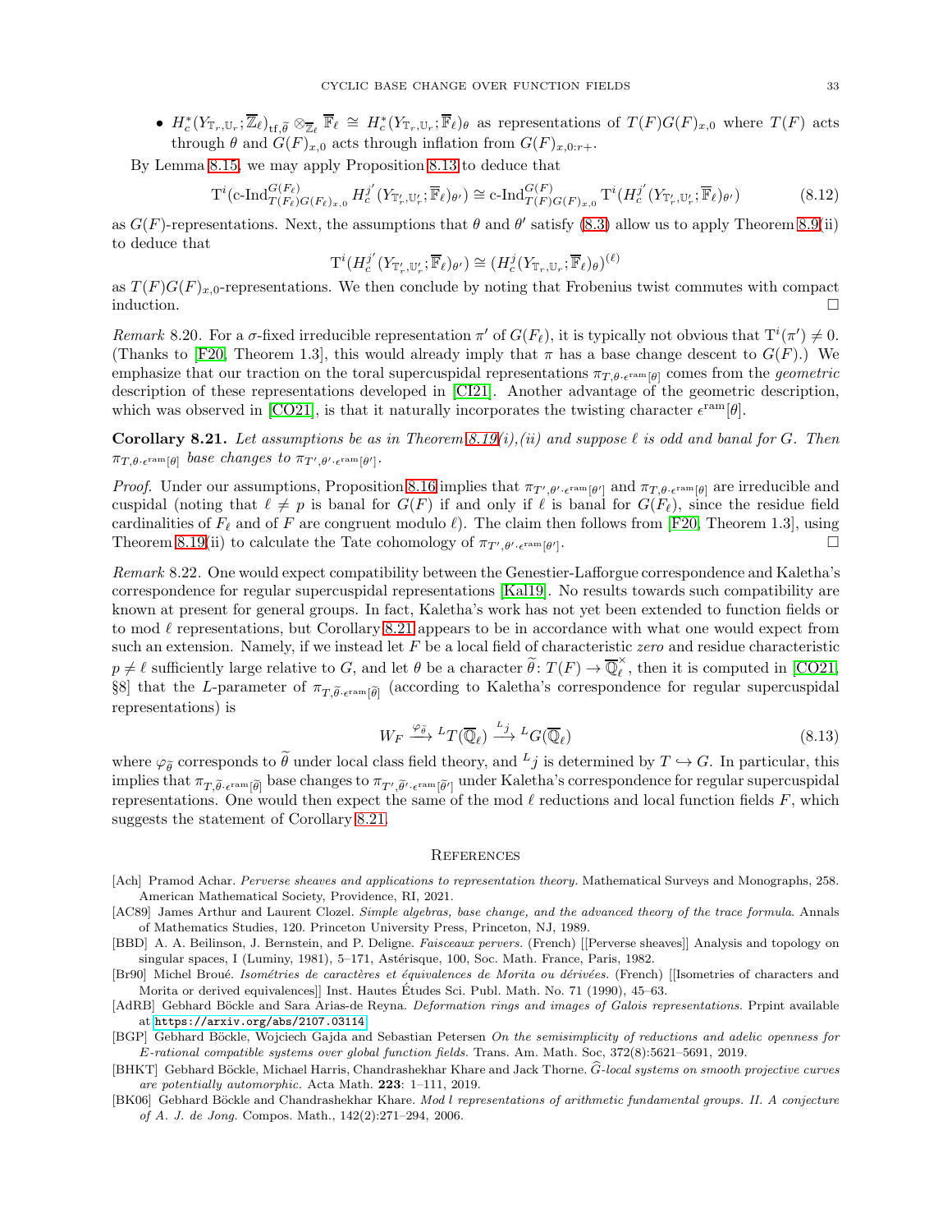- $H_c^*(Y_{\mathbb{T}_r,\mathbb{U}_r};\overline{\mathbb{Z}}_\ell)_{\mathrm{tf},\widetilde{\theta}} \otimes_{\overline{\mathbb{Z}}_\ell} \overline{\mathbb{F}}_\ell \cong H_c^*(Y_{\mathbb{T}_r,\mathbb{U}_r};\overline{\mathbb{F}}_\ell)_\theta$ as representations of $T(F)G(F)_{x,0}$ where $T(F)$ acts through $\theta$ and $G(F)_{x,0}$ acts through inflation from $G(F)_{x,0:r+}$.

By Lemma 8.15, we may apply Proposition 8.13 to deduce that

$$\mathrm{T}^i(\text{c-Ind}_{T(F_\ell)G(F_\ell)_{x,0}}^{G(F_\ell)} H_c^{j'}(Y_{\mathbb{T}'_r,\mathbb{U}'_r};\overline{\mathbb{F}}_\ell)_{\theta'}) \cong \text{c-Ind}_{T(F)G(F)_{x,0}}^{G(F)} \mathrm{T}^i(H_c^{j'}(Y_{\mathbb{T}'_r,\mathbb{U}'_r};\overline{\mathbb{F}}_\ell)_{\theta'}) \tag{8.12}$$

as $G(F)$-representations. Next, the assumptions that $\theta$ and $\theta'$ satisfy (8.3) allow us to apply Theorem 8.9(ii) to deduce that

$$\mathrm{T}^i(H_c^{j'}(Y_{\mathbb{T}'_r,\mathbb{U}'_r};\overline{\mathbb{F}}_\ell)_{\theta'}) \cong (H_c^j(Y_{\mathbb{T}_r,\mathbb{U}_r};\overline{\mathbb{F}}_\ell)_\theta)^{(\ell)}$$

as $T(F)G(F)_{x,0}$-representations. We then conclude by noting that Frobenius twist commutes with compact induction. □

*Remark* 8.20. For a $\sigma$-fixed irreducible representation $\pi'$ of $G(F_\ell)$, it is typically not obvious that $\mathrm{T}^i(\pi') \neq 0$. (Thanks to [F20, Theorem 1.3], this would already imply that $\pi$ has a base change descent to $G(F)$.) We emphasize that our traction on the toral supercuspidal representations $\pi_{T,\theta\cdot\epsilon^{\mathrm{ram}}[\theta]}$ comes from the *geometric* description of these representations developed in [CI21]. Another advantage of the geometric description, which was observed in [CO21], is that it naturally incorporates the twisting character $\epsilon^{\mathrm{ram}}[\theta]$.

**Corollary 8.21.** *Let assumptions be as in Theorem 8.19(i),(ii) and suppose $\ell$ is odd and banal for $G$. Then $\pi_{T,\theta\cdot\epsilon^{\mathrm{ram}}[\theta]}$ base changes to $\pi_{T',\theta'\cdot\epsilon^{\mathrm{ram}}[\theta']}$.*

*Proof.* Under our assumptions, Proposition 8.16 implies that $\pi_{T',\theta'\cdot\epsilon^{\mathrm{ram}}[\theta']}$ and $\pi_{T,\theta\cdot\epsilon^{\mathrm{ram}}[\theta]}$ are irreducible and cuspidal (noting that $\ell \neq p$ is banal for $G(F)$ if and only if $\ell$ is banal for $G(F_\ell)$, since the residue field cardinalities of $F_\ell$ and of $F$ are congruent modulo $\ell$). The claim then follows from [F20, Theorem 1.3], using Theorem 8.19(ii) to calculate the Tate cohomology of $\pi_{T',\theta'\cdot\epsilon^{\mathrm{ram}}[\theta']}$. □

*Remark* 8.22. One would expect compatibility between the Genestier-Lafforgue correspondence and Kaletha's correspondence for regular supercuspidal representations [Kal19]. No results towards such compatibility are known at present for general groups. In fact, Kaletha's work has not yet been extended to function fields or to mod $\ell$ representations, but Corollary 8.21 appears to be in accordance with what one would expect from such an extension. Namely, if we instead let $F$ be a local field of characteristic *zero* and residue characteristic $p \neq \ell$ sufficiently large relative to $G$, and let $\theta$ be a character $\widetilde{\theta}\colon T(F) \to \overline{\mathbb{Q}}_\ell^\times$, then it is computed in [CO21, §8] that the $L$-parameter of $\pi_{T,\widetilde{\theta}\cdot\epsilon^{\mathrm{ram}}[\widetilde{\theta}]}$ (according to Kaletha's correspondence for regular supercuspidal representations) is

$$W_F \xrightarrow{\varphi_{\widetilde{\theta}}} {}^LT(\overline{\mathbb{Q}}_\ell) \xrightarrow{{}^Lj} {}^LG(\overline{\mathbb{Q}}_\ell) \tag{8.13}$$

where $\varphi_{\widetilde{\theta}}$ corresponds to $\widetilde{\theta}$ under local class field theory, and ${}^Lj$ is determined by $T \hookrightarrow G$. In particular, this implies that $\pi_{T,\widetilde{\theta}\cdot\epsilon^{\mathrm{ram}}[\widetilde{\theta}]}$ base changes to $\pi_{T',\widetilde{\theta}'\cdot\epsilon^{\mathrm{ram}}[\widetilde{\theta}']}$ under Kaletha's correspondence for regular supercuspidal representations. One would then expect the same of the mod $\ell$ reductions and local function fields $F$, which suggests the statement of Corollary 8.21.

## References

[Ach] Pramod Achar. *Perverse sheaves and applications to representation theory.* Mathematical Surveys and Monographs, 258. American Mathematical Society, Providence, RI, 2021.

[AC89] James Arthur and Laurent Clozel. *Simple algebras, base change, and the advanced theory of the trace formula.* Annals of Mathematics Studies, 120. Princeton University Press, Princeton, NJ, 1989.

[BBD] A. A. Beilinson, J. Bernstein, and P. Deligne. *Faisceaux pervers.* (French) [[Perverse sheaves]] Analysis and topology on singular spaces, I (Luminy, 1981), 5–171, Astérisque, 100, Soc. Math. France, Paris, 1982.

[Br90] Michel Broué. *Isométries de caractères et équivalences de Morita ou dérivées.* (French) [[Isometries of characters and Morita or derived equivalences]] Inst. Hautes Études Sci. Publ. Math. No. 71 (1990), 45–63.

[AdRB] Gebhard Böckle and Sara Arias-de Reyna. *Deformation rings and images of Galois representations.* Prpint available at https://arxiv.org/abs/2107.03114.

[BGP] Gebhard Böckle, Wojciech Gajda and Sebastian Petersen *On the semisimplicity of reductions and adelic openness for E-rational compatible systems over global function fields.* Trans. Am. Math. Soc, 372(8):5621–5691, 2019.

[BHKT] Gebhard Böckle, Michael Harris, Chandrashekhar Khare and Jack Thorne. *$\widehat{G}$-local systems on smooth projective curves are potentially automorphic.* Acta Math. **223**: 1–111, 2019.

[BK06] Gebhard Böckle and Chandrashekhar Khare. *Mod l representations of arithmetic fundamental groups. II. A conjecture of A. J. de Jong.* Compos. Math., 142(2):271–294, 2006.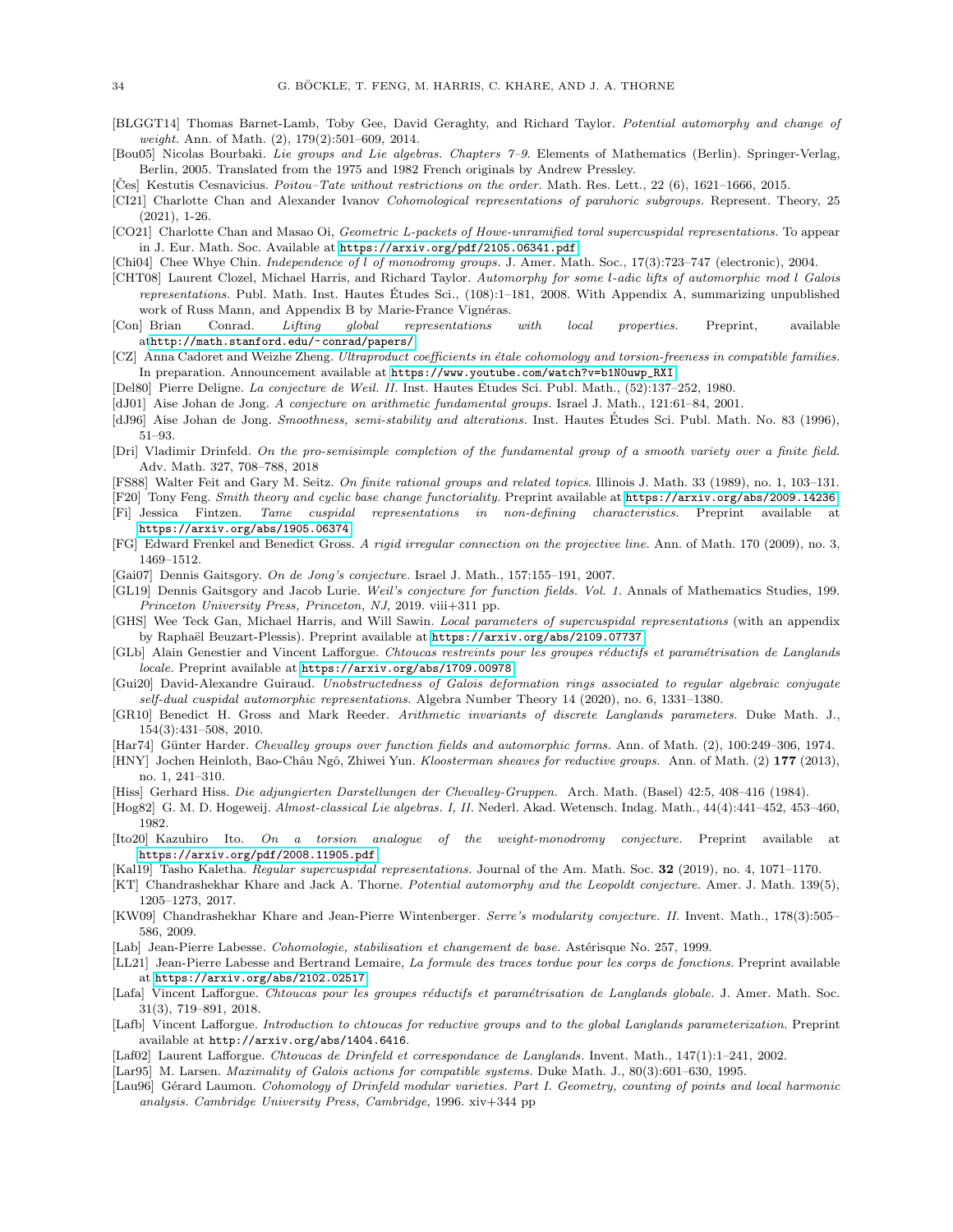[BLGGT14] Thomas Barnet-Lamb, Toby Gee, David Geraghty, and Richard Taylor. *Potential automorphy and change of weight.* Ann. of Math. (2), 179(2):501–609, 2014.

[Bou05] Nicolas Bourbaki. *Lie groups and Lie algebras. Chapters 7–9.* Elements of Mathematics (Berlin). Springer-Verlag, Berlin, 2005. Translated from the 1975 and 1982 French originals by Andrew Pressley.

[Čes] Kestutis Cesnavicius. *Poitou–Tate without restrictions on the order.* Math. Res. Lett., 22 (6), 1621–1666, 2015.

[CI21] Charlotte Chan and Alexander Ivanov *Cohomological representations of parahoric subgroups.* Represent. Theory, 25 (2021), 1-26.

[CO21] Charlotte Chan and Masao Oi, *Geometric L-packets of Howe-unramified toral supercuspidal representations.* To appear in J. Eur. Math. Soc. Available at https://arxiv.org/pdf/2105.06341.pdf

[Chi04] Chee Whye Chin. *Independence of l of monodromy groups.* J. Amer. Math. Soc., 17(3):723–747 (electronic), 2004.

[CHT08] Laurent Clozel, Michael Harris, and Richard Taylor. *Automorphy for some l-adic lifts of automorphic mod l Galois representations.* Publ. Math. Inst. Hautes Études Sci., (108):1–181, 2008. With Appendix A, summarizing unpublished work of Russ Mann, and Appendix B by Marie-France Vignéras.

[Con] Brian Conrad. *Lifting global representations with local properties.* Preprint, available athttp://math.stanford.edu/~conrad/papers/

[CZ] Anna Cadoret and Weizhe Zheng. *Ultraproduct coefficients in étale cohomology and torsion-freeness in compatible families.* In preparation. Announcement available at https://www.youtube.com/watch?v=b1N0uwp_RXI

[Del80] Pierre Deligne. *La conjecture de Weil. II.* Inst. Hautes Études Sci. Publ. Math., (52):137–252, 1980.

[dJ01] Aise Johan de Jong. *A conjecture on arithmetic fundamental groups.* Israel J. Math., 121:61–84, 2001.

[dJ96] Aise Johan de Jong. *Smoothness, semi-stability and alterations.* Inst. Hautes Études Sci. Publ. Math. No. 83 (1996), 51–93.

[Dri] Vladimir Drinfeld. *On the pro-semisimple completion of the fundamental group of a smooth variety over a finite field.* Adv. Math. 327, 708–788, 2018

[FS88] Walter Feit and Gary M. Seitz. *On finite rational groups and related topics.* Illinois J. Math. 33 (1989), no. 1, 103–131.

[F20] Tony Feng. *Smith theory and cyclic base change functoriality.* Preprint available at https://arxiv.org/abs/2009.14236

[Fi] Jessica Fintzen. *Tame cuspidal representations in non-defining characteristics.* Preprint available at https://arxiv.org/abs/1905.06374

[FG] Edward Frenkel and Benedict Gross. *A rigid irregular connection on the projective line.* Ann. of Math. 170 (2009), no. 3, 1469–1512.

[Gai07] Dennis Gaitsgory. *On de Jong's conjecture.* Israel J. Math., 157:155–191, 2007.

[GL19] Dennis Gaitsgory and Jacob Lurie. *Weil's conjecture for function fields. Vol. 1.* Annals of Mathematics Studies, 199. *Princeton University Press, Princeton, NJ,* 2019. viii+311 pp.

[GHS] Wee Teck Gan, Michael Harris, and Will Sawin. *Local parameters of supercuspidal representations* (with an appendix by Raphaël Beuzart-Plessis). Preprint available at https://arxiv.org/abs/2109.07737

[GLb] Alain Genestier and Vincent Lafforgue. *Chtoucas restreints pour les groupes réductifs et paramétrisation de Langlands locale.* Preprint available at https://arxiv.org/abs/1709.00978

[Gui20] David-Alexandre Guiraud. *Unobstructedness of Galois deformation rings associated to regular algebraic conjugate self-dual cuspidal automorphic representations.* Algebra Number Theory 14 (2020), no. 6, 1331–1380.

[GR10] Benedict H. Gross and Mark Reeder. *Arithmetic invariants of discrete Langlands parameters.* Duke Math. J., 154(3):431–508, 2010.

[Har74] Günter Harder. *Chevalley groups over function fields and automorphic forms.* Ann. of Math. (2), 100:249–306, 1974.

[HNY] Jochen Heinloth, Bao-Châu Ngô, Zhiwei Yun. *Kloosterman sheaves for reductive groups.* Ann. of Math. (2) **177** (2013), no. 1, 241–310.

[Hiss] Gerhard Hiss. *Die adjungierten Darstellungen der Chevalley-Gruppen.* Arch. Math. (Basel) 42:5, 408–416 (1984).

[Hog82] G. M. D. Hogeweij. *Almost-classical Lie algebras. I, II.* Nederl. Akad. Wetensch. Indag. Math., 44(4):441–452, 453–460, 1982.

[Ito20] Kazuhiro Ito. *On a torsion analogue of the weight-monodromy conjecture.* Preprint available at https://arxiv.org/pdf/2008.11905.pdf

[Kal19] Tasho Kaletha. *Regular supercuspidal representations.* Journal of the Am. Math. Soc. **32** (2019), no. 4, 1071–1170.

[KT] Chandrashekhar Khare and Jack A. Thorne. *Potential automorphy and the Leopoldt conjecture.* Amer. J. Math. 139(5), 1205–1273, 2017.

[KW09] Chandrashekhar Khare and Jean-Pierre Wintenberger. *Serre's modularity conjecture. II.* Invent. Math., 178(3):505–586, 2009.

[Lab] Jean-Pierre Labesse. *Cohomologie, stabilisation et changement de base.* Astérisque No. 257, 1999.

[LL21] Jean-Pierre Labesse and Bertrand Lemaire, *La formule des traces tordue pour les corps de fonctions.* Preprint available at https://arxiv.org/abs/2102.02517

[Lafa] Vincent Lafforgue. *Chtoucas pour les groupes réductifs et paramétrisation de Langlands globale.* J. Amer. Math. Soc. 31(3), 719–891, 2018.

[Lafb] Vincent Lafforgue. *Introduction to chtoucas for reductive groups and to the global Langlands parameterization.* Preprint available at http://arxiv.org/abs/1404.6416.

[Laf02] Laurent Lafforgue. *Chtoucas de Drinfeld et correspondance de Langlands.* Invent. Math., 147(1):1–241, 2002.

[Lar95] M. Larsen. *Maximality of Galois actions for compatible systems.* Duke Math. J., 80(3):601–630, 1995.

[Lau96] Gérard Laumon. *Cohomology of Drinfeld modular varieties. Part I. Geometry, counting of points and local harmonic analysis. Cambridge University Press, Cambridge*, 1996. xiv+344 pp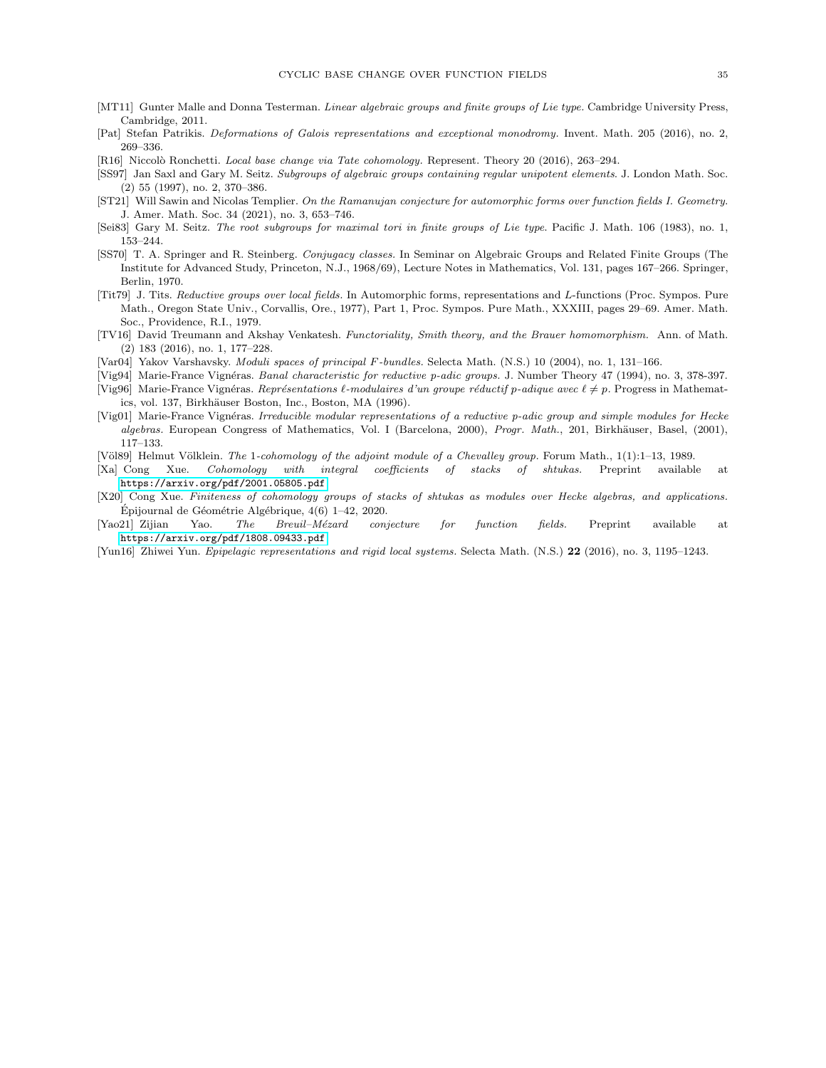[MT11] Gunter Malle and Donna Testerman. *Linear algebraic groups and finite groups of Lie type.* Cambridge University Press, Cambridge, 2011.

[Pat] Stefan Patrikis. *Deformations of Galois representations and exceptional monodromy.* Invent. Math. 205 (2016), no. 2, 269–336.

[R16] Niccolò Ronchetti. *Local base change via Tate cohomology.* Represent. Theory 20 (2016), 263–294.

[SS97] Jan Saxl and Gary M. Seitz. *Subgroups of algebraic groups containing regular unipotent elements.* J. London Math. Soc. (2) 55 (1997), no. 2, 370–386.

[ST21] Will Sawin and Nicolas Templier. *On the Ramanujan conjecture for automorphic forms over function fields I. Geometry.* J. Amer. Math. Soc. 34 (2021), no. 3, 653–746.

[Sei83] Gary M. Seitz. *The root subgroups for maximal tori in finite groups of Lie type.* Pacific J. Math. 106 (1983), no. 1, 153–244.

[SS70] T. A. Springer and R. Steinberg. *Conjugacy classes.* In Seminar on Algebraic Groups and Related Finite Groups (The Institute for Advanced Study, Princeton, N.J., 1968/69), Lecture Notes in Mathematics, Vol. 131, pages 167–266. Springer, Berlin, 1970.

[Tit79] J. Tits. *Reductive groups over local fields.* In Automorphic forms, representations and $L$-functions (Proc. Sympos. Pure Math., Oregon State Univ., Corvallis, Ore., 1977), Part 1, Proc. Sympos. Pure Math., XXXIII, pages 29–69. Amer. Math. Soc., Providence, R.I., 1979.

[TV16] David Treumann and Akshay Venkatesh. *Functoriality, Smith theory, and the Brauer homomorphism.* Ann. of Math. (2) 183 (2016), no. 1, 177–228.

[Var04] Yakov Varshavsky. *Moduli spaces of principal $F$-bundles.* Selecta Math. (N.S.) 10 (2004), no. 1, 131–166.

[Vig94] Marie-France Vignéras. *Banal characteristic for reductive $p$-adic groups.* J. Number Theory 47 (1994), no. 3, 378-397.

[Vig96] Marie-France Vignéras. *Représentations $\ell$-modulaires d'un groupe réductif $p$-adique avec $\ell \neq p$.* Progress in Mathematics, vol. 137, Birkhäuser Boston, Inc., Boston, MA (1996).

[Vig01] Marie-France Vignéras. *Irreducible modular representations of a reductive $p$-adic group and simple modules for Hecke algebras.* European Congress of Mathematics, Vol. I (Barcelona, 2000), *Progr. Math.*, 201, Birkhäuser, Basel, (2001), 117–133.

[Völ89] Helmut Völklein. *The 1-cohomology of the adjoint module of a Chevalley group.* Forum Math., 1(1):1–13, 1989.

[Xa] Cong Xue. *Cohomology with integral coefficients of stacks of shtukas.* Preprint available at https://arxiv.org/pdf/2001.05805.pdf

[X20] Cong Xue. *Finiteness of cohomology groups of stacks of shtukas as modules over Hecke algebras, and applications.* Épijournal de Géométrie Algébrique, 4(6) 1–42, 2020.

[Yao21] Zijian Yao. *The Breuil–Mézard conjecture for function fields.* Preprint available at https://arxiv.org/pdf/1808.09433.pdf

[Yun16] Zhiwei Yun. *Epipelagic representations and rigid local systems.* Selecta Math. (N.S.) **22** (2016), no. 3, 1195–1243.